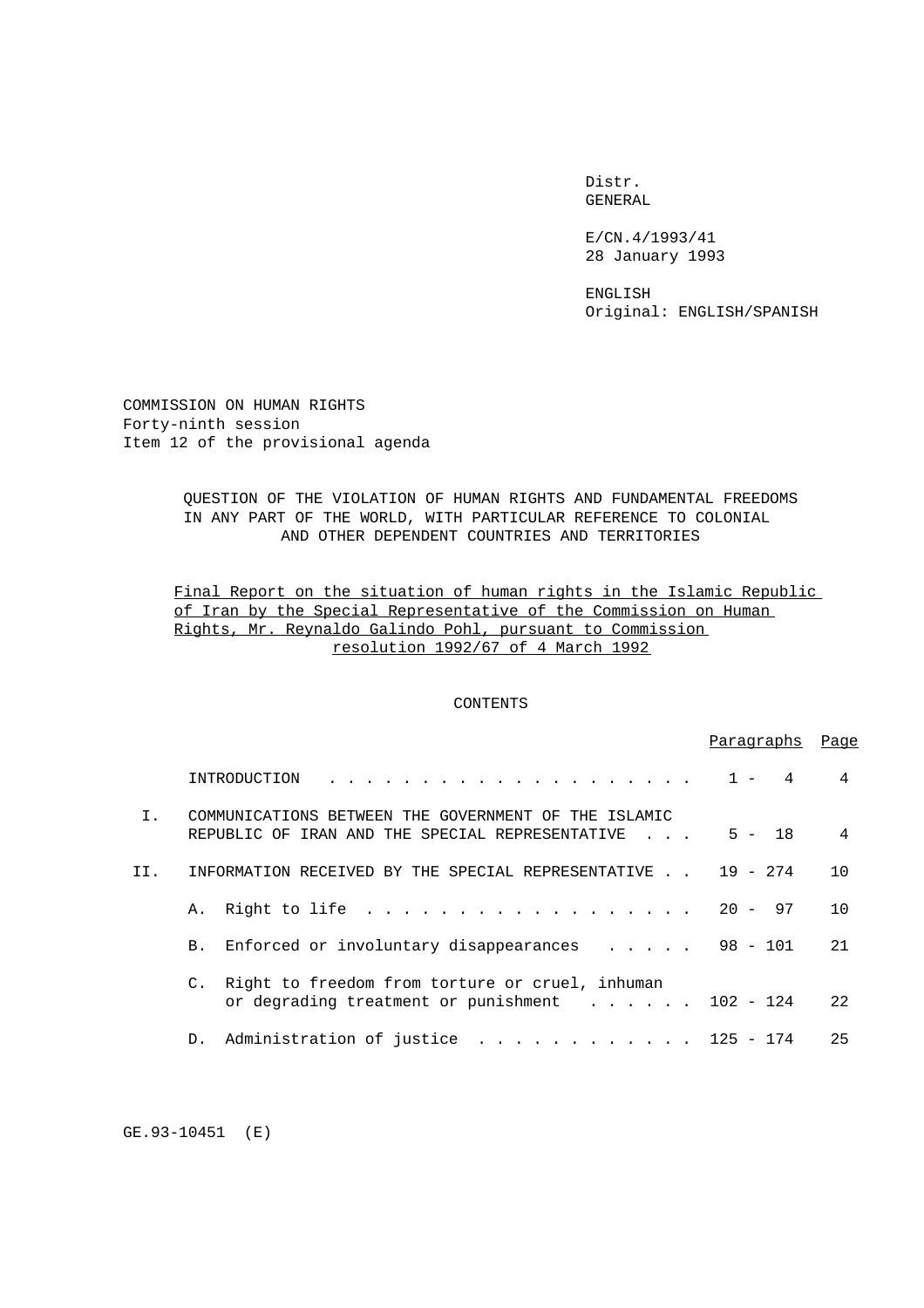Distr.
GENERAL

E/CN.4/1993/41
28 January 1993

ENGLISH
Original: ENGLISH/SPANISH

COMMISSION ON HUMAN RIGHTS
Forty-ninth session
Item 12 of the provisional agenda

## QUESTION OF THE VIOLATION OF HUMAN RIGHTS AND FUNDAMENTAL FREEDOMS IN ANY PART OF THE WORLD, WITH PARTICULAR REFERENCE TO COLONIAL AND OTHER DEPENDENT COUNTRIES AND TERRITORIES

Final Report on the situation of human rights in the Islamic Republic of Iran by the Special Representative of the Commission on Human Rights, Mr. Reynaldo Galindo Pohl, pursuant to Commission resolution 1992/67 of 4 March 1992

### CONTENTS

| | | Paragraphs | Page |
|---|---|---|---|
| | INTRODUCTION | 1 - 4 | 4 |
| I. | COMMUNICATIONS BETWEEN THE GOVERNMENT OF THE ISLAMIC REPUBLIC OF IRAN AND THE SPECIAL REPRESENTATIVE | 5 - 18 | 4 |
| II. | INFORMATION RECEIVED BY THE SPECIAL REPRESENTATIVE | 19 - 274 | 10 |
| | A. Right to life | 20 - 97 | 10 |
| | B. Enforced or involuntary disappearances | 98 - 101 | 21 |
| | C. Right to freedom from torture or cruel, inhuman or degrading treatment or punishment | 102 - 124 | 22 |
| | D. Administration of justice | 125 - 174 | 25 |

GE.93-10451 (E)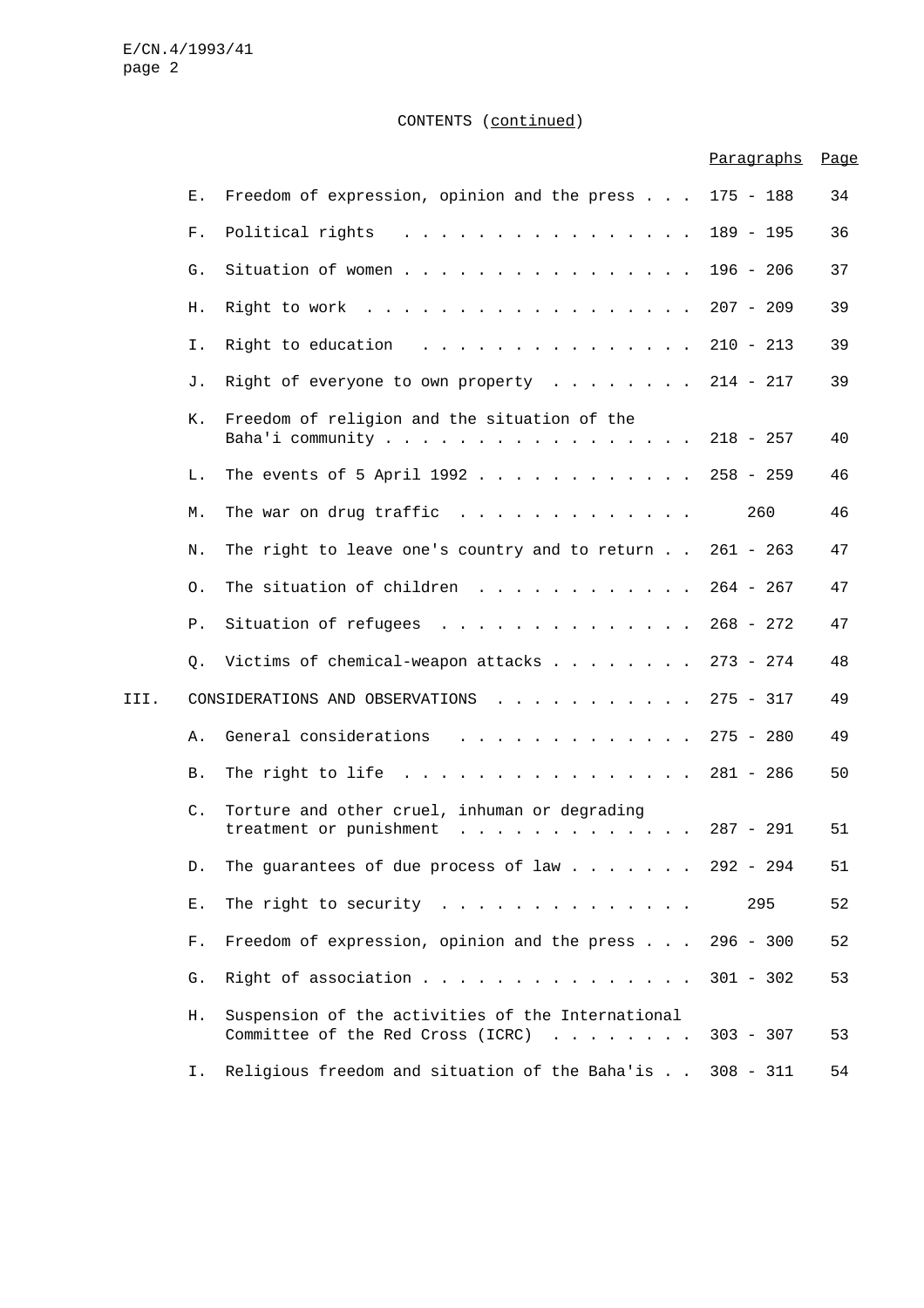CONTENTS (continued)

| | | | Paragraphs | Page |
|---|---|---|---|---|
| | E. | Freedom of expression, opinion and the press | 175 - 188 | 34 |
| | F. | Political rights | 189 - 195 | 36 |
| | G. | Situation of women | 196 - 206 | 37 |
| | H. | Right to work | 207 - 209 | 39 |
| | I. | Right to education | 210 - 213 | 39 |
| | J. | Right of everyone to own property | 214 - 217 | 39 |
| | K. | Freedom of religion and the situation of the Baha'i community | 218 - 257 | 40 |
| | L. | The events of 5 April 1992 | 258 - 259 | 46 |
| | M. | The war on drug traffic | 260 | 46 |
| | N. | The right to leave one's country and to return | 261 - 263 | 47 |
| | O. | The situation of children | 264 - 267 | 47 |
| | P. | Situation of refugees | 268 - 272 | 47 |
| | Q. | Victims of chemical-weapon attacks | 273 - 274 | 48 |
| III. | | CONSIDERATIONS AND OBSERVATIONS | 275 - 317 | 49 |
| | A. | General considerations | 275 - 280 | 49 |
| | B. | The right to life | 281 - 286 | 50 |
| | C. | Torture and other cruel, inhuman or degrading treatment or punishment | 287 - 291 | 51 |
| | D. | The guarantees of due process of law | 292 - 294 | 51 |
| | E. | The right to security | 295 | 52 |
| | F. | Freedom of expression, opinion and the press | 296 - 300 | 52 |
| | G. | Right of association | 301 - 302 | 53 |
| | H. | Suspension of the activities of the International Committee of the Red Cross (ICRC) | 303 - 307 | 53 |
| | I. | Religious freedom and situation of the Baha'is | 308 - 311 | 54 |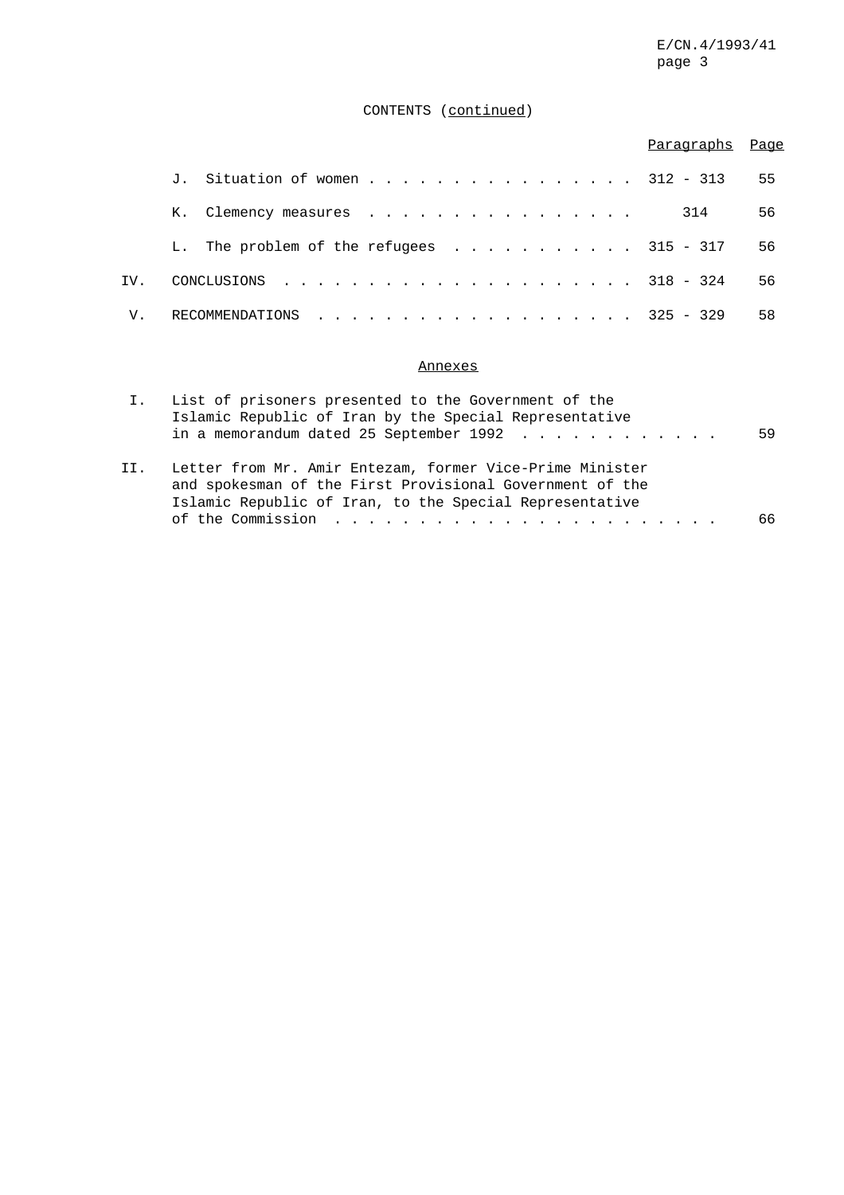CONTENTS (continued)

| | | Paragraphs | Page |
|---|---|---|---|
| | J. Situation of women | 312 - 313 | 55 |
| | K. Clemency measures | 314 | 56 |
| | L. The problem of the refugees | 315 - 317 | 56 |
| IV. | CONCLUSIONS | 318 - 324 | 56 |
| V. | RECOMMENDATIONS | 325 - 329 | 58 |

Annexes

| | | Page |
|---|---|---|
| I. | List of prisoners presented to the Government of the Islamic Republic of Iran by the Special Representative in a memorandum dated 25 September 1992 | 59 |
| II. | Letter from Mr. Amir Entezam, former Vice-Prime Minister and spokesman of the First Provisional Government of the Islamic Republic of Iran, to the Special Representative of the Commission | 66 |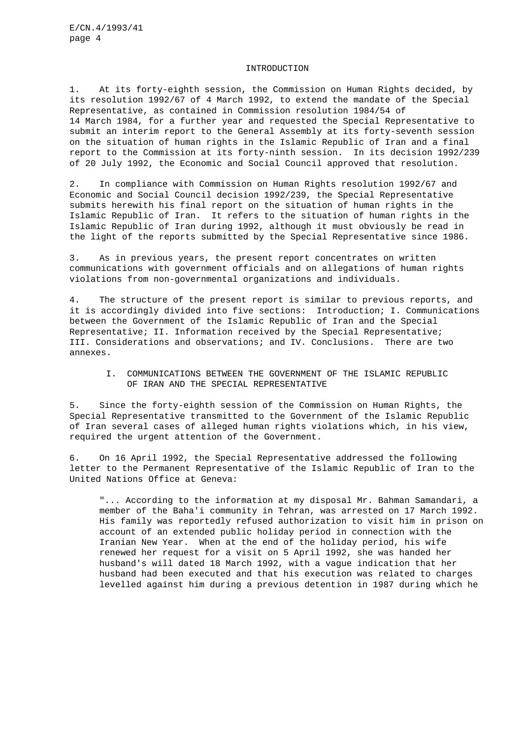## INTRODUCTION

1. At its forty-eighth session, the Commission on Human Rights decided, by its resolution 1992/67 of 4 March 1992, to extend the mandate of the Special Representative, as contained in Commission resolution 1984/54 of 14 March 1984, for a further year and requested the Special Representative to submit an interim report to the General Assembly at its forty-seventh session on the situation of human rights in the Islamic Republic of Iran and a final report to the Commission at its forty-ninth session. In its decision 1992/239 of 20 July 1992, the Economic and Social Council approved that resolution.

2. In compliance with Commission on Human Rights resolution 1992/67 and Economic and Social Council decision 1992/239, the Special Representative submits herewith his final report on the situation of human rights in the Islamic Republic of Iran. It refers to the situation of human rights in the Islamic Republic of Iran during 1992, although it must obviously be read in the light of the reports submitted by the Special Representative since 1986.

3. As in previous years, the present report concentrates on written communications with government officials and on allegations of human rights violations from non-governmental organizations and individuals.

4. The structure of the present report is similar to previous reports, and it is accordingly divided into five sections: Introduction; I. Communications between the Government of the Islamic Republic of Iran and the Special Representative; II. Information received by the Special Representative; III. Considerations and observations; and IV. Conclusions. There are two annexes.

## I. COMMUNICATIONS BETWEEN THE GOVERNMENT OF THE ISLAMIC REPUBLIC OF IRAN AND THE SPECIAL REPRESENTATIVE

5. Since the forty-eighth session of the Commission on Human Rights, the Special Representative transmitted to the Government of the Islamic Republic of Iran several cases of alleged human rights violations which, in his view, required the urgent attention of the Government.

6. On 16 April 1992, the Special Representative addressed the following letter to the Permanent Representative of the Islamic Republic of Iran to the United Nations Office at Geneva:

> "... According to the information at my disposal Mr. Bahman Samandari, a member of the Baha'i community in Tehran, was arrested on 17 March 1992. His family was reportedly refused authorization to visit him in prison on account of an extended public holiday period in connection with the Iranian New Year. When at the end of the holiday period, his wife renewed her request for a visit on 5 April 1992, she was handed her husband's will dated 18 March 1992, with a vague indication that her husband had been executed and that his execution was related to charges levelled against him during a previous detention in 1987 during which he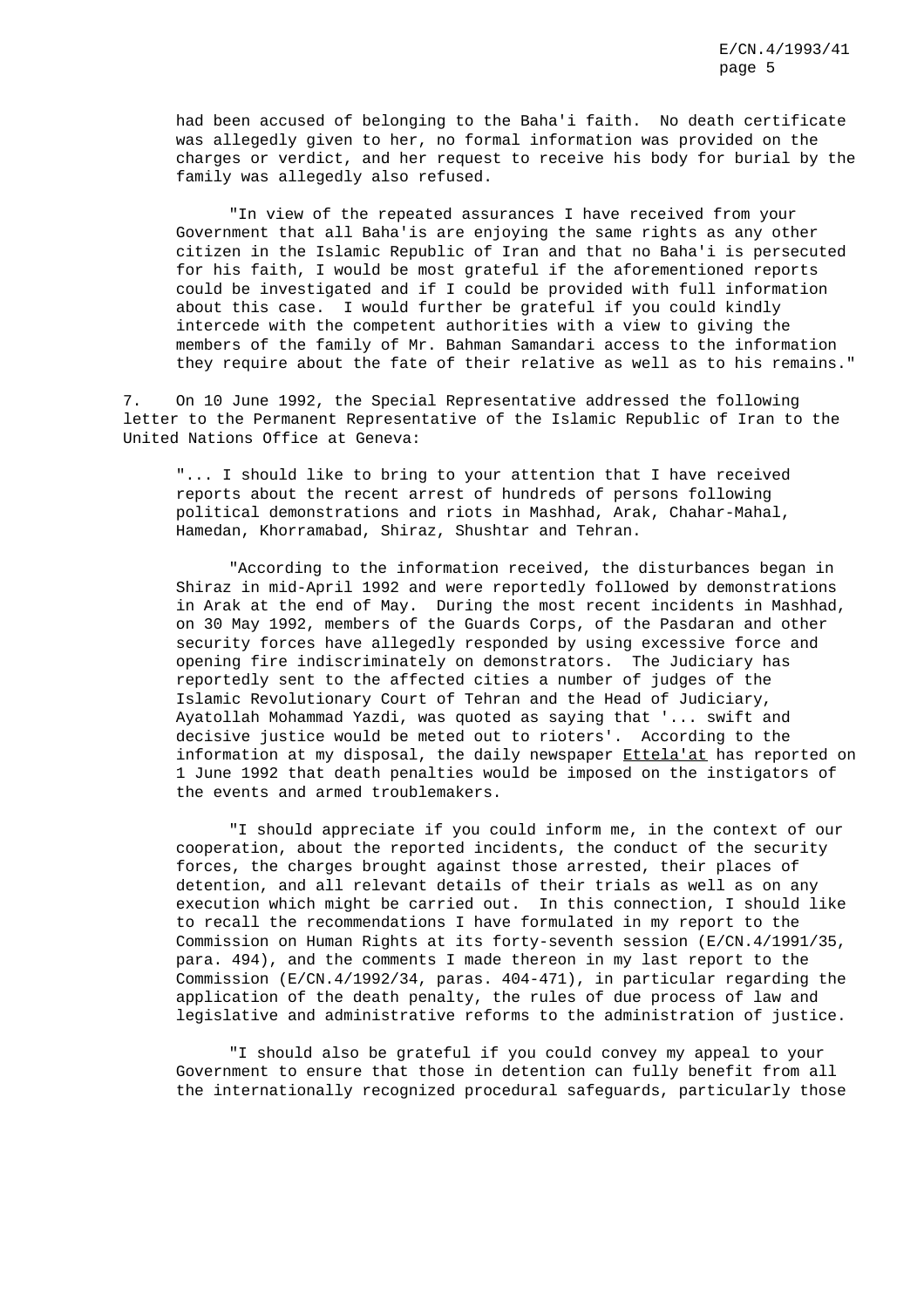had been accused of belonging to the Baha'i faith. No death certificate was allegedly given to her, no formal information was provided on the charges or verdict, and her request to receive his body for burial by the family was allegedly also refused.

"In view of the repeated assurances I have received from your Government that all Baha'is are enjoying the same rights as any other citizen in the Islamic Republic of Iran and that no Baha'i is persecuted for his faith, I would be most grateful if the aforementioned reports could be investigated and if I could be provided with full information about this case. I would further be grateful if you could kindly intercede with the competent authorities with a view to giving the members of the family of Mr. Bahman Samandari access to the information they require about the fate of their relative as well as to his remains."

7. On 10 June 1992, the Special Representative addressed the following letter to the Permanent Representative of the Islamic Republic of Iran to the United Nations Office at Geneva:

"... I should like to bring to your attention that I have received reports about the recent arrest of hundreds of persons following political demonstrations and riots in Mashhad, Arak, Chahar-Mahal, Hamedan, Khorramabad, Shiraz, Shushtar and Tehran.

"According to the information received, the disturbances began in Shiraz in mid-April 1992 and were reportedly followed by demonstrations in Arak at the end of May. During the most recent incidents in Mashhad, on 30 May 1992, members of the Guards Corps, of the Pasdaran and other security forces have allegedly responded by using excessive force and opening fire indiscriminately on demonstrators. The Judiciary has reportedly sent to the affected cities a number of judges of the Islamic Revolutionary Court of Tehran and the Head of Judiciary, Ayatollah Mohammad Yazdi, was quoted as saying that '... swift and decisive justice would be meted out to rioters'. According to the information at my disposal, the daily newspaper Ettela'at has reported on 1 June 1992 that death penalties would be imposed on the instigators of the events and armed troublemakers.

"I should appreciate if you could inform me, in the context of our cooperation, about the reported incidents, the conduct of the security forces, the charges brought against those arrested, their places of detention, and all relevant details of their trials as well as on any execution which might be carried out. In this connection, I should like to recall the recommendations I have formulated in my report to the Commission on Human Rights at its forty-seventh session (E/CN.4/1991/35, para. 494), and the comments I made thereon in my last report to the Commission (E/CN.4/1992/34, paras. 404-471), in particular regarding the application of the death penalty, the rules of due process of law and legislative and administrative reforms to the administration of justice.

"I should also be grateful if you could convey my appeal to your Government to ensure that those in detention can fully benefit from all the internationally recognized procedural safeguards, particularly those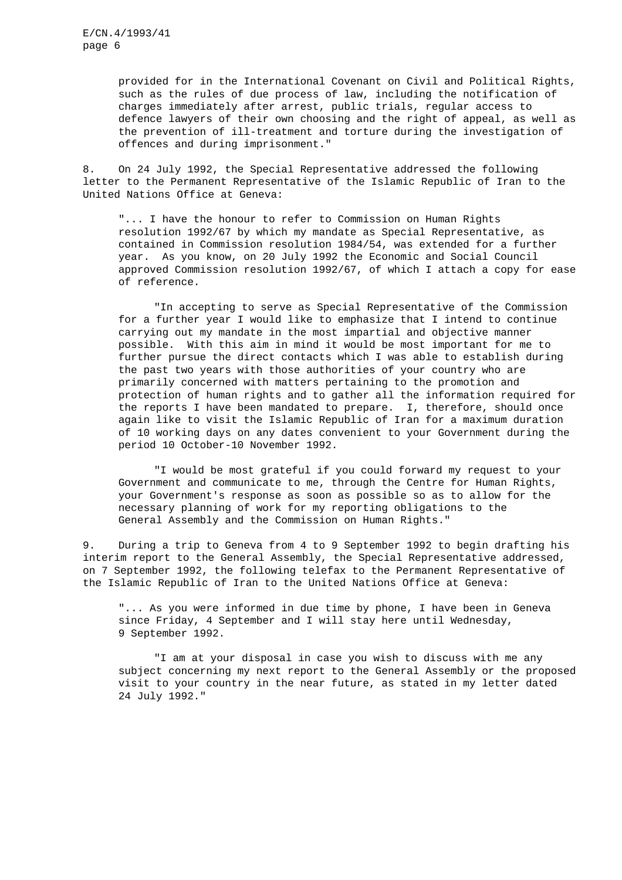provided for in the International Covenant on Civil and Political Rights, such as the rules of due process of law, including the notification of charges immediately after arrest, public trials, regular access to defence lawyers of their own choosing and the right of appeal, as well as the prevention of ill-treatment and torture during the investigation of offences and during imprisonment."

8. On 24 July 1992, the Special Representative addressed the following letter to the Permanent Representative of the Islamic Republic of Iran to the United Nations Office at Geneva:

> "... I have the honour to refer to Commission on Human Rights resolution 1992/67 by which my mandate as Special Representative, as contained in Commission resolution 1984/54, was extended for a further year. As you know, on 20 July 1992 the Economic and Social Council approved Commission resolution 1992/67, of which I attach a copy for ease of reference.
>
> "In accepting to serve as Special Representative of the Commission for a further year I would like to emphasize that I intend to continue carrying out my mandate in the most impartial and objective manner possible. With this aim in mind it would be most important for me to further pursue the direct contacts which I was able to establish during the past two years with those authorities of your country who are primarily concerned with matters pertaining to the promotion and protection of human rights and to gather all the information required for the reports I have been mandated to prepare. I, therefore, should once again like to visit the Islamic Republic of Iran for a maximum duration of 10 working days on any dates convenient to your Government during the period 10 October-10 November 1992.
>
> "I would be most grateful if you could forward my request to your Government and communicate to me, through the Centre for Human Rights, your Government's response as soon as possible so as to allow for the necessary planning of work for my reporting obligations to the General Assembly and the Commission on Human Rights."

9. During a trip to Geneva from 4 to 9 September 1992 to begin drafting his interim report to the General Assembly, the Special Representative addressed, on 7 September 1992, the following telefax to the Permanent Representative of the Islamic Republic of Iran to the United Nations Office at Geneva:

> "... As you were informed in due time by phone, I have been in Geneva since Friday, 4 September and I will stay here until Wednesday, 9 September 1992.
>
> "I am at your disposal in case you wish to discuss with me any subject concerning my next report to the General Assembly or the proposed visit to your country in the near future, as stated in my letter dated 24 July 1992."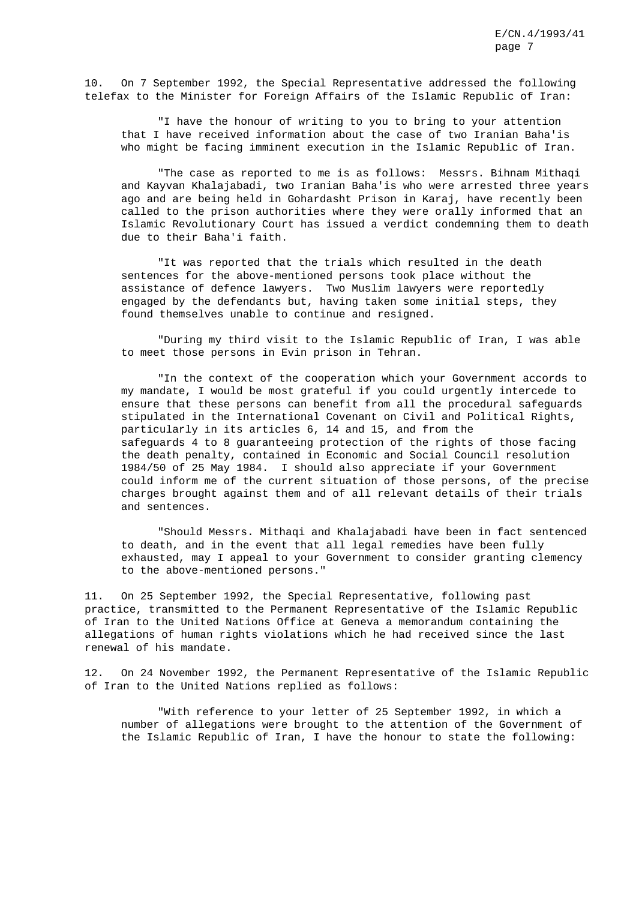10. On 7 September 1992, the Special Representative addressed the following telefax to the Minister for Foreign Affairs of the Islamic Republic of Iran:

> "I have the honour of writing to you to bring to your attention that I have received information about the case of two Iranian Baha'is who might be facing imminent execution in the Islamic Republic of Iran.
>
> "The case as reported to me is as follows: Messrs. Bihnam Mithaqi and Kayvan Khalajabadi, two Iranian Baha'is who were arrested three years ago and are being held in Gohardasht Prison in Karaj, have recently been called to the prison authorities where they were orally informed that an Islamic Revolutionary Court has issued a verdict condemning them to death due to their Baha'i faith.
>
> "It was reported that the trials which resulted in the death sentences for the above-mentioned persons took place without the assistance of defence lawyers. Two Muslim lawyers were reportedly engaged by the defendants but, having taken some initial steps, they found themselves unable to continue and resigned.
>
> "During my third visit to the Islamic Republic of Iran, I was able to meet those persons in Evin prison in Tehran.
>
> "In the context of the cooperation which your Government accords to my mandate, I would be most grateful if you could urgently intercede to ensure that these persons can benefit from all the procedural safeguards stipulated in the International Covenant on Civil and Political Rights, particularly in its articles 6, 14 and 15, and from the safeguards 4 to 8 guaranteeing protection of the rights of those facing the death penalty, contained in Economic and Social Council resolution 1984/50 of 25 May 1984. I should also appreciate if your Government could inform me of the current situation of those persons, of the precise charges brought against them and of all relevant details of their trials and sentences.
>
> "Should Messrs. Mithaqi and Khalajabadi have been in fact sentenced to death, and in the event that all legal remedies have been fully exhausted, may I appeal to your Government to consider granting clemency to the above-mentioned persons."

11. On 25 September 1992, the Special Representative, following past practice, transmitted to the Permanent Representative of the Islamic Republic of Iran to the United Nations Office at Geneva a memorandum containing the allegations of human rights violations which he had received since the last renewal of his mandate.

12. On 24 November 1992, the Permanent Representative of the Islamic Republic of Iran to the United Nations replied as follows:

> "With reference to your letter of 25 September 1992, in which a number of allegations were brought to the attention of the Government of the Islamic Republic of Iran, I have the honour to state the following: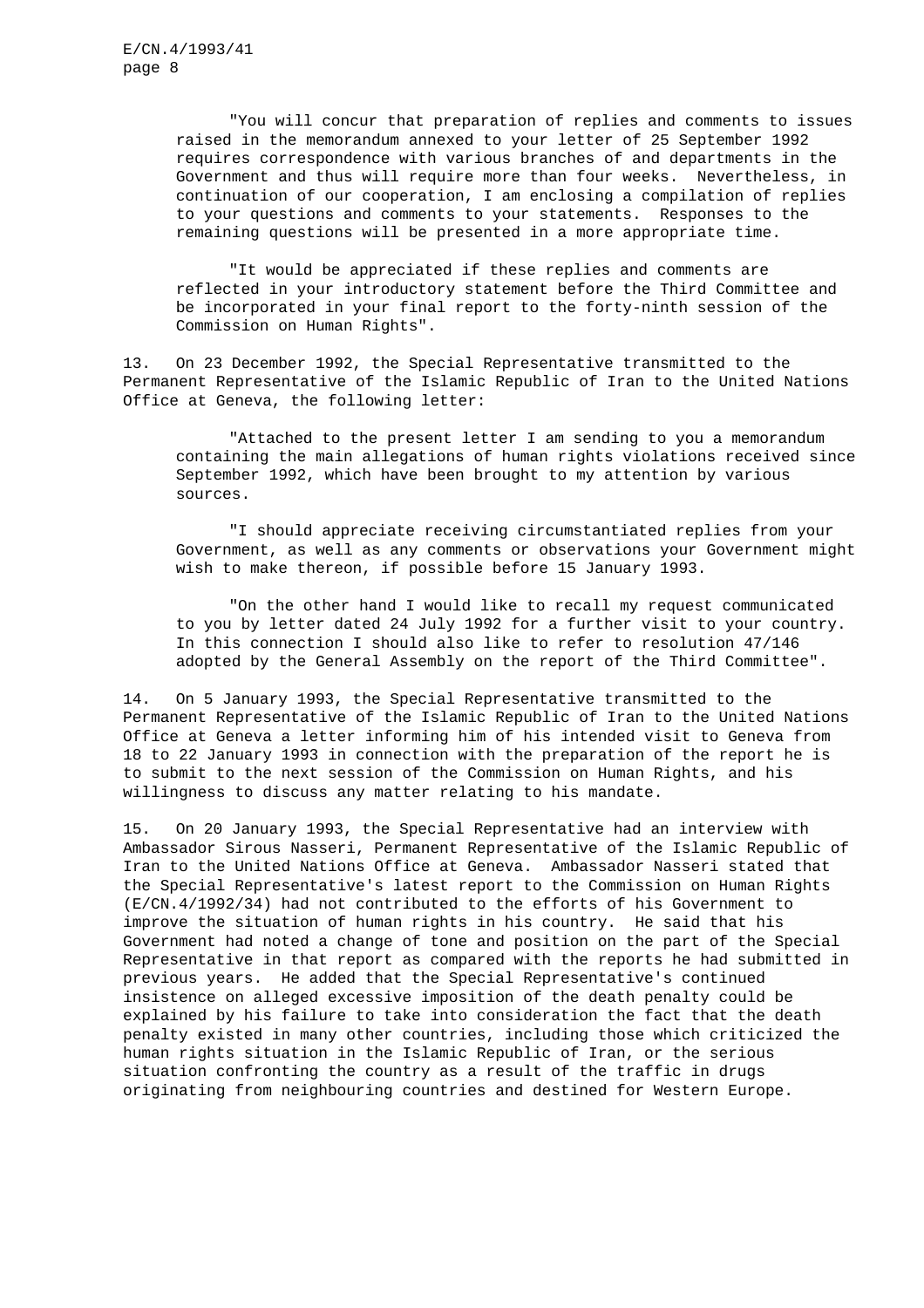"You will concur that preparation of replies and comments to issues raised in the memorandum annexed to your letter of 25 September 1992 requires correspondence with various branches of and departments in the Government and thus will require more than four weeks. Nevertheless, in continuation of our cooperation, I am enclosing a compilation of replies to your questions and comments to your statements. Responses to the remaining questions will be presented in a more appropriate time.

"It would be appreciated if these replies and comments are reflected in your introductory statement before the Third Committee and be incorporated in your final report to the forty-ninth session of the Commission on Human Rights".

13. On 23 December 1992, the Special Representative transmitted to the Permanent Representative of the Islamic Republic of Iran to the United Nations Office at Geneva, the following letter:

"Attached to the present letter I am sending to you a memorandum containing the main allegations of human rights violations received since September 1992, which have been brought to my attention by various sources.

"I should appreciate receiving circumstantiated replies from your Government, as well as any comments or observations your Government might wish to make thereon, if possible before 15 January 1993.

"On the other hand I would like to recall my request communicated to you by letter dated 24 July 1992 for a further visit to your country. In this connection I should also like to refer to resolution 47/146 adopted by the General Assembly on the report of the Third Committee".

14. On 5 January 1993, the Special Representative transmitted to the Permanent Representative of the Islamic Republic of Iran to the United Nations Office at Geneva a letter informing him of his intended visit to Geneva from 18 to 22 January 1993 in connection with the preparation of the report he is to submit to the next session of the Commission on Human Rights, and his willingness to discuss any matter relating to his mandate.

15. On 20 January 1993, the Special Representative had an interview with Ambassador Sirous Nasseri, Permanent Representative of the Islamic Republic of Iran to the United Nations Office at Geneva. Ambassador Nasseri stated that the Special Representative's latest report to the Commission on Human Rights (E/CN.4/1992/34) had not contributed to the efforts of his Government to improve the situation of human rights in his country. He said that his Government had noted a change of tone and position on the part of the Special Representative in that report as compared with the reports he had submitted in previous years. He added that the Special Representative's continued insistence on alleged excessive imposition of the death penalty could be explained by his failure to take into consideration the fact that the death penalty existed in many other countries, including those which criticized the human rights situation in the Islamic Republic of Iran, or the serious situation confronting the country as a result of the traffic in drugs originating from neighbouring countries and destined for Western Europe.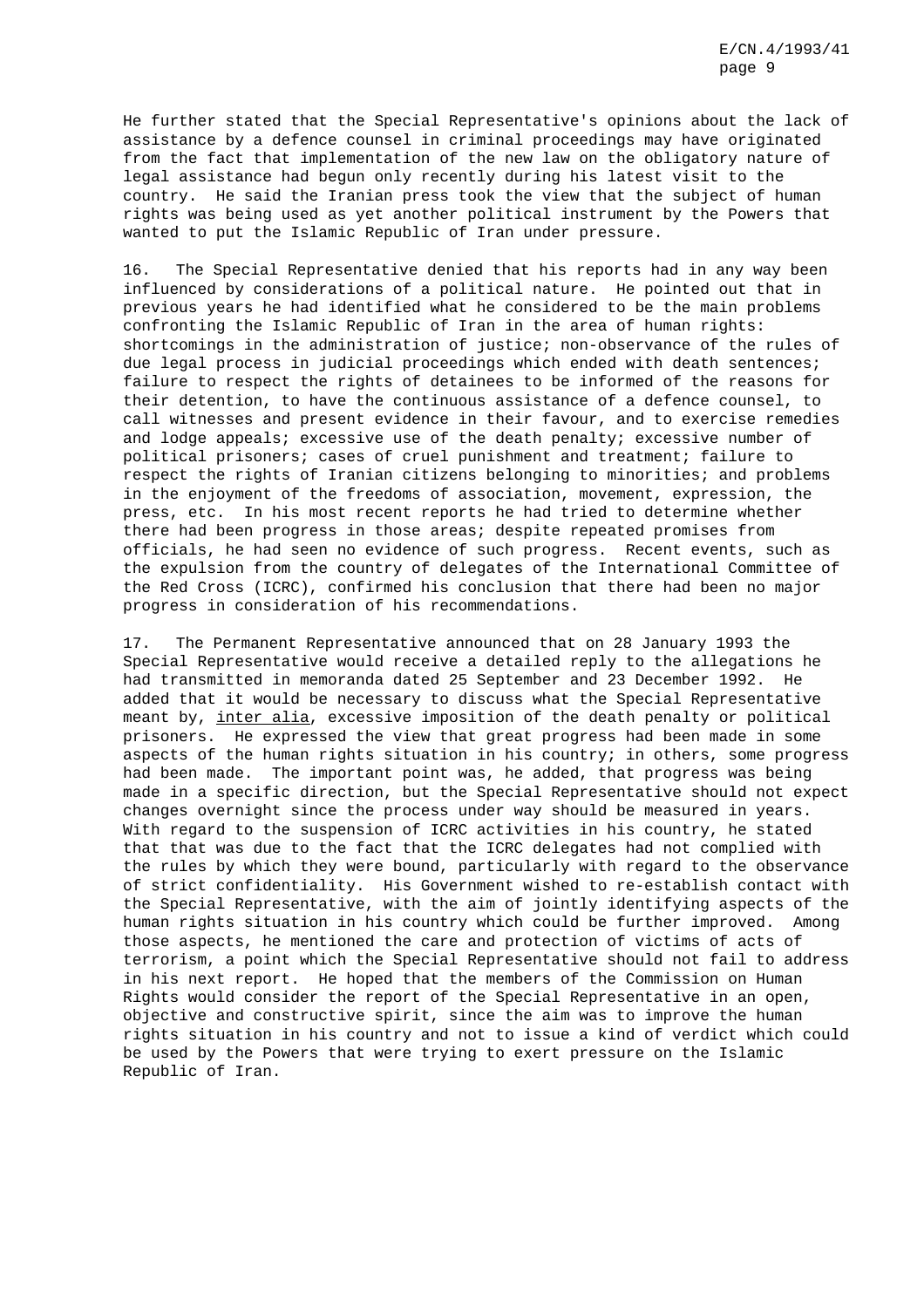He further stated that the Special Representative's opinions about the lack of assistance by a defence counsel in criminal proceedings may have originated from the fact that implementation of the new law on the obligatory nature of legal assistance had begun only recently during his latest visit to the country. He said the Iranian press took the view that the subject of human rights was being used as yet another political instrument by the Powers that wanted to put the Islamic Republic of Iran under pressure.

16. The Special Representative denied that his reports had in any way been influenced by considerations of a political nature. He pointed out that in previous years he had identified what he considered to be the main problems confronting the Islamic Republic of Iran in the area of human rights: shortcomings in the administration of justice; non-observance of the rules of due legal process in judicial proceedings which ended with death sentences; failure to respect the rights of detainees to be informed of the reasons for their detention, to have the continuous assistance of a defence counsel, to call witnesses and present evidence in their favour, and to exercise remedies and lodge appeals; excessive use of the death penalty; excessive number of political prisoners; cases of cruel punishment and treatment; failure to respect the rights of Iranian citizens belonging to minorities; and problems in the enjoyment of the freedoms of association, movement, expression, the press, etc. In his most recent reports he had tried to determine whether there had been progress in those areas; despite repeated promises from officials, he had seen no evidence of such progress. Recent events, such as the expulsion from the country of delegates of the International Committee of the Red Cross (ICRC), confirmed his conclusion that there had been no major progress in consideration of his recommendations.

17. The Permanent Representative announced that on 28 January 1993 the Special Representative would receive a detailed reply to the allegations he had transmitted in memoranda dated 25 September and 23 December 1992. He added that it would be necessary to discuss what the Special Representative meant by, inter alia, excessive imposition of the death penalty or political prisoners. He expressed the view that great progress had been made in some aspects of the human rights situation in his country; in others, some progress had been made. The important point was, he added, that progress was being made in a specific direction, but the Special Representative should not expect changes overnight since the process under way should be measured in years. With regard to the suspension of ICRC activities in his country, he stated that that was due to the fact that the ICRC delegates had not complied with the rules by which they were bound, particularly with regard to the observance of strict confidentiality. His Government wished to re-establish contact with the Special Representative, with the aim of jointly identifying aspects of the human rights situation in his country which could be further improved. Among those aspects, he mentioned the care and protection of victims of acts of terrorism, a point which the Special Representative should not fail to address in his next report. He hoped that the members of the Commission on Human Rights would consider the report of the Special Representative in an open, objective and constructive spirit, since the aim was to improve the human rights situation in his country and not to issue a kind of verdict which could be used by the Powers that were trying to exert pressure on the Islamic Republic of Iran.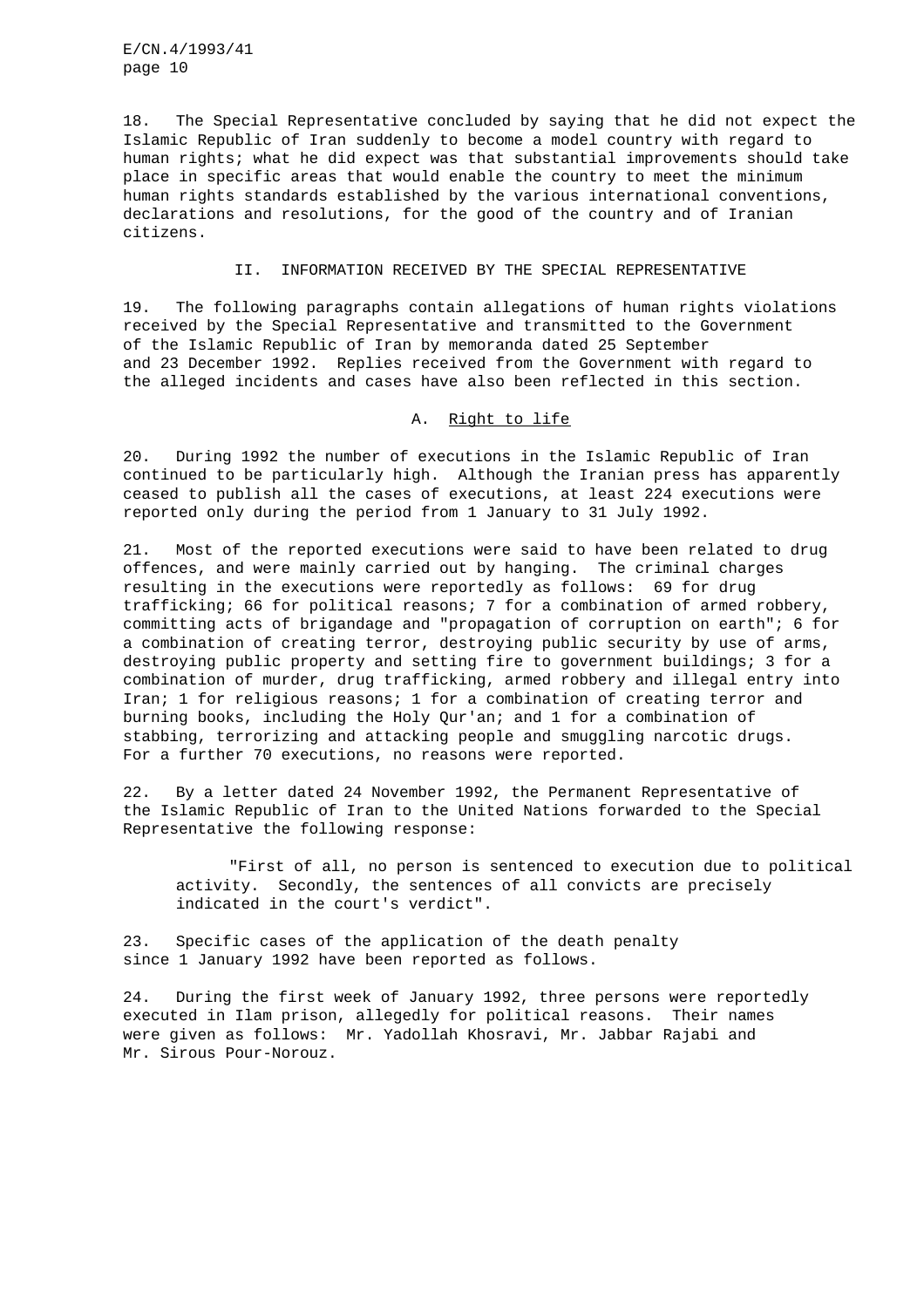18. The Special Representative concluded by saying that he did not expect the Islamic Republic of Iran suddenly to become a model country with regard to human rights; what he did expect was that substantial improvements should take place in specific areas that would enable the country to meet the minimum human rights standards established by the various international conventions, declarations and resolutions, for the good of the country and of Iranian citizens.

## II. INFORMATION RECEIVED BY THE SPECIAL REPRESENTATIVE

19. The following paragraphs contain allegations of human rights violations received by the Special Representative and transmitted to the Government of the Islamic Republic of Iran by memoranda dated 25 September and 23 December 1992. Replies received from the Government with regard to the alleged incidents and cases have also been reflected in this section.

### A. Right to life

20. During 1992 the number of executions in the Islamic Republic of Iran continued to be particularly high. Although the Iranian press has apparently ceased to publish all the cases of executions, at least 224 executions were reported only during the period from 1 January to 31 July 1992.

21. Most of the reported executions were said to have been related to drug offences, and were mainly carried out by hanging. The criminal charges resulting in the executions were reportedly as follows: 69 for drug trafficking; 66 for political reasons; 7 for a combination of armed robbery, committing acts of brigandage and "propagation of corruption on earth"; 6 for a combination of creating terror, destroying public security by use of arms, destroying public property and setting fire to government buildings; 3 for a combination of murder, drug trafficking, armed robbery and illegal entry into Iran; 1 for religious reasons; 1 for a combination of creating terror and burning books, including the Holy Qur'an; and 1 for a combination of stabbing, terrorizing and attacking people and smuggling narcotic drugs. For a further 70 executions, no reasons were reported.

22. By a letter dated 24 November 1992, the Permanent Representative of the Islamic Republic of Iran to the United Nations forwarded to the Special Representative the following response:

> "First of all, no person is sentenced to execution due to political activity. Secondly, the sentences of all convicts are precisely indicated in the court's verdict".

23. Specific cases of the application of the death penalty since 1 January 1992 have been reported as follows.

24. During the first week of January 1992, three persons were reportedly executed in Ilam prison, allegedly for political reasons. Their names were given as follows: Mr. Yadollah Khosravi, Mr. Jabbar Rajabi and Mr. Sirous Pour-Norouz.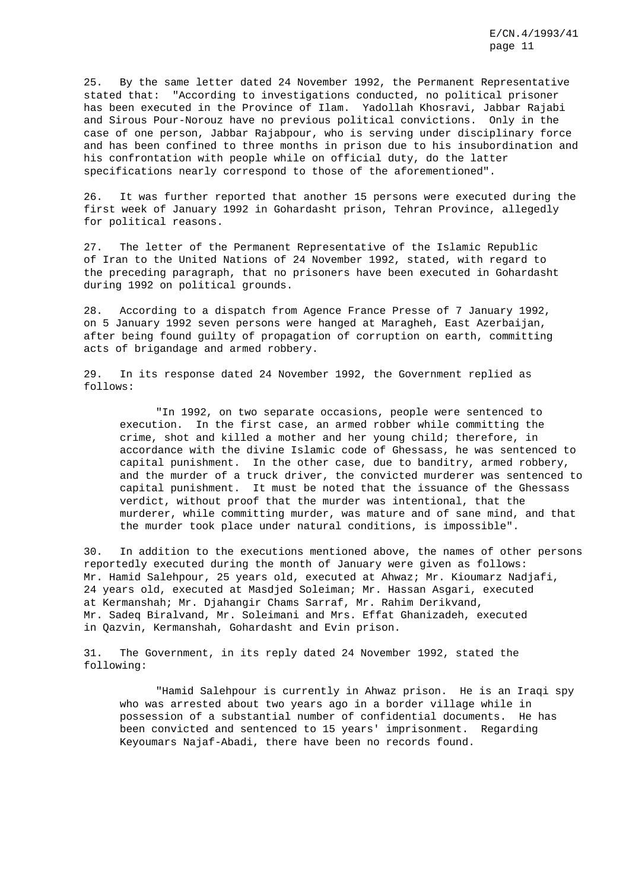25. By the same letter dated 24 November 1992, the Permanent Representative stated that: "According to investigations conducted, no political prisoner has been executed in the Province of Ilam. Yadollah Khosravi, Jabbar Rajabi and Sirous Pour-Norouz have no previous political convictions. Only in the case of one person, Jabbar Rajabpour, who is serving under disciplinary force and has been confined to three months in prison due to his insubordination and his confrontation with people while on official duty, do the latter specifications nearly correspond to those of the aforementioned".

26. It was further reported that another 15 persons were executed during the first week of January 1992 in Gohardasht prison, Tehran Province, allegedly for political reasons.

27. The letter of the Permanent Representative of the Islamic Republic of Iran to the United Nations of 24 November 1992, stated, with regard to the preceding paragraph, that no prisoners have been executed in Gohardasht during 1992 on political grounds.

28. According to a dispatch from Agence France Presse of 7 January 1992, on 5 January 1992 seven persons were hanged at Maragheh, East Azerbaijan, after being found guilty of propagation of corruption on earth, committing acts of brigandage and armed robbery.

29. In its response dated 24 November 1992, the Government replied as follows:

> "In 1992, on two separate occasions, people were sentenced to execution. In the first case, an armed robber while committing the crime, shot and killed a mother and her young child; therefore, in accordance with the divine Islamic code of Ghessass, he was sentenced to capital punishment. In the other case, due to banditry, armed robbery, and the murder of a truck driver, the convicted murderer was sentenced to capital punishment. It must be noted that the issuance of the Ghessass verdict, without proof that the murder was intentional, that the murderer, while committing murder, was mature and of sane mind, and that the murder took place under natural conditions, is impossible".

30. In addition to the executions mentioned above, the names of other persons reportedly executed during the month of January were given as follows: Mr. Hamid Salehpour, 25 years old, executed at Ahwaz; Mr. Kioumarz Nadjafi, 24 years old, executed at Masdjed Soleiman; Mr. Hassan Asgari, executed at Kermanshah; Mr. Djahangir Chams Sarraf, Mr. Rahim Derikvand, Mr. Sadeq Biralvand, Mr. Soleimani and Mrs. Effat Ghanizadeh, executed in Qazvin, Kermanshah, Gohardasht and Evin prison.

31. The Government, in its reply dated 24 November 1992, stated the following:

> "Hamid Salehpour is currently in Ahwaz prison. He is an Iraqi spy who was arrested about two years ago in a border village while in possession of a substantial number of confidential documents. He has been convicted and sentenced to 15 years' imprisonment. Regarding Keyoumars Najaf-Abadi, there have been no records found.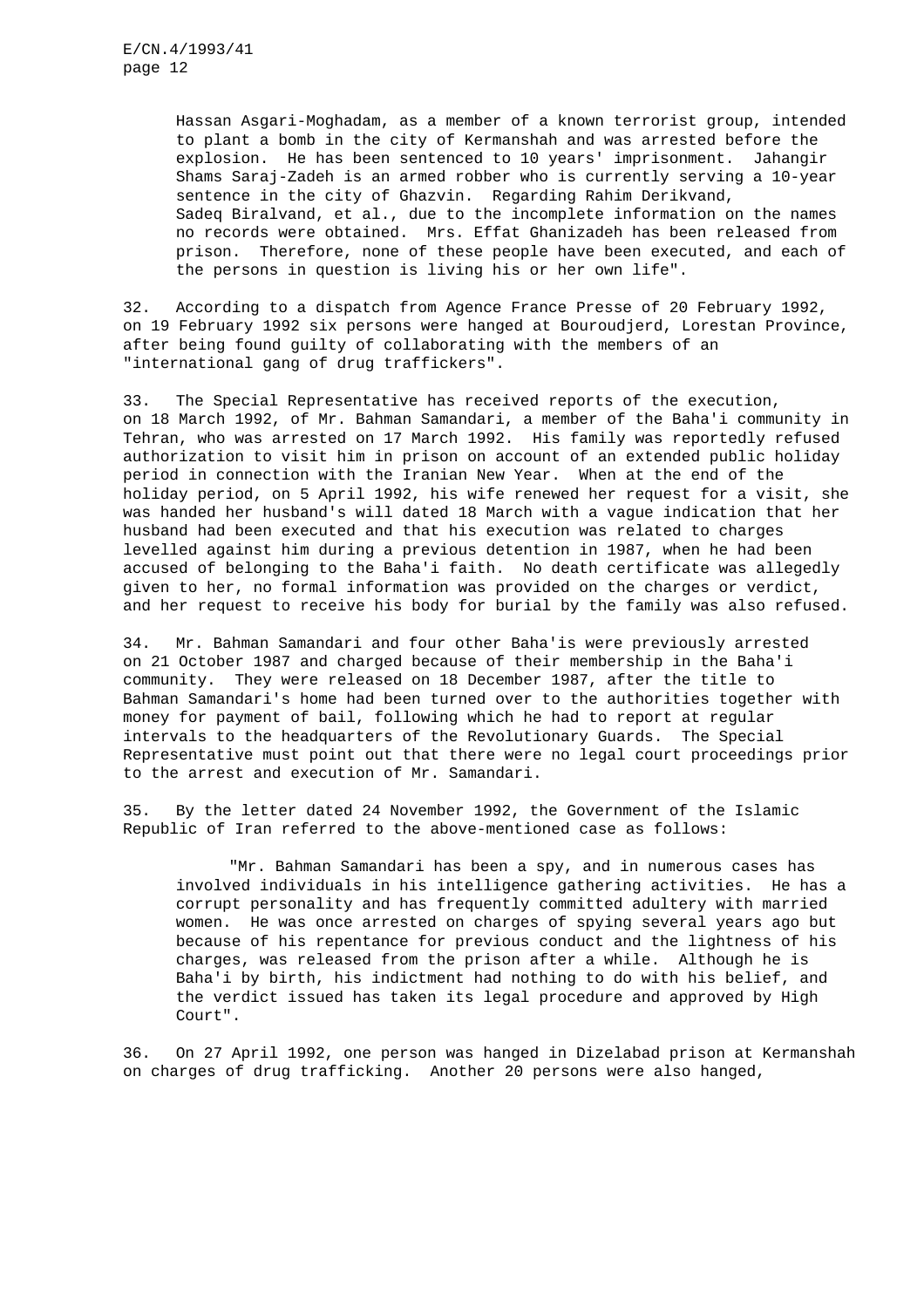Hassan Asgari-Moghadam, as a member of a known terrorist group, intended to plant a bomb in the city of Kermanshah and was arrested before the explosion. He has been sentenced to 10 years' imprisonment. Jahangir Shams Saraj-Zadeh is an armed robber who is currently serving a 10-year sentence in the city of Ghazvin. Regarding Rahim Derikvand, Sadeq Biralvand, et al., due to the incomplete information on the names no records were obtained. Mrs. Effat Ghanizadeh has been released from prison. Therefore, none of these people have been executed, and each of the persons in question is living his or her own life".

32. According to a dispatch from Agence France Presse of 20 February 1992, on 19 February 1992 six persons were hanged at Bouroudjerd, Lorestan Province, after being found guilty of collaborating with the members of an "international gang of drug traffickers".

33. The Special Representative has received reports of the execution, on 18 March 1992, of Mr. Bahman Samandari, a member of the Baha'i community in Tehran, who was arrested on 17 March 1992. His family was reportedly refused authorization to visit him in prison on account of an extended public holiday period in connection with the Iranian New Year. When at the end of the holiday period, on 5 April 1992, his wife renewed her request for a visit, she was handed her husband's will dated 18 March with a vague indication that her husband had been executed and that his execution was related to charges levelled against him during a previous detention in 1987, when he had been accused of belonging to the Baha'i faith. No death certificate was allegedly given to her, no formal information was provided on the charges or verdict, and her request to receive his body for burial by the family was also refused.

34. Mr. Bahman Samandari and four other Baha'is were previously arrested on 21 October 1987 and charged because of their membership in the Baha'i community. They were released on 18 December 1987, after the title to Bahman Samandari's home had been turned over to the authorities together with money for payment of bail, following which he had to report at regular intervals to the headquarters of the Revolutionary Guards. The Special Representative must point out that there were no legal court proceedings prior to the arrest and execution of Mr. Samandari.

35. By the letter dated 24 November 1992, the Government of the Islamic Republic of Iran referred to the above-mentioned case as follows:

> "Mr. Bahman Samandari has been a spy, and in numerous cases has involved individuals in his intelligence gathering activities. He has a corrupt personality and has frequently committed adultery with married women. He was once arrested on charges of spying several years ago but because of his repentance for previous conduct and the lightness of his charges, was released from the prison after a while. Although he is Baha'i by birth, his indictment had nothing to do with his belief, and the verdict issued has taken its legal procedure and approved by High Court".

36. On 27 April 1992, one person was hanged in Dizelabad prison at Kermanshah on charges of drug trafficking. Another 20 persons were also hanged,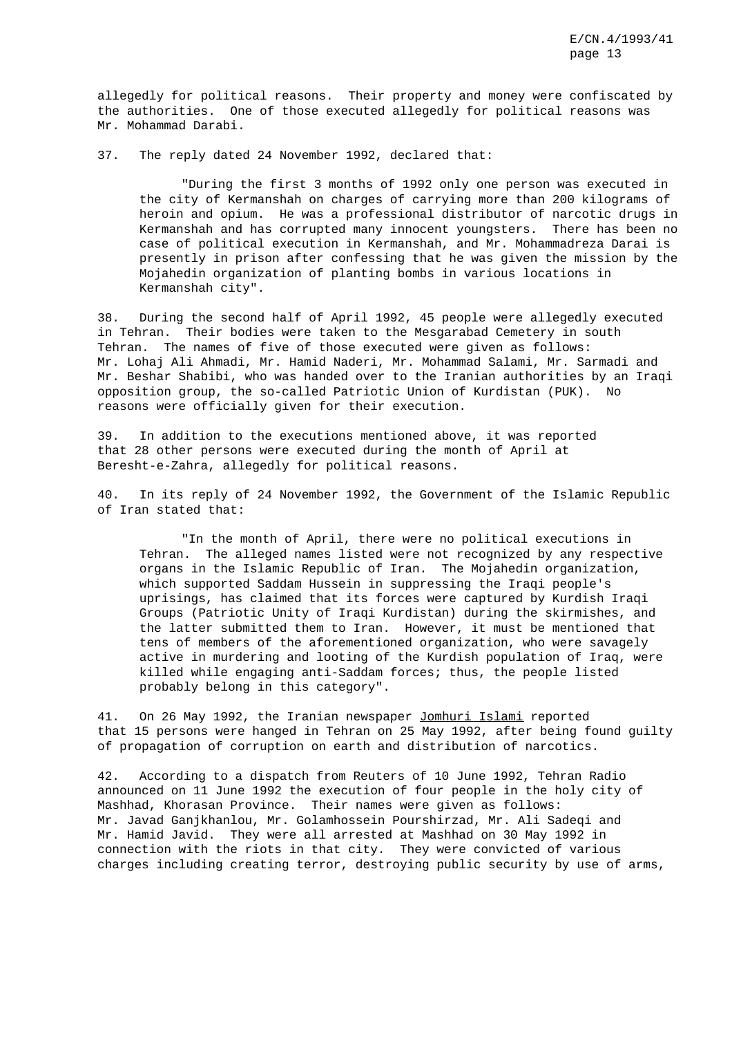allegedly for political reasons. Their property and money were confiscated by the authorities. One of those executed allegedly for political reasons was Mr. Mohammad Darabi.

37. The reply dated 24 November 1992, declared that:

> "During the first 3 months of 1992 only one person was executed in the city of Kermanshah on charges of carrying more than 200 kilograms of heroin and opium. He was a professional distributor of narcotic drugs in Kermanshah and has corrupted many innocent youngsters. There has been no case of political execution in Kermanshah, and Mr. Mohammadreza Darai is presently in prison after confessing that he was given the mission by the Mojahedin organization of planting bombs in various locations in Kermanshah city".

38. During the second half of April 1992, 45 people were allegedly executed in Tehran. Their bodies were taken to the Mesgarabad Cemetery in south Tehran. The names of five of those executed were given as follows: Mr. Lohaj Ali Ahmadi, Mr. Hamid Naderi, Mr. Mohammad Salami, Mr. Sarmadi and Mr. Beshar Shabibi, who was handed over to the Iranian authorities by an Iraqi opposition group, the so-called Patriotic Union of Kurdistan (PUK). No reasons were officially given for their execution.

39. In addition to the executions mentioned above, it was reported that 28 other persons were executed during the month of April at Beresht-e-Zahra, allegedly for political reasons.

40. In its reply of 24 November 1992, the Government of the Islamic Republic of Iran stated that:

> "In the month of April, there were no political executions in Tehran. The alleged names listed were not recognized by any respective organs in the Islamic Republic of Iran. The Mojahedin organization, which supported Saddam Hussein in suppressing the Iraqi people's uprisings, has claimed that its forces were captured by Kurdish Iraqi Groups (Patriotic Unity of Iraqi Kurdistan) during the skirmishes, and the latter submitted them to Iran. However, it must be mentioned that tens of members of the aforementioned organization, who were savagely active in murdering and looting of the Kurdish population of Iraq, were killed while engaging anti-Saddam forces; thus, the people listed probably belong in this category".

41. On 26 May 1992, the Iranian newspaper Jomhuri Islami reported that 15 persons were hanged in Tehran on 25 May 1992, after being found guilty of propagation of corruption on earth and distribution of narcotics.

42. According to a dispatch from Reuters of 10 June 1992, Tehran Radio announced on 11 June 1992 the execution of four people in the holy city of Mashhad, Khorasan Province. Their names were given as follows: Mr. Javad Ganjkhanlou, Mr. Golamhossein Pourshirzad, Mr. Ali Sadeqi and Mr. Hamid Javid. They were all arrested at Mashhad on 30 May 1992 in connection with the riots in that city. They were convicted of various charges including creating terror, destroying public security by use of arms,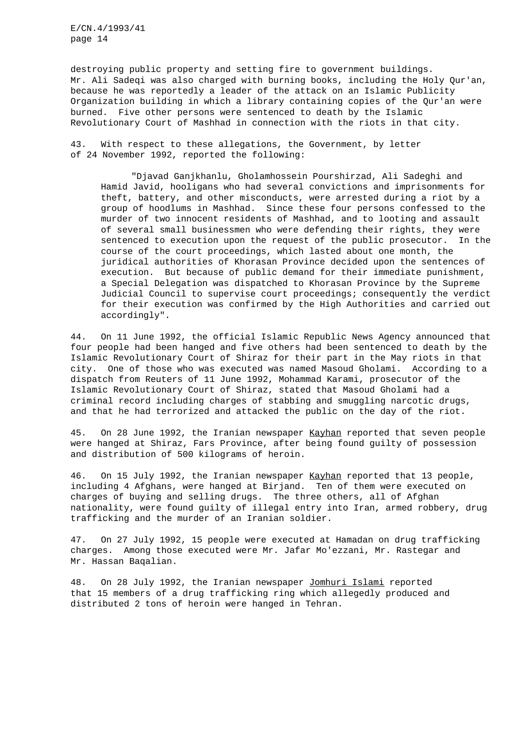destroying public property and setting fire to government buildings. Mr. Ali Sadeqi was also charged with burning books, including the Holy Qur'an, because he was reportedly a leader of the attack on an Islamic Publicity Organization building in which a library containing copies of the Qur'an were burned. Five other persons were sentenced to death by the Islamic Revolutionary Court of Mashhad in connection with the riots in that city.

43. With respect to these allegations, the Government, by letter of 24 November 1992, reported the following:

> "Djavad Ganjkhanlu, Gholamhossein Pourshirzad, Ali Sadeghi and Hamid Javid, hooligans who had several convictions and imprisonments for theft, battery, and other misconducts, were arrested during a riot by a group of hoodlums in Mashhad. Since these four persons confessed to the murder of two innocent residents of Mashhad, and to looting and assault of several small businessmen who were defending their rights, they were sentenced to execution upon the request of the public prosecutor. In the course of the court proceedings, which lasted about one month, the juridical authorities of Khorasan Province decided upon the sentences of execution. But because of public demand for their immediate punishment, a Special Delegation was dispatched to Khorasan Province by the Supreme Judicial Council to supervise court proceedings; consequently the verdict for their execution was confirmed by the High Authorities and carried out accordingly".

44. On 11 June 1992, the official Islamic Republic News Agency announced that four people had been hanged and five others had been sentenced to death by the Islamic Revolutionary Court of Shiraz for their part in the May riots in that city. One of those who was executed was named Masoud Gholami. According to a dispatch from Reuters of 11 June 1992, Mohammad Karami, prosecutor of the Islamic Revolutionary Court of Shiraz, stated that Masoud Gholami had a criminal record including charges of stabbing and smuggling narcotic drugs, and that he had terrorized and attacked the public on the day of the riot.

45. On 28 June 1992, the Iranian newspaper Kayhan reported that seven people were hanged at Shiraz, Fars Province, after being found guilty of possession and distribution of 500 kilograms of heroin.

46. On 15 July 1992, the Iranian newspaper Kayhan reported that 13 people, including 4 Afghans, were hanged at Birjand. Ten of them were executed on charges of buying and selling drugs. The three others, all of Afghan nationality, were found guilty of illegal entry into Iran, armed robbery, drug trafficking and the murder of an Iranian soldier.

47. On 27 July 1992, 15 people were executed at Hamadan on drug trafficking charges. Among those executed were Mr. Jafar Mo'ezzani, Mr. Rastegar and Mr. Hassan Baqalian.

48. On 28 July 1992, the Iranian newspaper Jomhuri Islami reported that 15 members of a drug trafficking ring which allegedly produced and distributed 2 tons of heroin were hanged in Tehran.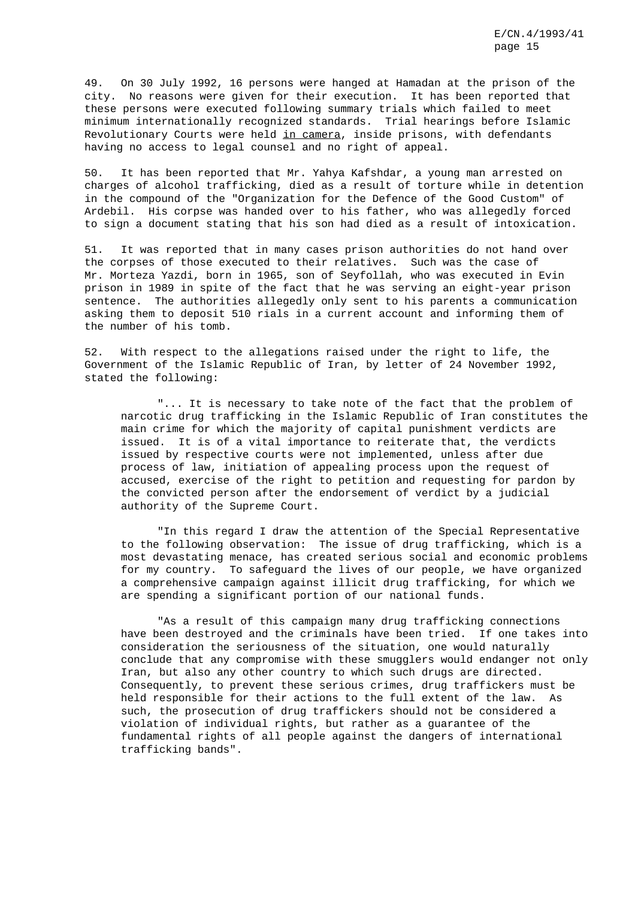49. On 30 July 1992, 16 persons were hanged at Hamadan at the prison of the city. No reasons were given for their execution. It has been reported that these persons were executed following summary trials which failed to meet minimum internationally recognized standards. Trial hearings before Islamic Revolutionary Courts were held in camera, inside prisons, with defendants having no access to legal counsel and no right of appeal.

50. It has been reported that Mr. Yahya Kafshdar, a young man arrested on charges of alcohol trafficking, died as a result of torture while in detention in the compound of the "Organization for the Defence of the Good Custom" of Ardebil. His corpse was handed over to his father, who was allegedly forced to sign a document stating that his son had died as a result of intoxication.

51. It was reported that in many cases prison authorities do not hand over the corpses of those executed to their relatives. Such was the case of Mr. Morteza Yazdi, born in 1965, son of Seyfollah, who was executed in Evin prison in 1989 in spite of the fact that he was serving an eight-year prison sentence. The authorities allegedly only sent to his parents a communication asking them to deposit 510 rials in a current account and informing them of the number of his tomb.

52. With respect to the allegations raised under the right to life, the Government of the Islamic Republic of Iran, by letter of 24 November 1992, stated the following:

> "... It is necessary to take note of the fact that the problem of narcotic drug trafficking in the Islamic Republic of Iran constitutes the main crime for which the majority of capital punishment verdicts are issued. It is of a vital importance to reiterate that, the verdicts issued by respective courts were not implemented, unless after due process of law, initiation of appealing process upon the request of accused, exercise of the right to petition and requesting for pardon by the convicted person after the endorsement of verdict by a judicial authority of the Supreme Court.
>
> "In this regard I draw the attention of the Special Representative to the following observation: The issue of drug trafficking, which is a most devastating menace, has created serious social and economic problems for my country. To safeguard the lives of our people, we have organized a comprehensive campaign against illicit drug trafficking, for which we are spending a significant portion of our national funds.
>
> "As a result of this campaign many drug trafficking connections have been destroyed and the criminals have been tried. If one takes into consideration the seriousness of the situation, one would naturally conclude that any compromise with these smugglers would endanger not only Iran, but also any other country to which such drugs are directed. Consequently, to prevent these serious crimes, drug traffickers must be held responsible for their actions to the full extent of the law. As such, the prosecution of drug traffickers should not be considered a violation of individual rights, but rather as a guarantee of the fundamental rights of all people against the dangers of international trafficking bands".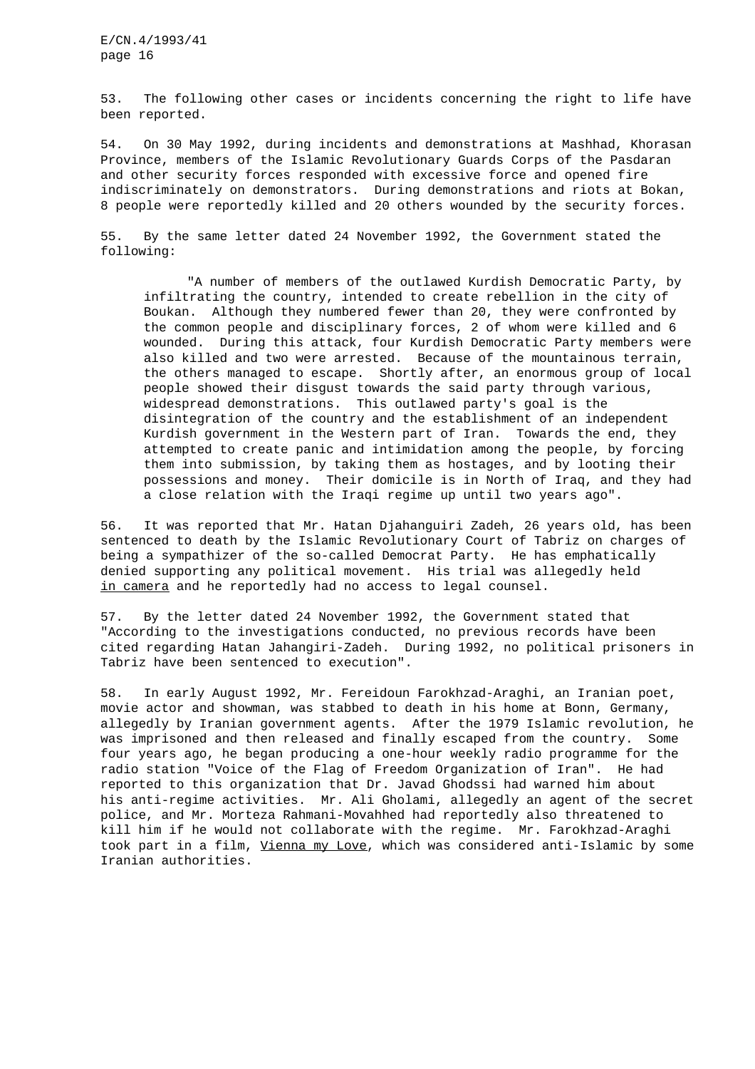53. The following other cases or incidents concerning the right to life have been reported.

54. On 30 May 1992, during incidents and demonstrations at Mashhad, Khorasan Province, members of the Islamic Revolutionary Guards Corps of the Pasdaran and other security forces responded with excessive force and opened fire indiscriminately on demonstrators. During demonstrations and riots at Bokan, 8 people were reportedly killed and 20 others wounded by the security forces.

55. By the same letter dated 24 November 1992, the Government stated the following:

> "A number of members of the outlawed Kurdish Democratic Party, by infiltrating the country, intended to create rebellion in the city of Boukan. Although they numbered fewer than 20, they were confronted by the common people and disciplinary forces, 2 of whom were killed and 6 wounded. During this attack, four Kurdish Democratic Party members were also killed and two were arrested. Because of the mountainous terrain, the others managed to escape. Shortly after, an enormous group of local people showed their disgust towards the said party through various, widespread demonstrations. This outlawed party's goal is the disintegration of the country and the establishment of an independent Kurdish government in the Western part of Iran. Towards the end, they attempted to create panic and intimidation among the people, by forcing them into submission, by taking them as hostages, and by looting their possessions and money. Their domicile is in North of Iraq, and they had a close relation with the Iraqi regime up until two years ago".

56. It was reported that Mr. Hatan Djahanguiri Zadeh, 26 years old, has been sentenced to death by the Islamic Revolutionary Court of Tabriz on charges of being a sympathizer of the so-called Democrat Party. He has emphatically denied supporting any political movement. His trial was allegedly held _in camera_ and he reportedly had no access to legal counsel.

57. By the letter dated 24 November 1992, the Government stated that "According to the investigations conducted, no previous records have been cited regarding Hatan Jahangiri-Zadeh. During 1992, no political prisoners in Tabriz have been sentenced to execution".

58. In early August 1992, Mr. Fereidoun Farokhzad-Araghi, an Iranian poet, movie actor and showman, was stabbed to death in his home at Bonn, Germany, allegedly by Iranian government agents. After the 1979 Islamic revolution, he was imprisoned and then released and finally escaped from the country. Some four years ago, he began producing a one-hour weekly radio programme for the radio station "Voice of the Flag of Freedom Organization of Iran". He had reported to this organization that Dr. Javad Ghodssi had warned him about his anti-regime activities. Mr. Ali Gholami, allegedly an agent of the secret police, and Mr. Morteza Rahmani-Movahhed had reportedly also threatened to kill him if he would not collaborate with the regime. Mr. Farokhzad-Araghi took part in a film, _Vienna my Love_, which was considered anti-Islamic by some Iranian authorities.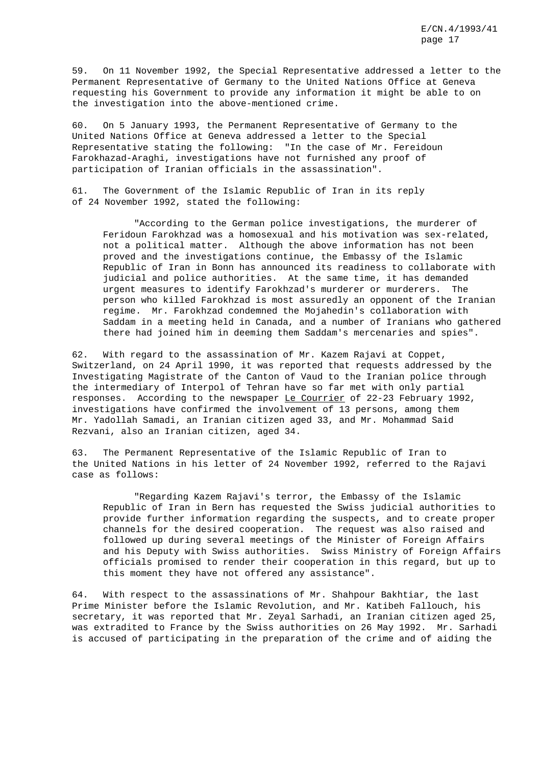59. On 11 November 1992, the Special Representative addressed a letter to the Permanent Representative of Germany to the United Nations Office at Geneva requesting his Government to provide any information it might be able to on the investigation into the above-mentioned crime.

60. On 5 January 1993, the Permanent Representative of Germany to the United Nations Office at Geneva addressed a letter to the Special Representative stating the following: "In the case of Mr. Fereidoun Farokhazad-Araghi, investigations have not furnished any proof of participation of Iranian officials in the assassination".

61. The Government of the Islamic Republic of Iran in its reply of 24 November 1992, stated the following:

> "According to the German police investigations, the murderer of Feridoun Farokhzad was a homosexual and his motivation was sex-related, not a political matter. Although the above information has not been proved and the investigations continue, the Embassy of the Islamic Republic of Iran in Bonn has announced its readiness to collaborate with judicial and police authorities. At the same time, it has demanded urgent measures to identify Farokhzad's murderer or murderers. The person who killed Farokhzad is most assuredly an opponent of the Iranian regime. Mr. Farokhzad condemned the Mojahedin's collaboration with Saddam in a meeting held in Canada, and a number of Iranians who gathered there had joined him in deeming them Saddam's mercenaries and spies".

62. With regard to the assassination of Mr. Kazem Rajavi at Coppet, Switzerland, on 24 April 1990, it was reported that requests addressed by the Investigating Magistrate of the Canton of Vaud to the Iranian police through the intermediary of Interpol of Tehran have so far met with only partial responses. According to the newspaper Le Courrier of 22-23 February 1992, investigations have confirmed the involvement of 13 persons, among them Mr. Yadollah Samadi, an Iranian citizen aged 33, and Mr. Mohammad Said Rezvani, also an Iranian citizen, aged 34.

63. The Permanent Representative of the Islamic Republic of Iran to the United Nations in his letter of 24 November 1992, referred to the Rajavi case as follows:

> "Regarding Kazem Rajavi's terror, the Embassy of the Islamic Republic of Iran in Bern has requested the Swiss judicial authorities to provide further information regarding the suspects, and to create proper channels for the desired cooperation. The request was also raised and followed up during several meetings of the Minister of Foreign Affairs and his Deputy with Swiss authorities. Swiss Ministry of Foreign Affairs officials promised to render their cooperation in this regard, but up to this moment they have not offered any assistance".

64. With respect to the assassinations of Mr. Shahpour Bakhtiar, the last Prime Minister before the Islamic Revolution, and Mr. Katibeh Fallouch, his secretary, it was reported that Mr. Zeyal Sarhadi, an Iranian citizen aged 25, was extradited to France by the Swiss authorities on 26 May 1992. Mr. Sarhadi is accused of participating in the preparation of the crime and of aiding the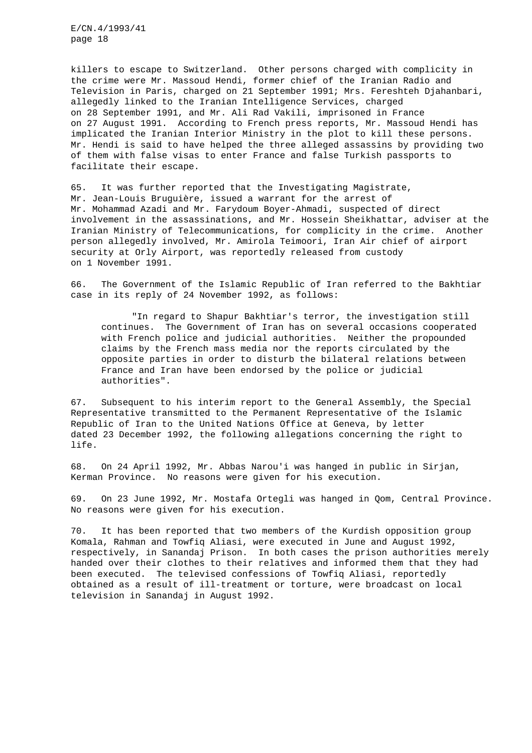killers to escape to Switzerland. Other persons charged with complicity in the crime were Mr. Massoud Hendi, former chief of the Iranian Radio and Television in Paris, charged on 21 September 1991; Mrs. Fereshteh Djahanbari, allegedly linked to the Iranian Intelligence Services, charged on 28 September 1991, and Mr. Ali Rad Vakili, imprisoned in France on 27 August 1991. According to French press reports, Mr. Massoud Hendi has implicated the Iranian Interior Ministry in the plot to kill these persons. Mr. Hendi is said to have helped the three alleged assassins by providing two of them with false visas to enter France and false Turkish passports to facilitate their escape.

65. It was further reported that the Investigating Magistrate, Mr. Jean-Louis Bruguière, issued a warrant for the arrest of Mr. Mohammad Azadi and Mr. Farydoum Boyer-Ahmadi, suspected of direct involvement in the assassinations, and Mr. Hossein Sheikhattar, adviser at the Iranian Ministry of Telecommunications, for complicity in the crime. Another person allegedly involved, Mr. Amirola Teimoori, Iran Air chief of airport security at Orly Airport, was reportedly released from custody on 1 November 1991.

66. The Government of the Islamic Republic of Iran referred to the Bakhtiar case in its reply of 24 November 1992, as follows:

> "In regard to Shapur Bakhtiar's terror, the investigation still continues. The Government of Iran has on several occasions cooperated with French police and judicial authorities. Neither the propounded claims by the French mass media nor the reports circulated by the opposite parties in order to disturb the bilateral relations between France and Iran have been endorsed by the police or judicial authorities".

67. Subsequent to his interim report to the General Assembly, the Special Representative transmitted to the Permanent Representative of the Islamic Republic of Iran to the United Nations Office at Geneva, by letter dated 23 December 1992, the following allegations concerning the right to life.

68. On 24 April 1992, Mr. Abbas Narou'i was hanged in public in Sirjan, Kerman Province. No reasons were given for his execution.

69. On 23 June 1992, Mr. Mostafa Ortegli was hanged in Qom, Central Province. No reasons were given for his execution.

70. It has been reported that two members of the Kurdish opposition group Komala, Rahman and Towfiq Aliasi, were executed in June and August 1992, respectively, in Sanandaj Prison. In both cases the prison authorities merely handed over their clothes to their relatives and informed them that they had been executed. The televised confessions of Towfiq Aliasi, reportedly obtained as a result of ill-treatment or torture, were broadcast on local television in Sanandaj in August 1992.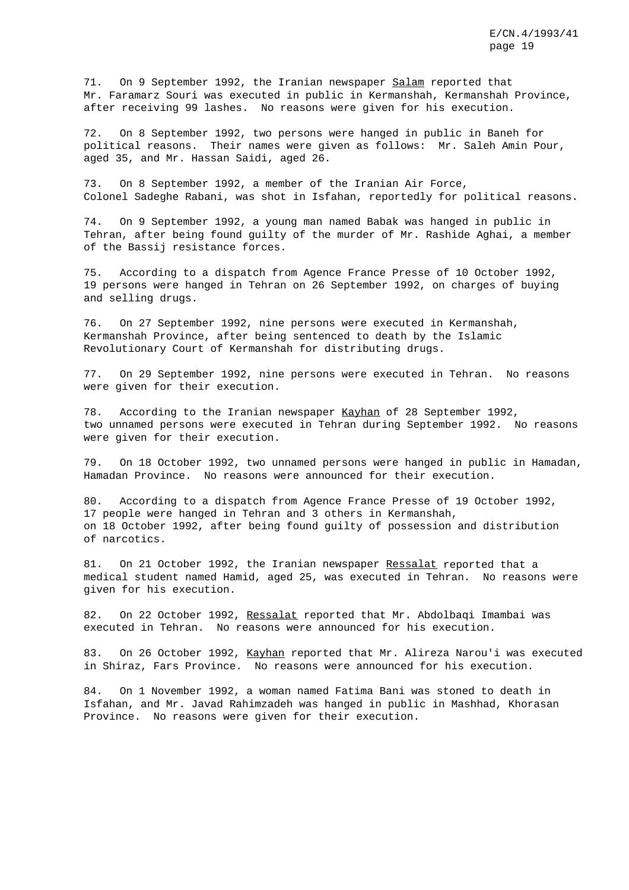71. On 9 September 1992, the Iranian newspaper _Salam_ reported that Mr. Faramarz Souri was executed in public in Kermanshah, Kermanshah Province, after receiving 99 lashes. No reasons were given for his execution.

72. On 8 September 1992, two persons were hanged in public in Baneh for political reasons. Their names were given as follows: Mr. Saleh Amin Pour, aged 35, and Mr. Hassan Saidi, aged 26.

73. On 8 September 1992, a member of the Iranian Air Force, Colonel Sadeghe Rabani, was shot in Isfahan, reportedly for political reasons.

74. On 9 September 1992, a young man named Babak was hanged in public in Tehran, after being found guilty of the murder of Mr. Rashide Aghai, a member of the Bassij resistance forces.

75. According to a dispatch from Agence France Presse of 10 October 1992, 19 persons were hanged in Tehran on 26 September 1992, on charges of buying and selling drugs.

76. On 27 September 1992, nine persons were executed in Kermanshah, Kermanshah Province, after being sentenced to death by the Islamic Revolutionary Court of Kermanshah for distributing drugs.

77. On 29 September 1992, nine persons were executed in Tehran. No reasons were given for their execution.

78. According to the Iranian newspaper _Kayhan_ of 28 September 1992, two unnamed persons were executed in Tehran during September 1992. No reasons were given for their execution.

79. On 18 October 1992, two unnamed persons were hanged in public in Hamadan, Hamadan Province. No reasons were announced for their execution.

80. According to a dispatch from Agence France Presse of 19 October 1992, 17 people were hanged in Tehran and 3 others in Kermanshah, on 18 October 1992, after being found guilty of possession and distribution of narcotics.

81. On 21 October 1992, the Iranian newspaper _Ressalat_ reported that a medical student named Hamid, aged 25, was executed in Tehran. No reasons were given for his execution.

82. On 22 October 1992, _Ressalat_ reported that Mr. Abdolbaqi Imambai was executed in Tehran. No reasons were announced for his execution.

83. On 26 October 1992, _Kayhan_ reported that Mr. Alireza Narou'i was executed in Shiraz, Fars Province. No reasons were announced for his execution.

84. On 1 November 1992, a woman named Fatima Bani was stoned to death in Isfahan, and Mr. Javad Rahimzadeh was hanged in public in Mashhad, Khorasan Province. No reasons were given for their execution.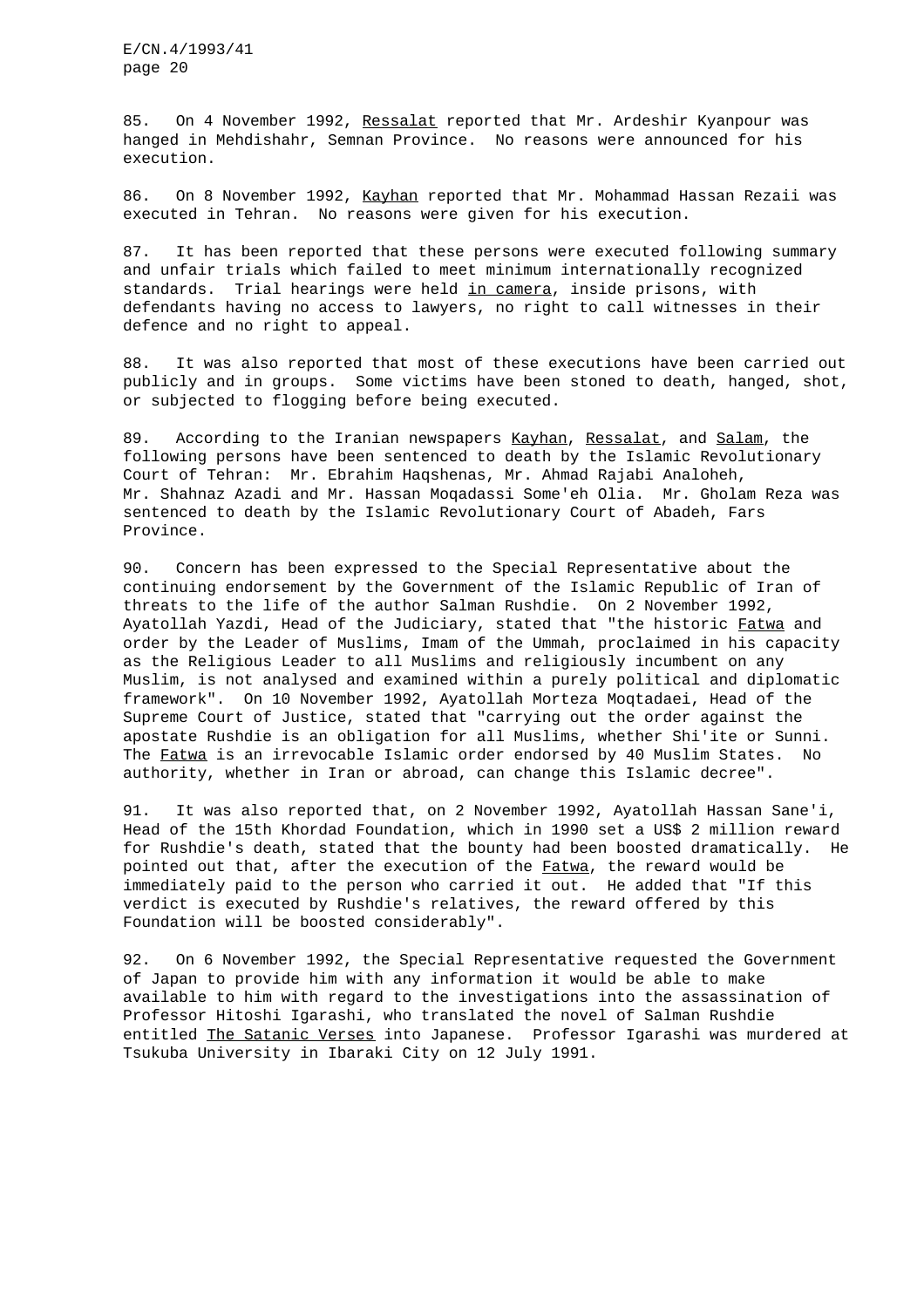85. On 4 November 1992, _Ressalat_ reported that Mr. Ardeshir Kyanpour was hanged in Mehdishahr, Semnan Province. No reasons were announced for his execution.

86. On 8 November 1992, _Kayhan_ reported that Mr. Mohammad Hassan Rezaii was executed in Tehran. No reasons were given for his execution.

87. It has been reported that these persons were executed following summary and unfair trials which failed to meet minimum internationally recognized standards. Trial hearings were held _in camera_, inside prisons, with defendants having no access to lawyers, no right to call witnesses in their defence and no right to appeal.

88. It was also reported that most of these executions have been carried out publicly and in groups. Some victims have been stoned to death, hanged, shot, or subjected to flogging before being executed.

89. According to the Iranian newspapers _Kayhan_, _Ressalat_, and _Salam_, the following persons have been sentenced to death by the Islamic Revolutionary Court of Tehran: Mr. Ebrahim Haqshenas, Mr. Ahmad Rajabi Analoheh, Mr. Shahnaz Azadi and Mr. Hassan Moqadassi Some'eh Olia. Mr. Gholam Reza was sentenced to death by the Islamic Revolutionary Court of Abadeh, Fars Province.

90. Concern has been expressed to the Special Representative about the continuing endorsement by the Government of the Islamic Republic of Iran of threats to the life of the author Salman Rushdie. On 2 November 1992, Ayatollah Yazdi, Head of the Judiciary, stated that "the historic _Fatwa_ and order by the Leader of Muslims, Imam of the Ummah, proclaimed in his capacity as the Religious Leader to all Muslims and religiously incumbent on any Muslim, is not analysed and examined within a purely political and diplomatic framework". On 10 November 1992, Ayatollah Morteza Moqtadaei, Head of the Supreme Court of Justice, stated that "carrying out the order against the apostate Rushdie is an obligation for all Muslims, whether Shi'ite or Sunni. The _Fatwa_ is an irrevocable Islamic order endorsed by 40 Muslim States. No authority, whether in Iran or abroad, can change this Islamic decree".

91. It was also reported that, on 2 November 1992, Ayatollah Hassan Sane'i, Head of the 15th Khordad Foundation, which in 1990 set a US$ 2 million reward for Rushdie's death, stated that the bounty had been boosted dramatically. He pointed out that, after the execution of the _Fatwa_, the reward would be immediately paid to the person who carried it out. He added that "If this verdict is executed by Rushdie's relatives, the reward offered by this Foundation will be boosted considerably".

92. On 6 November 1992, the Special Representative requested the Government of Japan to provide him with any information it would be able to make available to him with regard to the investigations into the assassination of Professor Hitoshi Igarashi, who translated the novel of Salman Rushdie entitled _The Satanic Verses_ into Japanese. Professor Igarashi was murdered at Tsukuba University in Ibaraki City on 12 July 1991.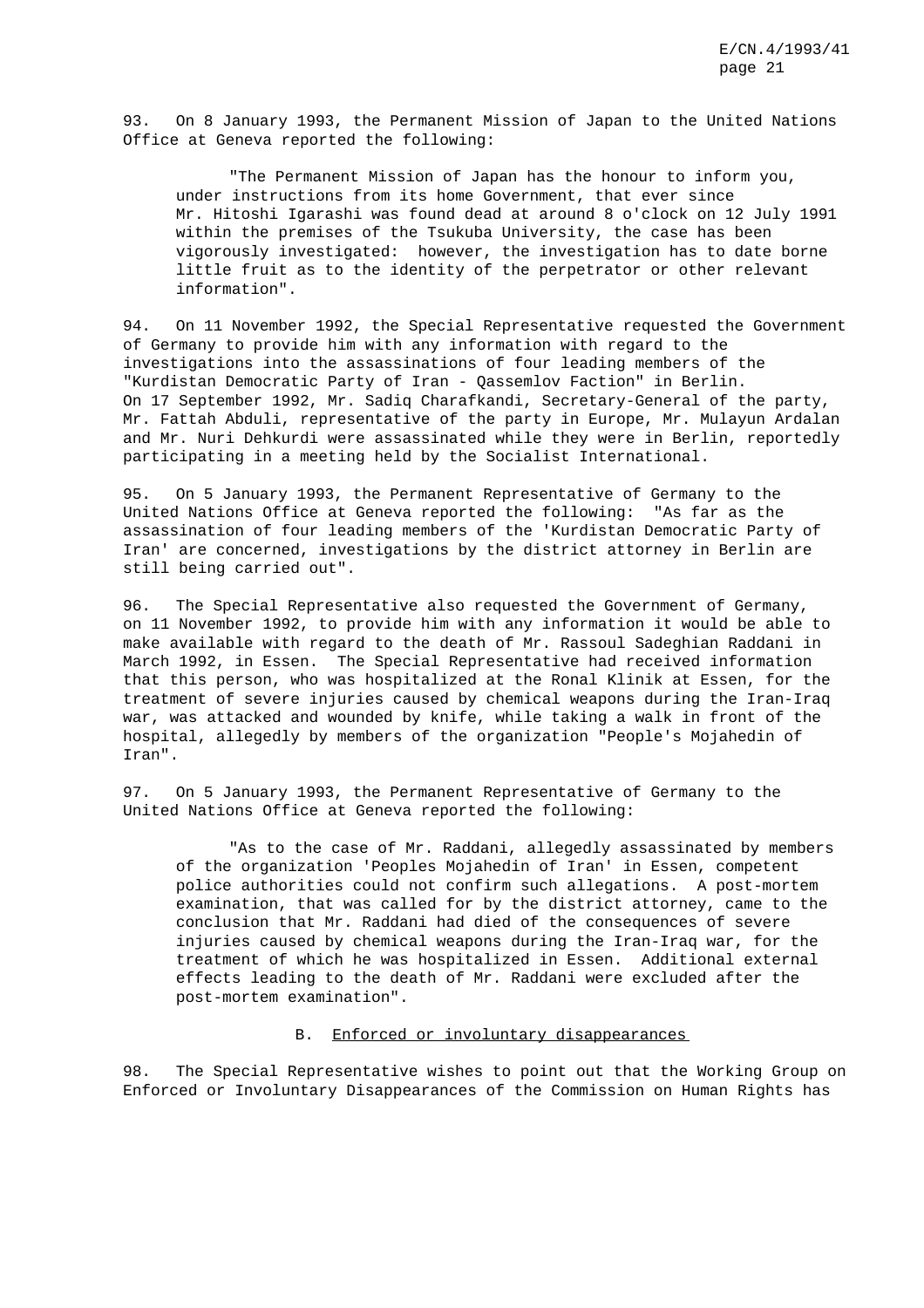93. On 8 January 1993, the Permanent Mission of Japan to the United Nations Office at Geneva reported the following:

> "The Permanent Mission of Japan has the honour to inform you, under instructions from its home Government, that ever since Mr. Hitoshi Igarashi was found dead at around 8 o'clock on 12 July 1991 within the premises of the Tsukuba University, the case has been vigorously investigated: however, the investigation has to date borne little fruit as to the identity of the perpetrator or other relevant information".

94. On 11 November 1992, the Special Representative requested the Government of Germany to provide him with any information with regard to the investigations into the assassinations of four leading members of the "Kurdistan Democratic Party of Iran - Qassemlov Faction" in Berlin. On 17 September 1992, Mr. Sadiq Charafkandi, Secretary-General of the party, Mr. Fattah Abduli, representative of the party in Europe, Mr. Mulayun Ardalan and Mr. Nuri Dehkurdi were assassinated while they were in Berlin, reportedly participating in a meeting held by the Socialist International.

95. On 5 January 1993, the Permanent Representative of Germany to the United Nations Office at Geneva reported the following: "As far as the assassination of four leading members of the 'Kurdistan Democratic Party of Iran' are concerned, investigations by the district attorney in Berlin are still being carried out".

96. The Special Representative also requested the Government of Germany, on 11 November 1992, to provide him with any information it would be able to make available with regard to the death of Mr. Rassoul Sadeghian Raddani in March 1992, in Essen. The Special Representative had received information that this person, who was hospitalized at the Ronal Klinik at Essen, for the treatment of severe injuries caused by chemical weapons during the Iran-Iraq war, was attacked and wounded by knife, while taking a walk in front of the hospital, allegedly by members of the organization "People's Mojahedin of Iran".

97. On 5 January 1993, the Permanent Representative of Germany to the United Nations Office at Geneva reported the following:

> "As to the case of Mr. Raddani, allegedly assassinated by members of the organization 'Peoples Mojahedin of Iran' in Essen, competent police authorities could not confirm such allegations. A post-mortem examination, that was called for by the district attorney, came to the conclusion that Mr. Raddani had died of the consequences of severe injuries caused by chemical weapons during the Iran-Iraq war, for the treatment of which he was hospitalized in Essen. Additional external effects leading to the death of Mr. Raddani were excluded after the post-mortem examination".

## B. Enforced or involuntary disappearances

98. The Special Representative wishes to point out that the Working Group on Enforced or Involuntary Disappearances of the Commission on Human Rights has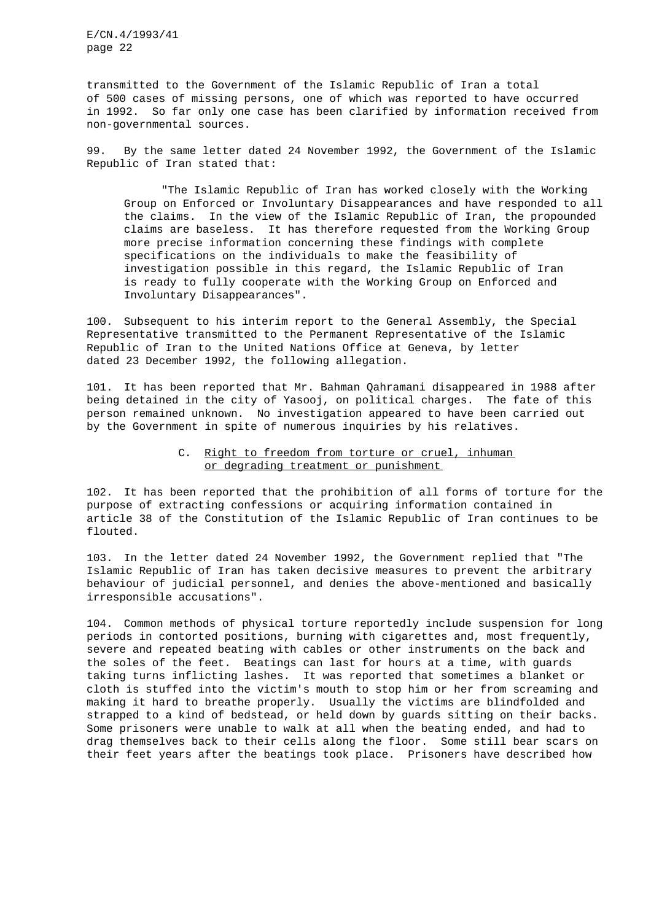transmitted to the Government of the Islamic Republic of Iran a total of 500 cases of missing persons, one of which was reported to have occurred in 1992. So far only one case has been clarified by information received from non-governmental sources.

99. By the same letter dated 24 November 1992, the Government of the Islamic Republic of Iran stated that:

> "The Islamic Republic of Iran has worked closely with the Working Group on Enforced or Involuntary Disappearances and have responded to all the claims. In the view of the Islamic Republic of Iran, the propounded claims are baseless. It has therefore requested from the Working Group more precise information concerning these findings with complete specifications on the individuals to make the feasibility of investigation possible in this regard, the Islamic Republic of Iran is ready to fully cooperate with the Working Group on Enforced and Involuntary Disappearances".

100. Subsequent to his interim report to the General Assembly, the Special Representative transmitted to the Permanent Representative of the Islamic Republic of Iran to the United Nations Office at Geneva, by letter dated 23 December 1992, the following allegation.

101. It has been reported that Mr. Bahman Qahramani disappeared in 1988 after being detained in the city of Yasooj, on political charges. The fate of this person remained unknown. No investigation appeared to have been carried out by the Government in spite of numerous inquiries by his relatives.

### C. Right to freedom from torture or cruel, inhuman or degrading treatment or punishment

102. It has been reported that the prohibition of all forms of torture for the purpose of extracting confessions or acquiring information contained in article 38 of the Constitution of the Islamic Republic of Iran continues to be flouted.

103. In the letter dated 24 November 1992, the Government replied that "The Islamic Republic of Iran has taken decisive measures to prevent the arbitrary behaviour of judicial personnel, and denies the above-mentioned and basically irresponsible accusations".

104. Common methods of physical torture reportedly include suspension for long periods in contorted positions, burning with cigarettes and, most frequently, severe and repeated beating with cables or other instruments on the back and the soles of the feet. Beatings can last for hours at a time, with guards taking turns inflicting lashes. It was reported that sometimes a blanket or cloth is stuffed into the victim's mouth to stop him or her from screaming and making it hard to breathe properly. Usually the victims are blindfolded and strapped to a kind of bedstead, or held down by guards sitting on their backs. Some prisoners were unable to walk at all when the beating ended, and had to drag themselves back to their cells along the floor. Some still bear scars on their feet years after the beatings took place. Prisoners have described how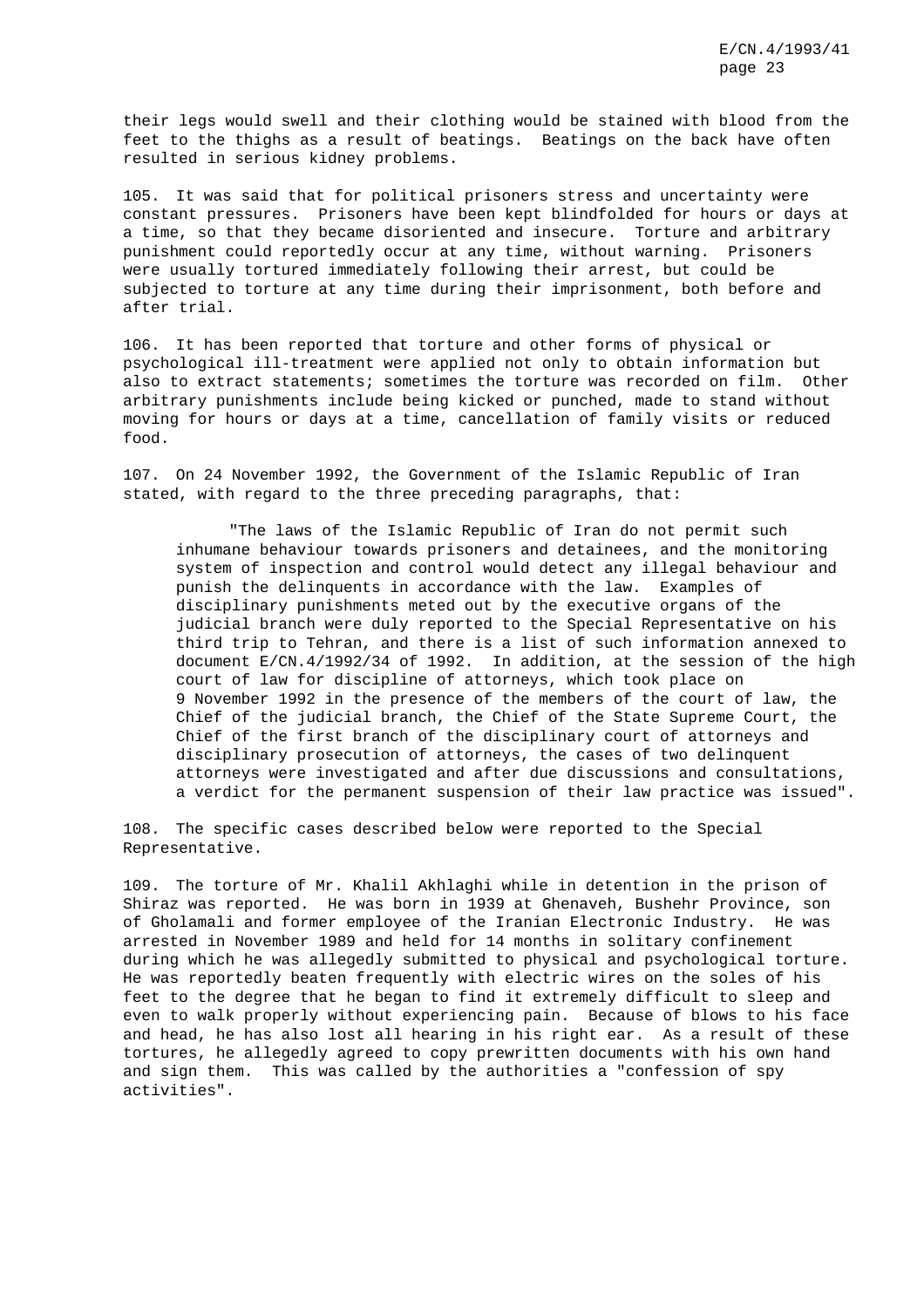their legs would swell and their clothing would be stained with blood from the feet to the thighs as a result of beatings. Beatings on the back have often resulted in serious kidney problems.

105. It was said that for political prisoners stress and uncertainty were constant pressures. Prisoners have been kept blindfolded for hours or days at a time, so that they became disoriented and insecure. Torture and arbitrary punishment could reportedly occur at any time, without warning. Prisoners were usually tortured immediately following their arrest, but could be subjected to torture at any time during their imprisonment, both before and after trial.

106. It has been reported that torture and other forms of physical or psychological ill-treatment were applied not only to obtain information but also to extract statements; sometimes the torture was recorded on film. Other arbitrary punishments include being kicked or punched, made to stand without moving for hours or days at a time, cancellation of family visits or reduced food.

107. On 24 November 1992, the Government of the Islamic Republic of Iran stated, with regard to the three preceding paragraphs, that:

> "The laws of the Islamic Republic of Iran do not permit such inhumane behaviour towards prisoners and detainees, and the monitoring system of inspection and control would detect any illegal behaviour and punish the delinquents in accordance with the law. Examples of disciplinary punishments meted out by the executive organs of the judicial branch were duly reported to the Special Representative on his third trip to Tehran, and there is a list of such information annexed to document E/CN.4/1992/34 of 1992. In addition, at the session of the high court of law for discipline of attorneys, which took place on 9 November 1992 in the presence of the members of the court of law, the Chief of the judicial branch, the Chief of the State Supreme Court, the Chief of the first branch of the disciplinary court of attorneys and disciplinary prosecution of attorneys, the cases of two delinquent attorneys were investigated and after due discussions and consultations, a verdict for the permanent suspension of their law practice was issued".

108. The specific cases described below were reported to the Special Representative.

109. The torture of Mr. Khalil Akhlaghi while in detention in the prison of Shiraz was reported. He was born in 1939 at Ghenaveh, Bushehr Province, son of Gholamali and former employee of the Iranian Electronic Industry. He was arrested in November 1989 and held for 14 months in solitary confinement during which he was allegedly submitted to physical and psychological torture. He was reportedly beaten frequently with electric wires on the soles of his feet to the degree that he began to find it extremely difficult to sleep and even to walk properly without experiencing pain. Because of blows to his face and head, he has also lost all hearing in his right ear. As a result of these tortures, he allegedly agreed to copy prewritten documents with his own hand and sign them. This was called by the authorities a "confession of spy activities".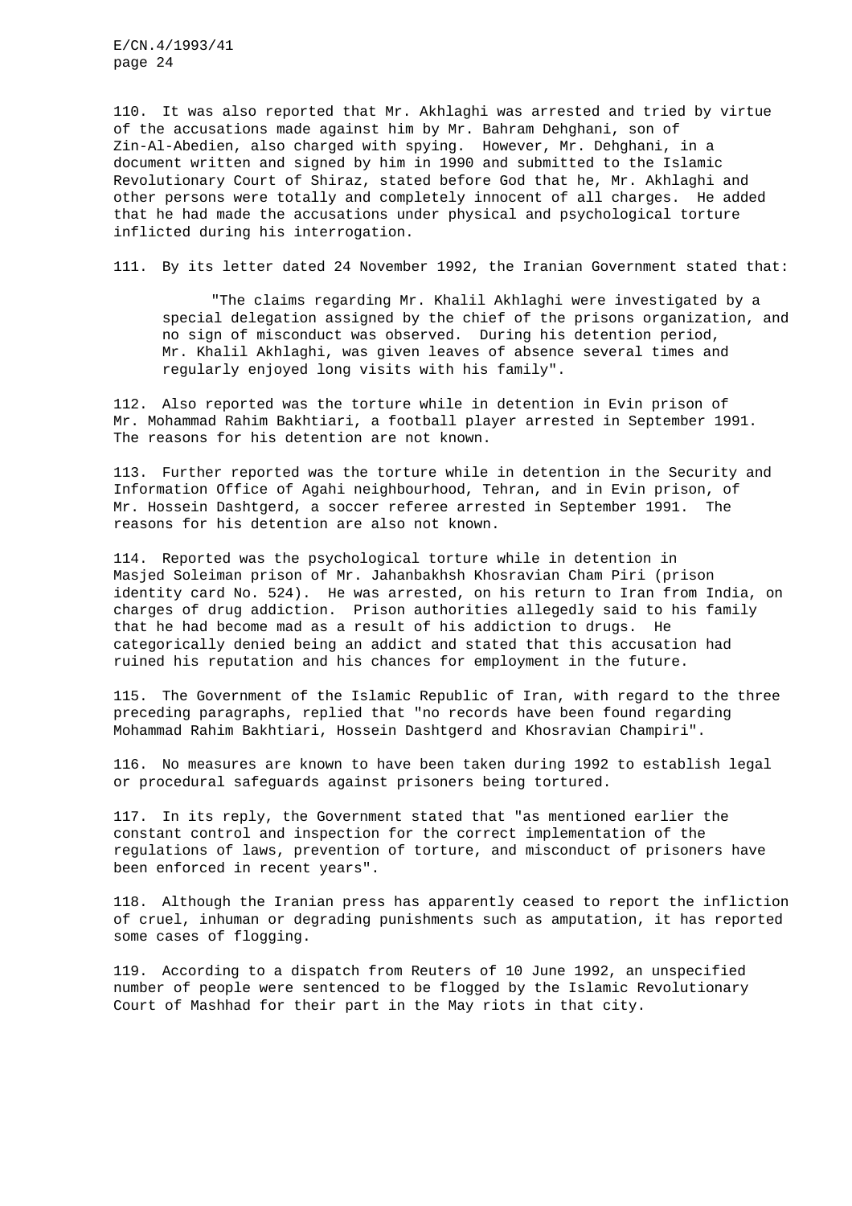110. It was also reported that Mr. Akhlaghi was arrested and tried by virtue of the accusations made against him by Mr. Bahram Dehghani, son of Zin-Al-Abedien, also charged with spying. However, Mr. Dehghani, in a document written and signed by him in 1990 and submitted to the Islamic Revolutionary Court of Shiraz, stated before God that he, Mr. Akhlaghi and other persons were totally and completely innocent of all charges. He added that he had made the accusations under physical and psychological torture inflicted during his interrogation.

111. By its letter dated 24 November 1992, the Iranian Government stated that:

> "The claims regarding Mr. Khalil Akhlaghi were investigated by a special delegation assigned by the chief of the prisons organization, and no sign of misconduct was observed. During his detention period, Mr. Khalil Akhlaghi, was given leaves of absence several times and regularly enjoyed long visits with his family".

112. Also reported was the torture while in detention in Evin prison of Mr. Mohammad Rahim Bakhtiari, a football player arrested in September 1991. The reasons for his detention are not known.

113. Further reported was the torture while in detention in the Security and Information Office of Agahi neighbourhood, Tehran, and in Evin prison, of Mr. Hossein Dashtgerd, a soccer referee arrested in September 1991. The reasons for his detention are also not known.

114. Reported was the psychological torture while in detention in Masjed Soleiman prison of Mr. Jahanbakhsh Khosravian Cham Piri (prison identity card No. 524). He was arrested, on his return to Iran from India, on charges of drug addiction. Prison authorities allegedly said to his family that he had become mad as a result of his addiction to drugs. He categorically denied being an addict and stated that this accusation had ruined his reputation and his chances for employment in the future.

115. The Government of the Islamic Republic of Iran, with regard to the three preceding paragraphs, replied that "no records have been found regarding Mohammad Rahim Bakhtiari, Hossein Dashtgerd and Khosravian Champiri".

116. No measures are known to have been taken during 1992 to establish legal or procedural safeguards against prisoners being tortured.

117. In its reply, the Government stated that "as mentioned earlier the constant control and inspection for the correct implementation of the regulations of laws, prevention of torture, and misconduct of prisoners have been enforced in recent years".

118. Although the Iranian press has apparently ceased to report the infliction of cruel, inhuman or degrading punishments such as amputation, it has reported some cases of flogging.

119. According to a dispatch from Reuters of 10 June 1992, an unspecified number of people were sentenced to be flogged by the Islamic Revolutionary Court of Mashhad for their part in the May riots in that city.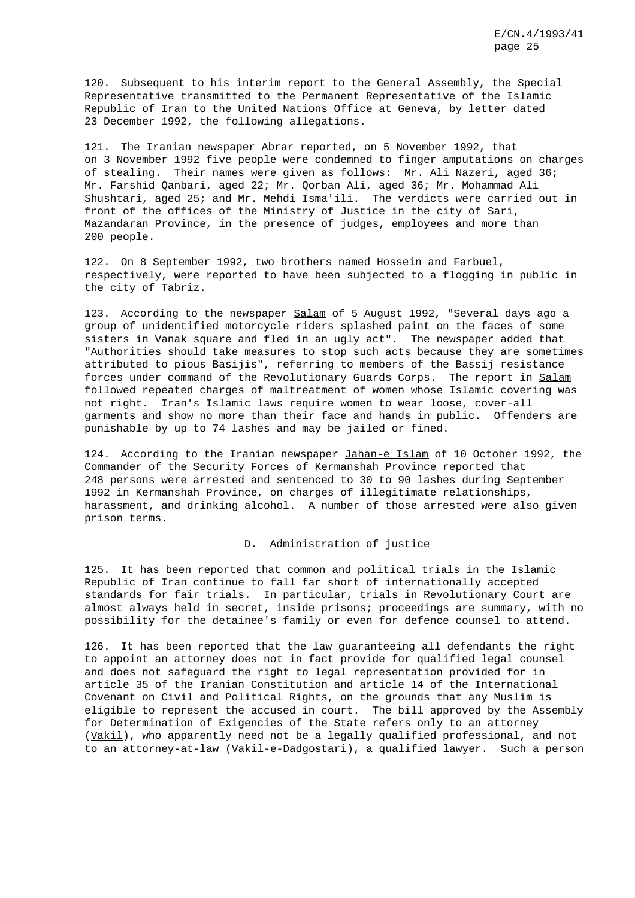120. Subsequent to his interim report to the General Assembly, the Special Representative transmitted to the Permanent Representative of the Islamic Republic of Iran to the United Nations Office at Geneva, by letter dated 23 December 1992, the following allegations.

121. The Iranian newspaper Abrar reported, on 5 November 1992, that on 3 November 1992 five people were condemned to finger amputations on charges of stealing. Their names were given as follows: Mr. Ali Nazeri, aged 36; Mr. Farshid Qanbari, aged 22; Mr. Qorban Ali, aged 36; Mr. Mohammad Ali Shushtari, aged 25; and Mr. Mehdi Isma'ili. The verdicts were carried out in front of the offices of the Ministry of Justice in the city of Sari, Mazandaran Province, in the presence of judges, employees and more than 200 people.

122. On 8 September 1992, two brothers named Hossein and Farbuel, respectively, were reported to have been subjected to a flogging in public in the city of Tabriz.

123. According to the newspaper Salam of 5 August 1992, "Several days ago a group of unidentified motorcycle riders splashed paint on the faces of some sisters in Vanak square and fled in an ugly act". The newspaper added that "Authorities should take measures to stop such acts because they are sometimes attributed to pious Basijis", referring to members of the Bassij resistance forces under command of the Revolutionary Guards Corps. The report in Salam followed repeated charges of maltreatment of women whose Islamic covering was not right. Iran's Islamic laws require women to wear loose, cover-all garments and show no more than their face and hands in public. Offenders are punishable by up to 74 lashes and may be jailed or fined.

124. According to the Iranian newspaper Jahan-e Islam of 10 October 1992, the Commander of the Security Forces of Kermanshah Province reported that 248 persons were arrested and sentenced to 30 to 90 lashes during September 1992 in Kermanshah Province, on charges of illegitimate relationships, harassment, and drinking alcohol. A number of those arrested were also given prison terms.

## D. Administration of justice

125. It has been reported that common and political trials in the Islamic Republic of Iran continue to fall far short of internationally accepted standards for fair trials. In particular, trials in Revolutionary Court are almost always held in secret, inside prisons; proceedings are summary, with no possibility for the detainee's family or even for defence counsel to attend.

126. It has been reported that the law guaranteeing all defendants the right to appoint an attorney does not in fact provide for qualified legal counsel and does not safeguard the right to legal representation provided for in article 35 of the Iranian Constitution and article 14 of the International Covenant on Civil and Political Rights, on the grounds that any Muslim is eligible to represent the accused in court. The bill approved by the Assembly for Determination of Exigencies of the State refers only to an attorney (Vakil), who apparently need not be a legally qualified professional, and not to an attorney-at-law (Vakil-e-Dadgostari), a qualified lawyer. Such a person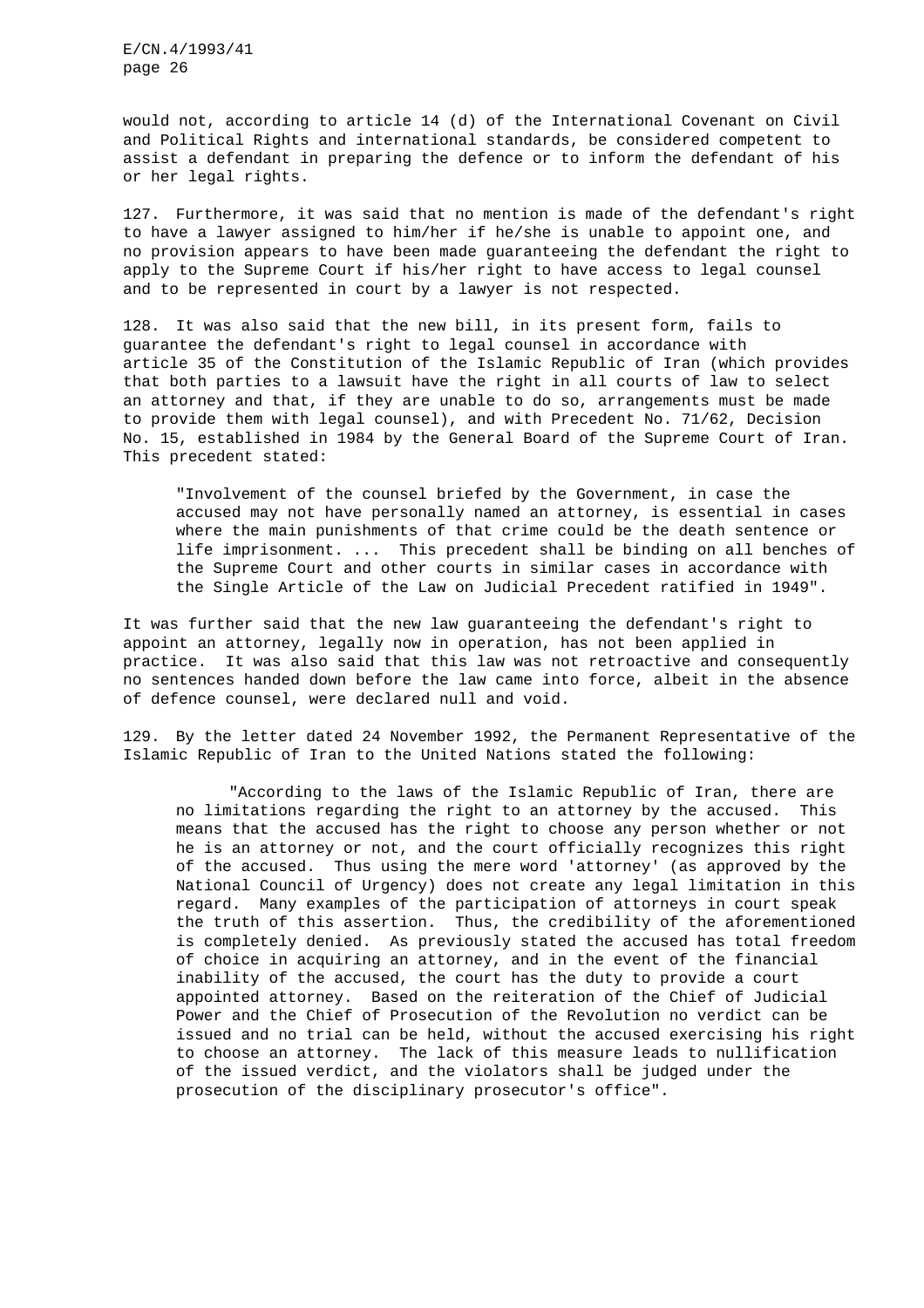would not, according to article 14 (d) of the International Covenant on Civil and Political Rights and international standards, be considered competent to assist a defendant in preparing the defence or to inform the defendant of his or her legal rights.

127. Furthermore, it was said that no mention is made of the defendant's right to have a lawyer assigned to him/her if he/she is unable to appoint one, and no provision appears to have been made guaranteeing the defendant the right to apply to the Supreme Court if his/her right to have access to legal counsel and to be represented in court by a lawyer is not respected.

128. It was also said that the new bill, in its present form, fails to guarantee the defendant's right to legal counsel in accordance with article 35 of the Constitution of the Islamic Republic of Iran (which provides that both parties to a lawsuit have the right in all courts of law to select an attorney and that, if they are unable to do so, arrangements must be made to provide them with legal counsel), and with Precedent No. 71/62, Decision No. 15, established in 1984 by the General Board of the Supreme Court of Iran. This precedent stated:

> "Involvement of the counsel briefed by the Government, in case the accused may not have personally named an attorney, is essential in cases where the main punishments of that crime could be the death sentence or life imprisonment. ... This precedent shall be binding on all benches of the Supreme Court and other courts in similar cases in accordance with the Single Article of the Law on Judicial Precedent ratified in 1949".

It was further said that the new law guaranteeing the defendant's right to appoint an attorney, legally now in operation, has not been applied in practice. It was also said that this law was not retroactive and consequently no sentences handed down before the law came into force, albeit in the absence of defence counsel, were declared null and void.

129. By the letter dated 24 November 1992, the Permanent Representative of the Islamic Republic of Iran to the United Nations stated the following:

> "According to the laws of the Islamic Republic of Iran, there are no limitations regarding the right to an attorney by the accused. This means that the accused has the right to choose any person whether or not he is an attorney or not, and the court officially recognizes this right of the accused. Thus using the mere word 'attorney' (as approved by the National Council of Urgency) does not create any legal limitation in this regard. Many examples of the participation of attorneys in court speak the truth of this assertion. Thus, the credibility of the aforementioned is completely denied. As previously stated the accused has total freedom of choice in acquiring an attorney, and in the event of the financial inability of the accused, the court has the duty to provide a court appointed attorney. Based on the reiteration of the Chief of Judicial Power and the Chief of Prosecution of the Revolution no verdict can be issued and no trial can be held, without the accused exercising his right to choose an attorney. The lack of this measure leads to nullification of the issued verdict, and the violators shall be judged under the prosecution of the disciplinary prosecutor's office".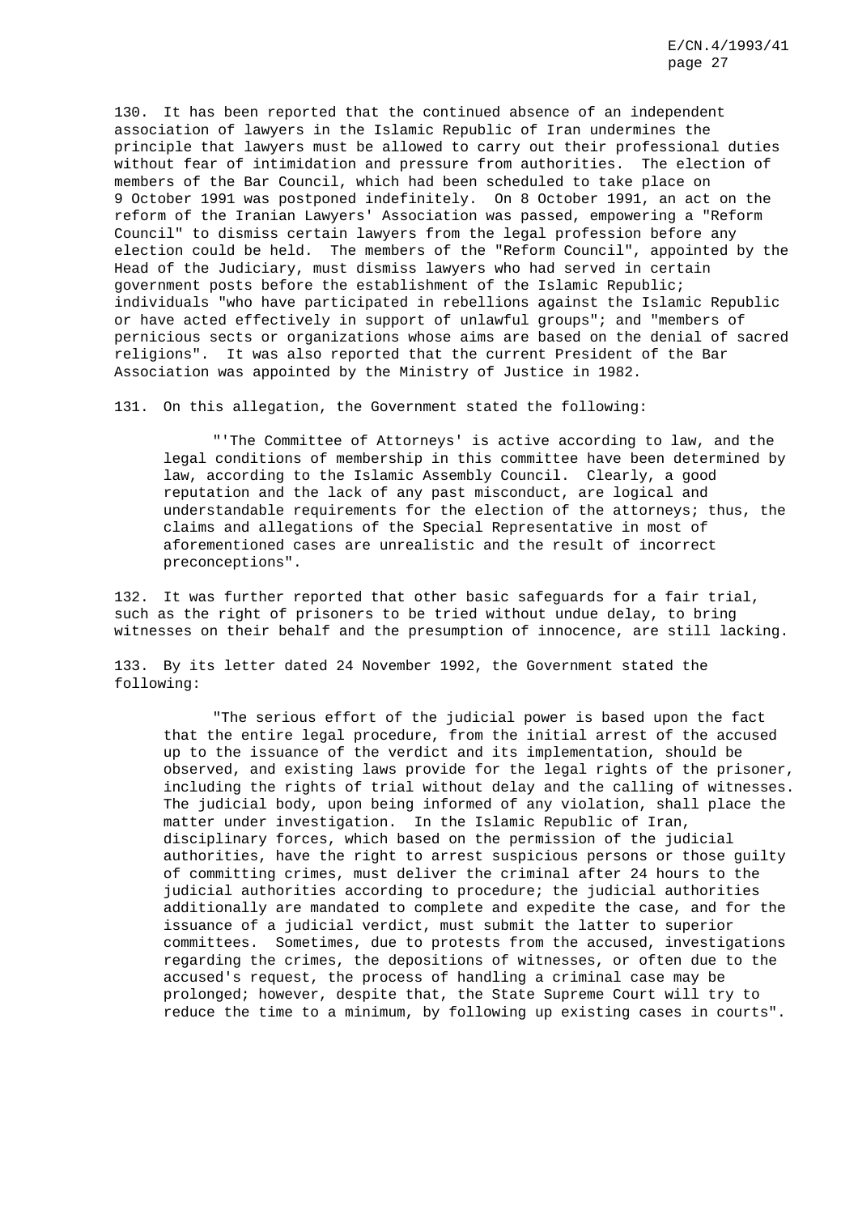130. It has been reported that the continued absence of an independent association of lawyers in the Islamic Republic of Iran undermines the principle that lawyers must be allowed to carry out their professional duties without fear of intimidation and pressure from authorities. The election of members of the Bar Council, which had been scheduled to take place on 9 October 1991 was postponed indefinitely. On 8 October 1991, an act on the reform of the Iranian Lawyers' Association was passed, empowering a "Reform Council" to dismiss certain lawyers from the legal profession before any election could be held. The members of the "Reform Council", appointed by the Head of the Judiciary, must dismiss lawyers who had served in certain government posts before the establishment of the Islamic Republic; individuals "who have participated in rebellions against the Islamic Republic or have acted effectively in support of unlawful groups"; and "members of pernicious sects or organizations whose aims are based on the denial of sacred religions". It was also reported that the current President of the Bar Association was appointed by the Ministry of Justice in 1982.

131. On this allegation, the Government stated the following:

> "'The Committee of Attorneys' is active according to law, and the legal conditions of membership in this committee have been determined by law, according to the Islamic Assembly Council. Clearly, a good reputation and the lack of any past misconduct, are logical and understandable requirements for the election of the attorneys; thus, the claims and allegations of the Special Representative in most of aforementioned cases are unrealistic and the result of incorrect preconceptions".

132. It was further reported that other basic safeguards for a fair trial, such as the right of prisoners to be tried without undue delay, to bring witnesses on their behalf and the presumption of innocence, are still lacking.

133. By its letter dated 24 November 1992, the Government stated the following:

> "The serious effort of the judicial power is based upon the fact that the entire legal procedure, from the initial arrest of the accused up to the issuance of the verdict and its implementation, should be observed, and existing laws provide for the legal rights of the prisoner, including the rights of trial without delay and the calling of witnesses. The judicial body, upon being informed of any violation, shall place the matter under investigation. In the Islamic Republic of Iran, disciplinary forces, which based on the permission of the judicial authorities, have the right to arrest suspicious persons or those guilty of committing crimes, must deliver the criminal after 24 hours to the judicial authorities according to procedure; the judicial authorities additionally are mandated to complete and expedite the case, and for the issuance of a judicial verdict, must submit the latter to superior committees. Sometimes, due to protests from the accused, investigations regarding the crimes, the depositions of witnesses, or often due to the accused's request, the process of handling a criminal case may be prolonged; however, despite that, the State Supreme Court will try to reduce the time to a minimum, by following up existing cases in courts".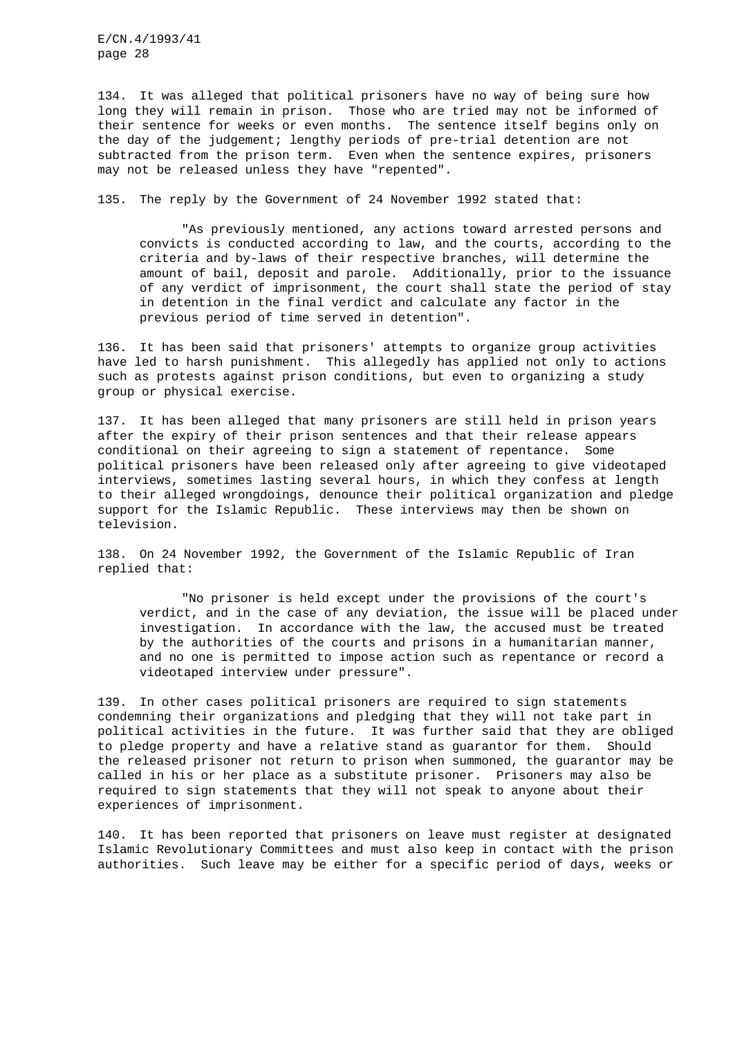134. It was alleged that political prisoners have no way of being sure how long they will remain in prison. Those who are tried may not be informed of their sentence for weeks or even months. The sentence itself begins only on the day of the judgement; lengthy periods of pre-trial detention are not subtracted from the prison term. Even when the sentence expires, prisoners may not be released unless they have "repented".

135. The reply by the Government of 24 November 1992 stated that:

> "As previously mentioned, any actions toward arrested persons and convicts is conducted according to law, and the courts, according to the criteria and by-laws of their respective branches, will determine the amount of bail, deposit and parole. Additionally, prior to the issuance of any verdict of imprisonment, the court shall state the period of stay in detention in the final verdict and calculate any factor in the previous period of time served in detention".

136. It has been said that prisoners' attempts to organize group activities have led to harsh punishment. This allegedly has applied not only to actions such as protests against prison conditions, but even to organizing a study group or physical exercise.

137. It has been alleged that many prisoners are still held in prison years after the expiry of their prison sentences and that their release appears conditional on their agreeing to sign a statement of repentance. Some political prisoners have been released only after agreeing to give videotaped interviews, sometimes lasting several hours, in which they confess at length to their alleged wrongdoings, denounce their political organization and pledge support for the Islamic Republic. These interviews may then be shown on television.

138. On 24 November 1992, the Government of the Islamic Republic of Iran replied that:

> "No prisoner is held except under the provisions of the court's verdict, and in the case of any deviation, the issue will be placed under investigation. In accordance with the law, the accused must be treated by the authorities of the courts and prisons in a humanitarian manner, and no one is permitted to impose action such as repentance or record a videotaped interview under pressure".

139. In other cases political prisoners are required to sign statements condemning their organizations and pledging that they will not take part in political activities in the future. It was further said that they are obliged to pledge property and have a relative stand as guarantor for them. Should the released prisoner not return to prison when summoned, the guarantor may be called in his or her place as a substitute prisoner. Prisoners may also be required to sign statements that they will not speak to anyone about their experiences of imprisonment.

140. It has been reported that prisoners on leave must register at designated Islamic Revolutionary Committees and must also keep in contact with the prison authorities. Such leave may be either for a specific period of days, weeks or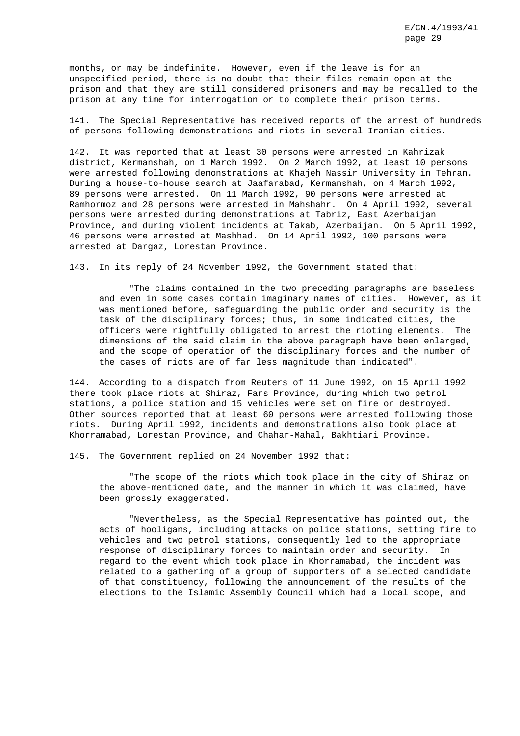months, or may be indefinite. However, even if the leave is for an unspecified period, there is no doubt that their files remain open at the prison and that they are still considered prisoners and may be recalled to the prison at any time for interrogation or to complete their prison terms.

141. The Special Representative has received reports of the arrest of hundreds of persons following demonstrations and riots in several Iranian cities.

142. It was reported that at least 30 persons were arrested in Kahrizak district, Kermanshah, on 1 March 1992. On 2 March 1992, at least 10 persons were arrested following demonstrations at Khajeh Nassir University in Tehran. During a house-to-house search at Jaafarabad, Kermanshah, on 4 March 1992, 89 persons were arrested. On 11 March 1992, 90 persons were arrested at Ramhormoz and 28 persons were arrested in Mahshahr. On 4 April 1992, several persons were arrested during demonstrations at Tabriz, East Azerbaijan Province, and during violent incidents at Takab, Azerbaijan. On 5 April 1992, 46 persons were arrested at Mashhad. On 14 April 1992, 100 persons were arrested at Dargaz, Lorestan Province.

143. In its reply of 24 November 1992, the Government stated that:

> "The claims contained in the two preceding paragraphs are baseless and even in some cases contain imaginary names of cities. However, as it was mentioned before, safeguarding the public order and security is the task of the disciplinary forces; thus, in some indicated cities, the officers were rightfully obligated to arrest the rioting elements. The dimensions of the said claim in the above paragraph have been enlarged, and the scope of operation of the disciplinary forces and the number of the cases of riots are of far less magnitude than indicated".

144. According to a dispatch from Reuters of 11 June 1992, on 15 April 1992 there took place riots at Shiraz, Fars Province, during which two petrol stations, a police station and 15 vehicles were set on fire or destroyed. Other sources reported that at least 60 persons were arrested following those riots. During April 1992, incidents and demonstrations also took place at Khorramabad, Lorestan Province, and Chahar-Mahal, Bakhtiari Province.

145. The Government replied on 24 November 1992 that:

> "The scope of the riots which took place in the city of Shiraz on the above-mentioned date, and the manner in which it was claimed, have been grossly exaggerated.
>
> "Nevertheless, as the Special Representative has pointed out, the acts of hooligans, including attacks on police stations, setting fire to vehicles and two petrol stations, consequently led to the appropriate response of disciplinary forces to maintain order and security. In regard to the event which took place in Khorramabad, the incident was related to a gathering of a group of supporters of a selected candidate of that constituency, following the announcement of the results of the elections to the Islamic Assembly Council which had a local scope, and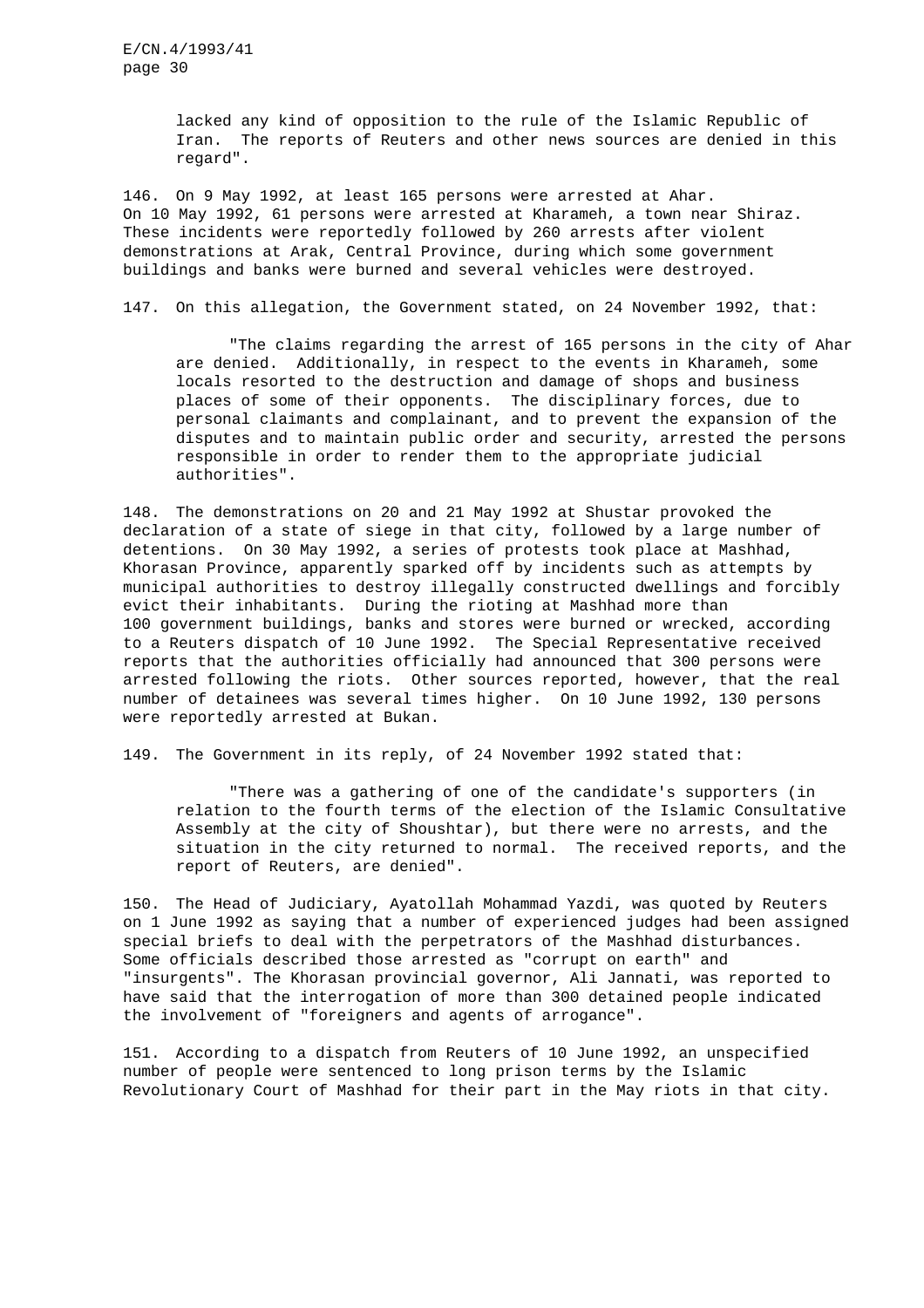lacked any kind of opposition to the rule of the Islamic Republic of Iran. The reports of Reuters and other news sources are denied in this regard".

146. On 9 May 1992, at least 165 persons were arrested at Ahar. On 10 May 1992, 61 persons were arrested at Kharameh, a town near Shiraz. These incidents were reportedly followed by 260 arrests after violent demonstrations at Arak, Central Province, during which some government buildings and banks were burned and several vehicles were destroyed.

147. On this allegation, the Government stated, on 24 November 1992, that:

> "The claims regarding the arrest of 165 persons in the city of Ahar are denied. Additionally, in respect to the events in Kharameh, some locals resorted to the destruction and damage of shops and business places of some of their opponents. The disciplinary forces, due to personal claimants and complainant, and to prevent the expansion of the disputes and to maintain public order and security, arrested the persons responsible in order to render them to the appropriate judicial authorities".

148. The demonstrations on 20 and 21 May 1992 at Shustar provoked the declaration of a state of siege in that city, followed by a large number of detentions. On 30 May 1992, a series of protests took place at Mashhad, Khorasan Province, apparently sparked off by incidents such as attempts by municipal authorities to destroy illegally constructed dwellings and forcibly evict their inhabitants. During the rioting at Mashhad more than 100 government buildings, banks and stores were burned or wrecked, according to a Reuters dispatch of 10 June 1992. The Special Representative received reports that the authorities officially had announced that 300 persons were arrested following the riots. Other sources reported, however, that the real number of detainees was several times higher. On 10 June 1992, 130 persons were reportedly arrested at Bukan.

149. The Government in its reply, of 24 November 1992 stated that:

> "There was a gathering of one of the candidate's supporters (in relation to the fourth terms of the election of the Islamic Consultative Assembly at the city of Shoushtar), but there were no arrests, and the situation in the city returned to normal. The received reports, and the report of Reuters, are denied".

150. The Head of Judiciary, Ayatollah Mohammad Yazdi, was quoted by Reuters on 1 June 1992 as saying that a number of experienced judges had been assigned special briefs to deal with the perpetrators of the Mashhad disturbances. Some officials described those arrested as "corrupt on earth" and "insurgents". The Khorasan provincial governor, Ali Jannati, was reported to have said that the interrogation of more than 300 detained people indicated the involvement of "foreigners and agents of arrogance".

151. According to a dispatch from Reuters of 10 June 1992, an unspecified number of people were sentenced to long prison terms by the Islamic Revolutionary Court of Mashhad for their part in the May riots in that city.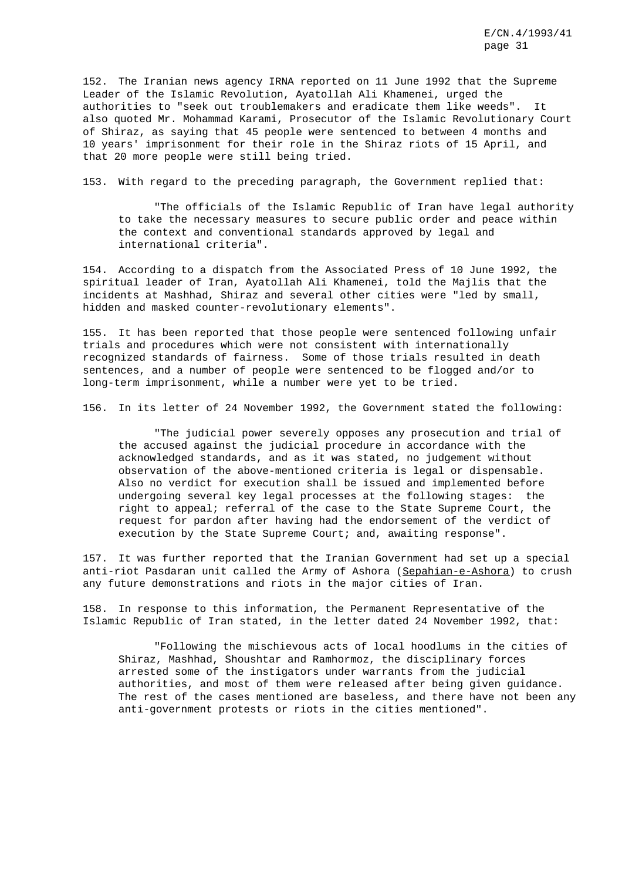152. The Iranian news agency IRNA reported on 11 June 1992 that the Supreme Leader of the Islamic Revolution, Ayatollah Ali Khamenei, urged the authorities to "seek out troublemakers and eradicate them like weeds". It also quoted Mr. Mohammad Karami, Prosecutor of the Islamic Revolutionary Court of Shiraz, as saying that 45 people were sentenced to between 4 months and 10 years' imprisonment for their role in the Shiraz riots of 15 April, and that 20 more people were still being tried.

153. With regard to the preceding paragraph, the Government replied that:

> "The officials of the Islamic Republic of Iran have legal authority to take the necessary measures to secure public order and peace within the context and conventional standards approved by legal and international criteria".

154. According to a dispatch from the Associated Press of 10 June 1992, the spiritual leader of Iran, Ayatollah Ali Khamenei, told the Majlis that the incidents at Mashhad, Shiraz and several other cities were "led by small, hidden and masked counter-revolutionary elements".

155. It has been reported that those people were sentenced following unfair trials and procedures which were not consistent with internationally recognized standards of fairness. Some of those trials resulted in death sentences, and a number of people were sentenced to be flogged and/or to long-term imprisonment, while a number were yet to be tried.

156. In its letter of 24 November 1992, the Government stated the following:

> "The judicial power severely opposes any prosecution and trial of the accused against the judicial procedure in accordance with the acknowledged standards, and as it was stated, no judgement without observation of the above-mentioned criteria is legal or dispensable. Also no verdict for execution shall be issued and implemented before undergoing several key legal processes at the following stages: the right to appeal; referral of the case to the State Supreme Court, the request for pardon after having had the endorsement of the verdict of execution by the State Supreme Court; and, awaiting response".

157. It was further reported that the Iranian Government had set up a special anti-riot Pasdaran unit called the Army of Ashora (Sepahian-e-Ashora) to crush any future demonstrations and riots in the major cities of Iran.

158. In response to this information, the Permanent Representative of the Islamic Republic of Iran stated, in the letter dated 24 November 1992, that:

> "Following the mischievous acts of local hoodlums in the cities of Shiraz, Mashhad, Shoushtar and Ramhormoz, the disciplinary forces arrested some of the instigators under warrants from the judicial authorities, and most of them were released after being given guidance. The rest of the cases mentioned are baseless, and there have not been any anti-government protests or riots in the cities mentioned".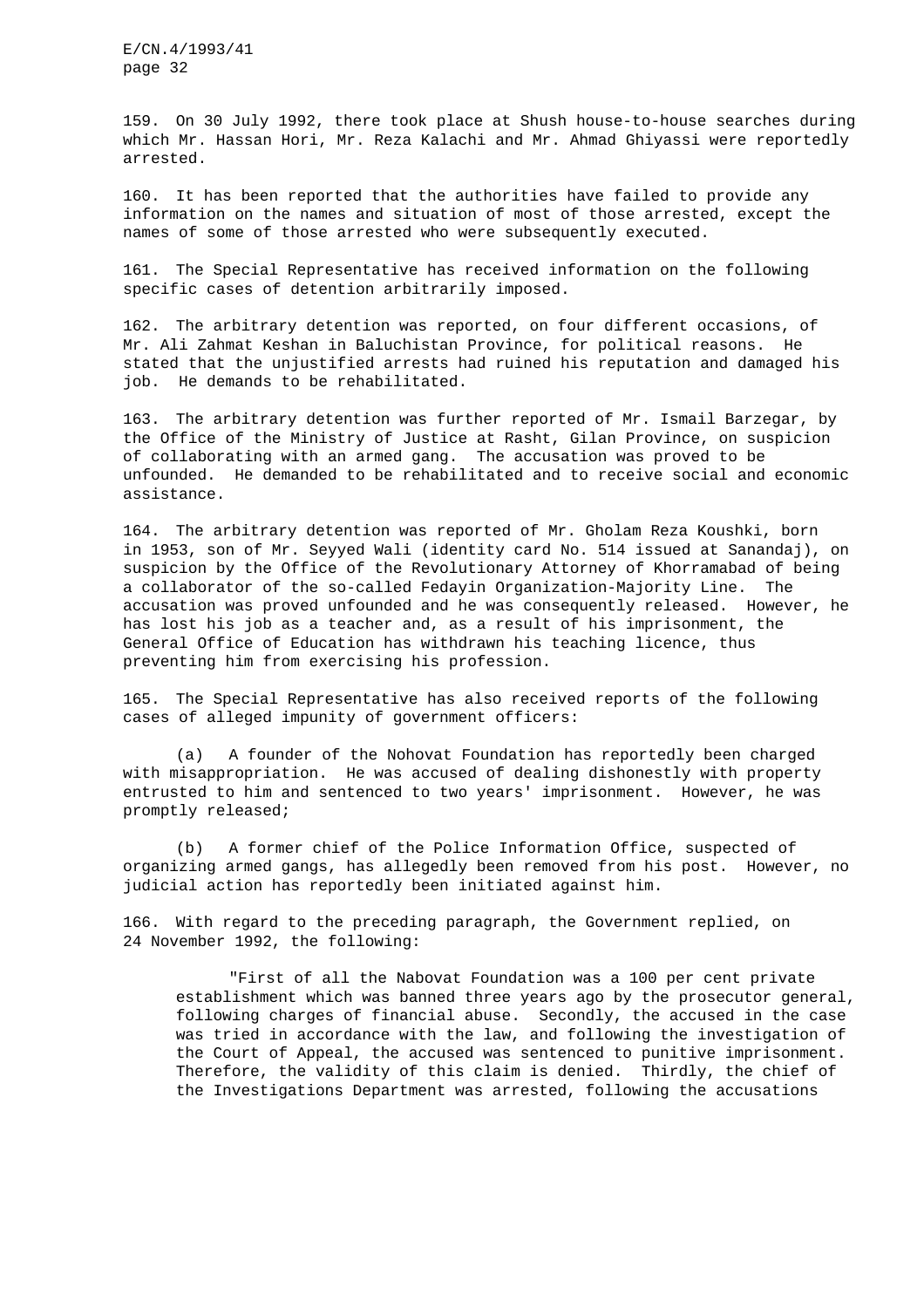159. On 30 July 1992, there took place at Shush house-to-house searches during which Mr. Hassan Hori, Mr. Reza Kalachi and Mr. Ahmad Ghiyassi were reportedly arrested.

160. It has been reported that the authorities have failed to provide any information on the names and situation of most of those arrested, except the names of some of those arrested who were subsequently executed.

161. The Special Representative has received information on the following specific cases of detention arbitrarily imposed.

162. The arbitrary detention was reported, on four different occasions, of Mr. Ali Zahmat Keshan in Baluchistan Province, for political reasons. He stated that the unjustified arrests had ruined his reputation and damaged his job. He demands to be rehabilitated.

163. The arbitrary detention was further reported of Mr. Ismail Barzegar, by the Office of the Ministry of Justice at Rasht, Gilan Province, on suspicion of collaborating with an armed gang. The accusation was proved to be unfounded. He demanded to be rehabilitated and to receive social and economic assistance.

164. The arbitrary detention was reported of Mr. Gholam Reza Koushki, born in 1953, son of Mr. Seyyed Wali (identity card No. 514 issued at Sanandaj), on suspicion by the Office of the Revolutionary Attorney of Khorramabad of being a collaborator of the so-called Fedayin Organization-Majority Line. The accusation was proved unfounded and he was consequently released. However, he has lost his job as a teacher and, as a result of his imprisonment, the General Office of Education has withdrawn his teaching licence, thus preventing him from exercising his profession.

165. The Special Representative has also received reports of the following cases of alleged impunity of government officers:

(a) A founder of the Nohovat Foundation has reportedly been charged with misappropriation. He was accused of dealing dishonestly with property entrusted to him and sentenced to two years' imprisonment. However, he was promptly released;

(b) A former chief of the Police Information Office, suspected of organizing armed gangs, has allegedly been removed from his post. However, no judicial action has reportedly been initiated against him.

166. With regard to the preceding paragraph, the Government replied, on 24 November 1992, the following:

> "First of all the Nabovat Foundation was a 100 per cent private establishment which was banned three years ago by the prosecutor general, following charges of financial abuse. Secondly, the accused in the case was tried in accordance with the law, and following the investigation of the Court of Appeal, the accused was sentenced to punitive imprisonment. Therefore, the validity of this claim is denied. Thirdly, the chief of the Investigations Department was arrested, following the accusations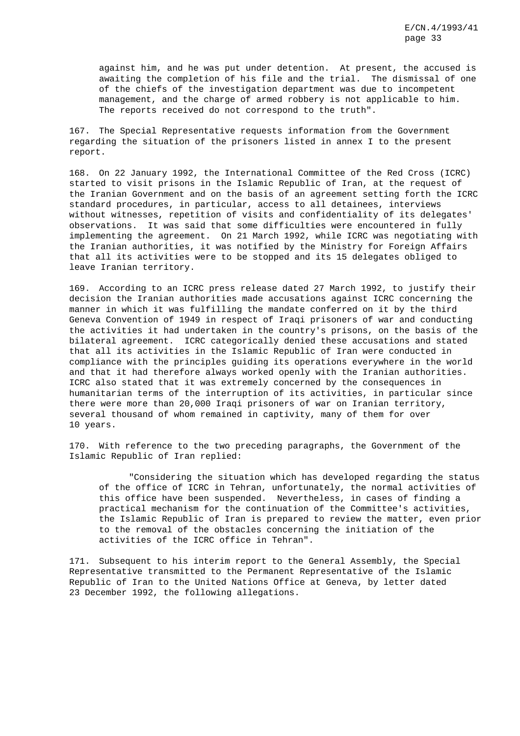> against him, and he was put under detention. At present, the accused is awaiting the completion of his file and the trial. The dismissal of one of the chiefs of the investigation department was due to incompetent management, and the charge of armed robbery is not applicable to him. The reports received do not correspond to the truth".

167. The Special Representative requests information from the Government regarding the situation of the prisoners listed in annex I to the present report.

168. On 22 January 1992, the International Committee of the Red Cross (ICRC) started to visit prisons in the Islamic Republic of Iran, at the request of the Iranian Government and on the basis of an agreement setting forth the ICRC standard procedures, in particular, access to all detainees, interviews without witnesses, repetition of visits and confidentiality of its delegates' observations. It was said that some difficulties were encountered in fully implementing the agreement. On 21 March 1992, while ICRC was negotiating with the Iranian authorities, it was notified by the Ministry for Foreign Affairs that all its activities were to be stopped and its 15 delegates obliged to leave Iranian territory.

169. According to an ICRC press release dated 27 March 1992, to justify their decision the Iranian authorities made accusations against ICRC concerning the manner in which it was fulfilling the mandate conferred on it by the third Geneva Convention of 1949 in respect of Iraqi prisoners of war and conducting the activities it had undertaken in the country's prisons, on the basis of the bilateral agreement. ICRC categorically denied these accusations and stated that all its activities in the Islamic Republic of Iran were conducted in compliance with the principles guiding its operations everywhere in the world and that it had therefore always worked openly with the Iranian authorities. ICRC also stated that it was extremely concerned by the consequences in humanitarian terms of the interruption of its activities, in particular since there were more than 20,000 Iraqi prisoners of war on Iranian territory, several thousand of whom remained in captivity, many of them for over 10 years.

170. With reference to the two preceding paragraphs, the Government of the Islamic Republic of Iran replied:

> "Considering the situation which has developed regarding the status of the office of ICRC in Tehran, unfortunately, the normal activities of this office have been suspended. Nevertheless, in cases of finding a practical mechanism for the continuation of the Committee's activities, the Islamic Republic of Iran is prepared to review the matter, even prior to the removal of the obstacles concerning the initiation of the activities of the ICRC office in Tehran".

171. Subsequent to his interim report to the General Assembly, the Special Representative transmitted to the Permanent Representative of the Islamic Republic of Iran to the United Nations Office at Geneva, by letter dated 23 December 1992, the following allegations.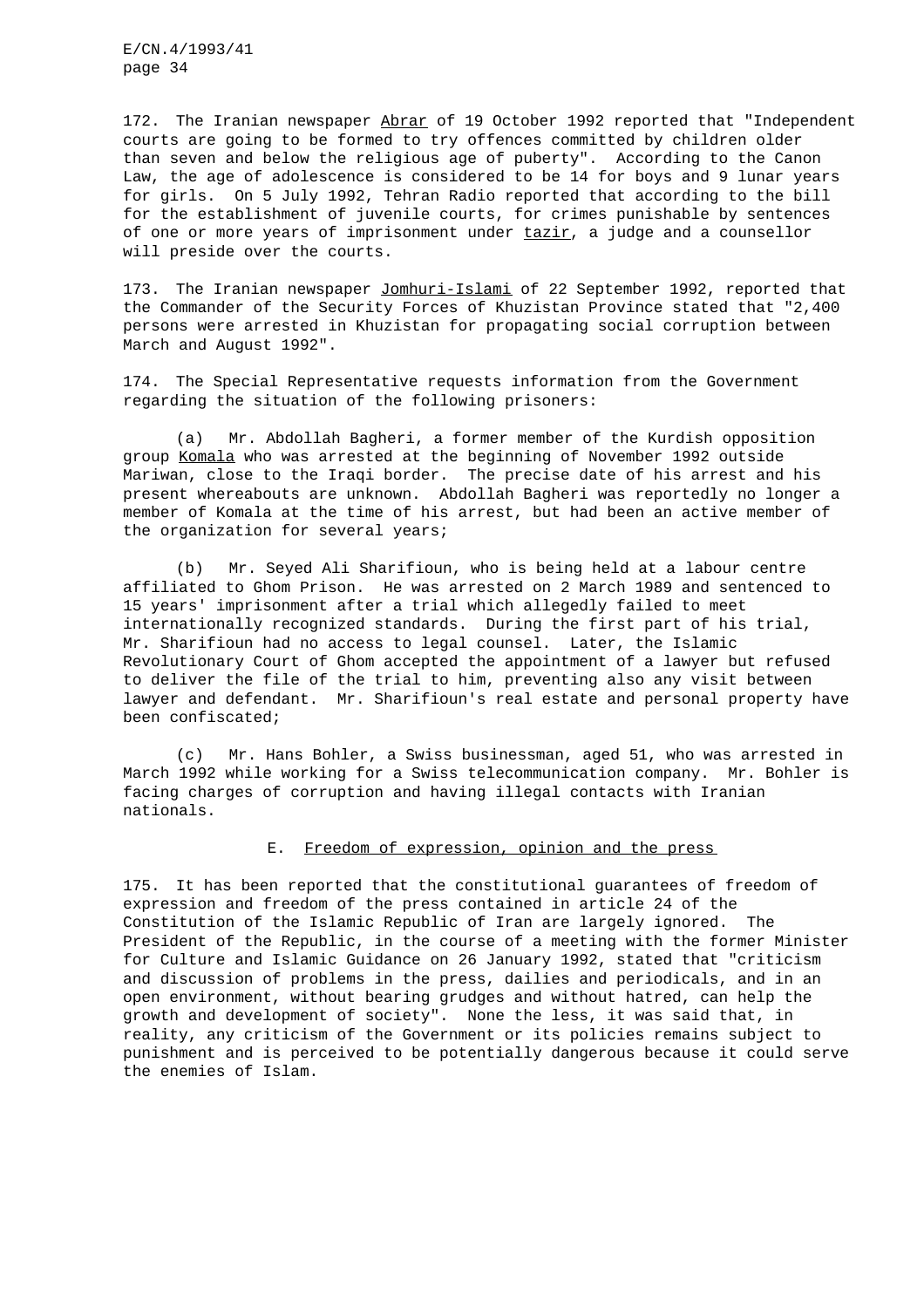172. The Iranian newspaper _Abrar_ of 19 October 1992 reported that "Independent courts are going to be formed to try offences committed by children older than seven and below the religious age of puberty". According to the Canon Law, the age of adolescence is considered to be 14 for boys and 9 lunar years for girls. On 5 July 1992, Tehran Radio reported that according to the bill for the establishment of juvenile courts, for crimes punishable by sentences of one or more years of imprisonment under _tazir_, a judge and a counsellor will preside over the courts.

173. The Iranian newspaper _Jomhuri-Islami_ of 22 September 1992, reported that the Commander of the Security Forces of Khuzistan Province stated that "2,400 persons were arrested in Khuzistan for propagating social corruption between March and August 1992".

174. The Special Representative requests information from the Government regarding the situation of the following prisoners:

(a) Mr. Abdollah Bagheri, a former member of the Kurdish opposition group _Komala_ who was arrested at the beginning of November 1992 outside Mariwan, close to the Iraqi border. The precise date of his arrest and his present whereabouts are unknown. Abdollah Bagheri was reportedly no longer a member of Komala at the time of his arrest, but had been an active member of the organization for several years;

(b) Mr. Seyed Ali Sharifioun, who is being held at a labour centre affiliated to Ghom Prison. He was arrested on 2 March 1989 and sentenced to 15 years' imprisonment after a trial which allegedly failed to meet internationally recognized standards. During the first part of his trial, Mr. Sharifioun had no access to legal counsel. Later, the Islamic Revolutionary Court of Ghom accepted the appointment of a lawyer but refused to deliver the file of the trial to him, preventing also any visit between lawyer and defendant. Mr. Sharifioun's real estate and personal property have been confiscated;

(c) Mr. Hans Bohler, a Swiss businessman, aged 51, who was arrested in March 1992 while working for a Swiss telecommunication company. Mr. Bohler is facing charges of corruption and having illegal contacts with Iranian nationals.

### E. Freedom of expression, opinion and the press

175. It has been reported that the constitutional guarantees of freedom of expression and freedom of the press contained in article 24 of the Constitution of the Islamic Republic of Iran are largely ignored. The President of the Republic, in the course of a meeting with the former Minister for Culture and Islamic Guidance on 26 January 1992, stated that "criticism and discussion of problems in the press, dailies and periodicals, and in an open environment, without bearing grudges and without hatred, can help the growth and development of society". None the less, it was said that, in reality, any criticism of the Government or its policies remains subject to punishment and is perceived to be potentially dangerous because it could serve the enemies of Islam.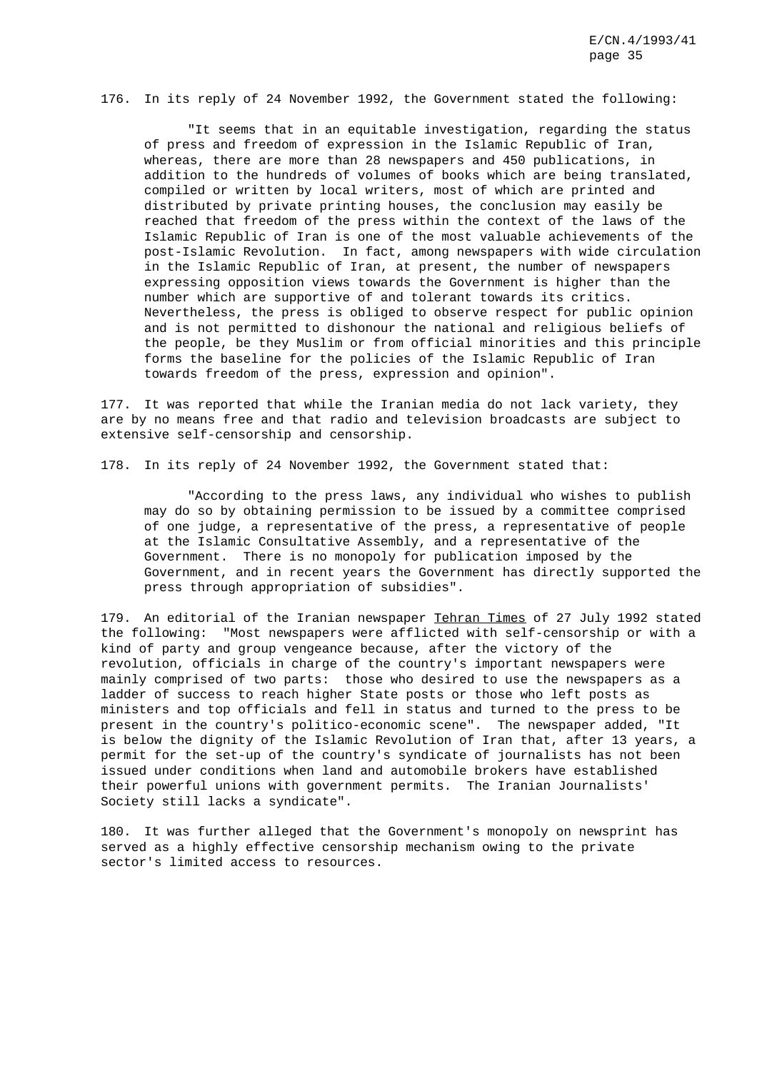176. In its reply of 24 November 1992, the Government stated the following:

> "It seems that in an equitable investigation, regarding the status of press and freedom of expression in the Islamic Republic of Iran, whereas, there are more than 28 newspapers and 450 publications, in addition to the hundreds of volumes of books which are being translated, compiled or written by local writers, most of which are printed and distributed by private printing houses, the conclusion may easily be reached that freedom of the press within the context of the laws of the Islamic Republic of Iran is one of the most valuable achievements of the post-Islamic Revolution. In fact, among newspapers with wide circulation in the Islamic Republic of Iran, at present, the number of newspapers expressing opposition views towards the Government is higher than the number which are supportive of and tolerant towards its critics. Nevertheless, the press is obliged to observe respect for public opinion and is not permitted to dishonour the national and religious beliefs of the people, be they Muslim or from official minorities and this principle forms the baseline for the policies of the Islamic Republic of Iran towards freedom of the press, expression and opinion".

177. It was reported that while the Iranian media do not lack variety, they are by no means free and that radio and television broadcasts are subject to extensive self-censorship and censorship.

178. In its reply of 24 November 1992, the Government stated that:

> "According to the press laws, any individual who wishes to publish may do so by obtaining permission to be issued by a committee comprised of one judge, a representative of the press, a representative of people at the Islamic Consultative Assembly, and a representative of the Government. There is no monopoly for publication imposed by the Government, and in recent years the Government has directly supported the press through appropriation of subsidies".

179. An editorial of the Iranian newspaper Tehran Times of 27 July 1992 stated the following: "Most newspapers were afflicted with self-censorship or with a kind of party and group vengeance because, after the victory of the revolution, officials in charge of the country's important newspapers were mainly comprised of two parts: those who desired to use the newspapers as a ladder of success to reach higher State posts or those who left posts as ministers and top officials and fell in status and turned to the press to be present in the country's politico-economic scene". The newspaper added, "It is below the dignity of the Islamic Revolution of Iran that, after 13 years, a permit for the set-up of the country's syndicate of journalists has not been issued under conditions when land and automobile brokers have established their powerful unions with government permits. The Iranian Journalists' Society still lacks a syndicate".

180. It was further alleged that the Government's monopoly on newsprint has served as a highly effective censorship mechanism owing to the private sector's limited access to resources.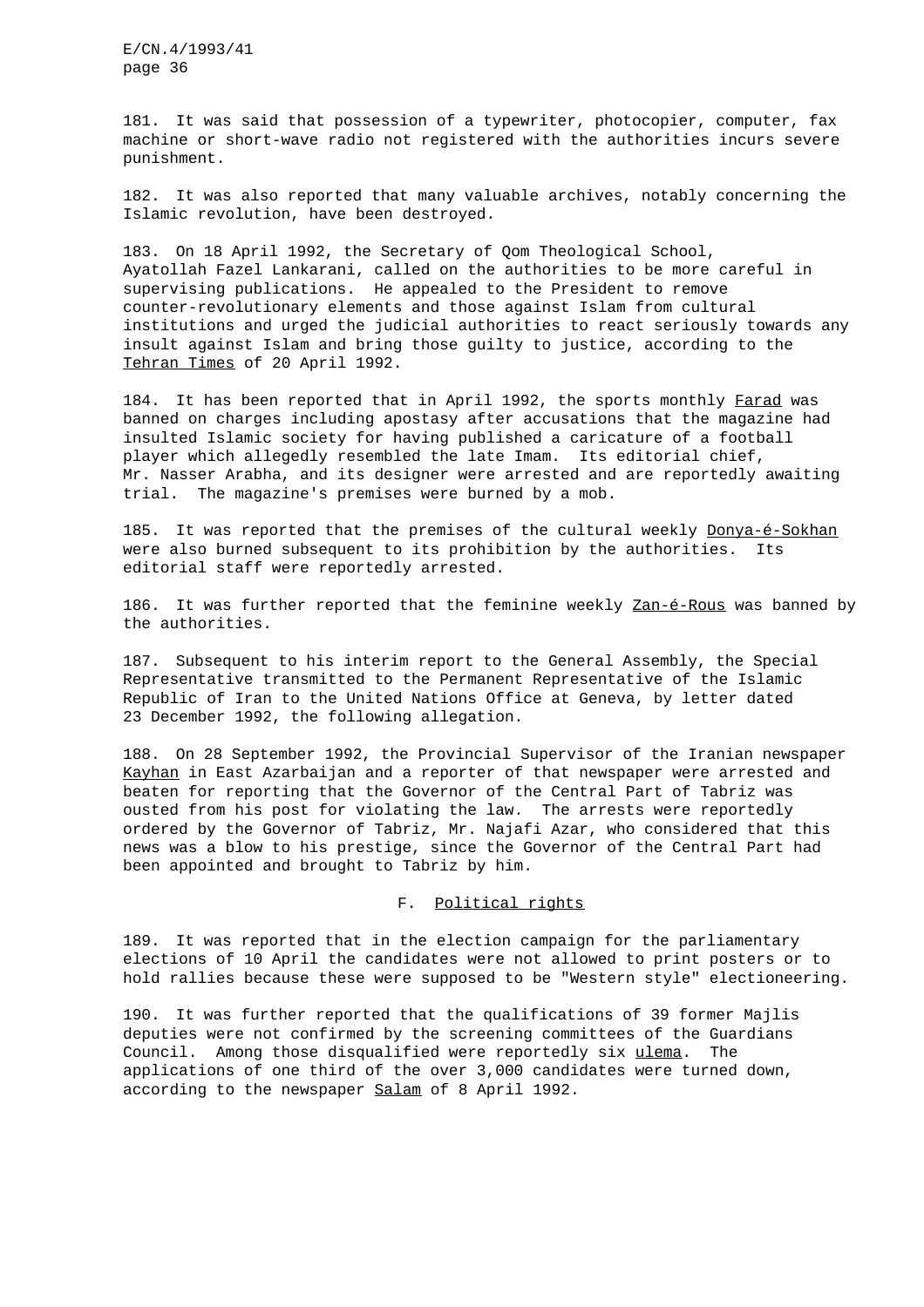181. It was said that possession of a typewriter, photocopier, computer, fax machine or short-wave radio not registered with the authorities incurs severe punishment.

182. It was also reported that many valuable archives, notably concerning the Islamic revolution, have been destroyed.

183. On 18 April 1992, the Secretary of Qom Theological School, Ayatollah Fazel Lankarani, called on the authorities to be more careful in supervising publications. He appealed to the President to remove counter-revolutionary elements and those against Islam from cultural institutions and urged the judicial authorities to react seriously towards any insult against Islam and bring those guilty to justice, according to the *Tehran Times* of 20 April 1992.

184. It has been reported that in April 1992, the sports monthly *Farad* was banned on charges including apostasy after accusations that the magazine had insulted Islamic society for having published a caricature of a football player which allegedly resembled the late Imam. Its editorial chief, Mr. Nasser Arabha, and its designer were arrested and are reportedly awaiting trial. The magazine's premises were burned by a mob.

185. It was reported that the premises of the cultural weekly *Donya-é-Sokhan* were also burned subsequent to its prohibition by the authorities. Its editorial staff were reportedly arrested.

186. It was further reported that the feminine weekly *Zan-é-Rous* was banned by the authorities.

187. Subsequent to his interim report to the General Assembly, the Special Representative transmitted to the Permanent Representative of the Islamic Republic of Iran to the United Nations Office at Geneva, by letter dated 23 December 1992, the following allegation.

188. On 28 September 1992, the Provincial Supervisor of the Iranian newspaper *Kayhan* in East Azarbaijan and a reporter of that newspaper were arrested and beaten for reporting that the Governor of the Central Part of Tabriz was ousted from his post for violating the law. The arrests were reportedly ordered by the Governor of Tabriz, Mr. Najafi Azar, who considered that this news was a blow to his prestige, since the Governor of the Central Part had been appointed and brought to Tabriz by him.

## F. Political rights

189. It was reported that in the election campaign for the parliamentary elections of 10 April the candidates were not allowed to print posters or to hold rallies because these were supposed to be "Western style" electioneering.

190. It was further reported that the qualifications of 39 former Majlis deputies were not confirmed by the screening committees of the Guardians Council. Among those disqualified were reportedly six *ulema*. The applications of one third of the over 3,000 candidates were turned down, according to the newspaper *Salam* of 8 April 1992.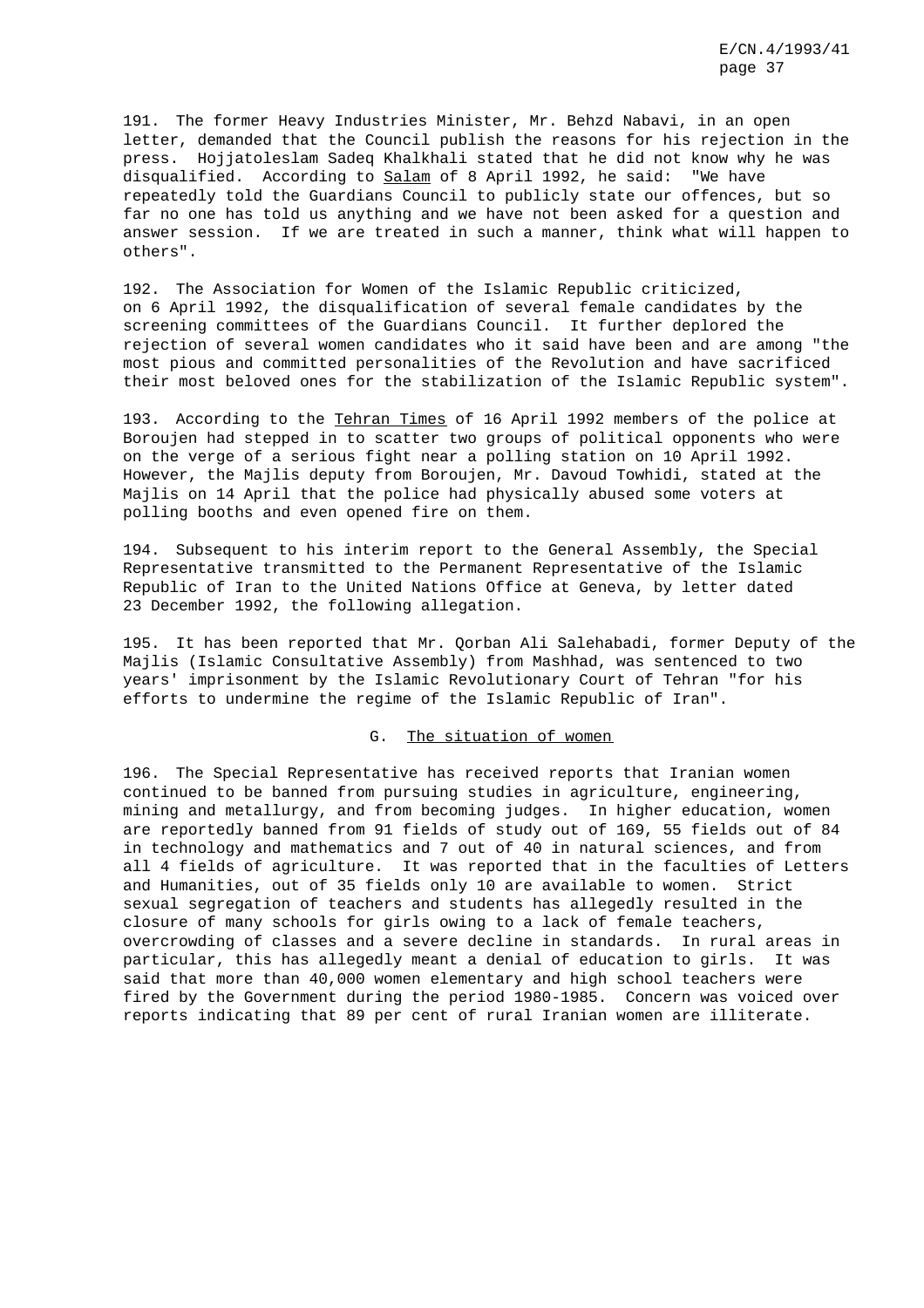191. The former Heavy Industries Minister, Mr. Behzd Nabavi, in an open letter, demanded that the Council publish the reasons for his rejection in the press. Hojjatoleslam Sadeq Khalkhali stated that he did not know why he was disqualified. According to _Salam_ of 8 April 1992, he said: "We have repeatedly told the Guardians Council to publicly state our offences, but so far no one has told us anything and we have not been asked for a question and answer session. If we are treated in such a manner, think what will happen to others".

192. The Association for Women of the Islamic Republic criticized, on 6 April 1992, the disqualification of several female candidates by the screening committees of the Guardians Council. It further deplored the rejection of several women candidates who it said have been and are among "the most pious and committed personalities of the Revolution and have sacrificed their most beloved ones for the stabilization of the Islamic Republic system".

193. According to the _Tehran Times_ of 16 April 1992 members of the police at Boroujen had stepped in to scatter two groups of political opponents who were on the verge of a serious fight near a polling station on 10 April 1992. However, the Majlis deputy from Boroujen, Mr. Davoud Towhidi, stated at the Majlis on 14 April that the police had physically abused some voters at polling booths and even opened fire on them.

194. Subsequent to his interim report to the General Assembly, the Special Representative transmitted to the Permanent Representative of the Islamic Republic of Iran to the United Nations Office at Geneva, by letter dated 23 December 1992, the following allegation.

195. It has been reported that Mr. Qorban Ali Salehabadi, former Deputy of the Majlis (Islamic Consultative Assembly) from Mashhad, was sentenced to two years' imprisonment by the Islamic Revolutionary Court of Tehran "for his efforts to undermine the regime of the Islamic Republic of Iran".

## G. The situation of women

196. The Special Representative has received reports that Iranian women continued to be banned from pursuing studies in agriculture, engineering, mining and metallurgy, and from becoming judges. In higher education, women are reportedly banned from 91 fields of study out of 169, 55 fields out of 84 in technology and mathematics and 7 out of 40 in natural sciences, and from all 4 fields of agriculture. It was reported that in the faculties of Letters and Humanities, out of 35 fields only 10 are available to women. Strict sexual segregation of teachers and students has allegedly resulted in the closure of many schools for girls owing to a lack of female teachers, overcrowding of classes and a severe decline in standards. In rural areas in particular, this has allegedly meant a denial of education to girls. It was said that more than 40,000 women elementary and high school teachers were fired by the Government during the period 1980-1985. Concern was voiced over reports indicating that 89 per cent of rural Iranian women are illiterate.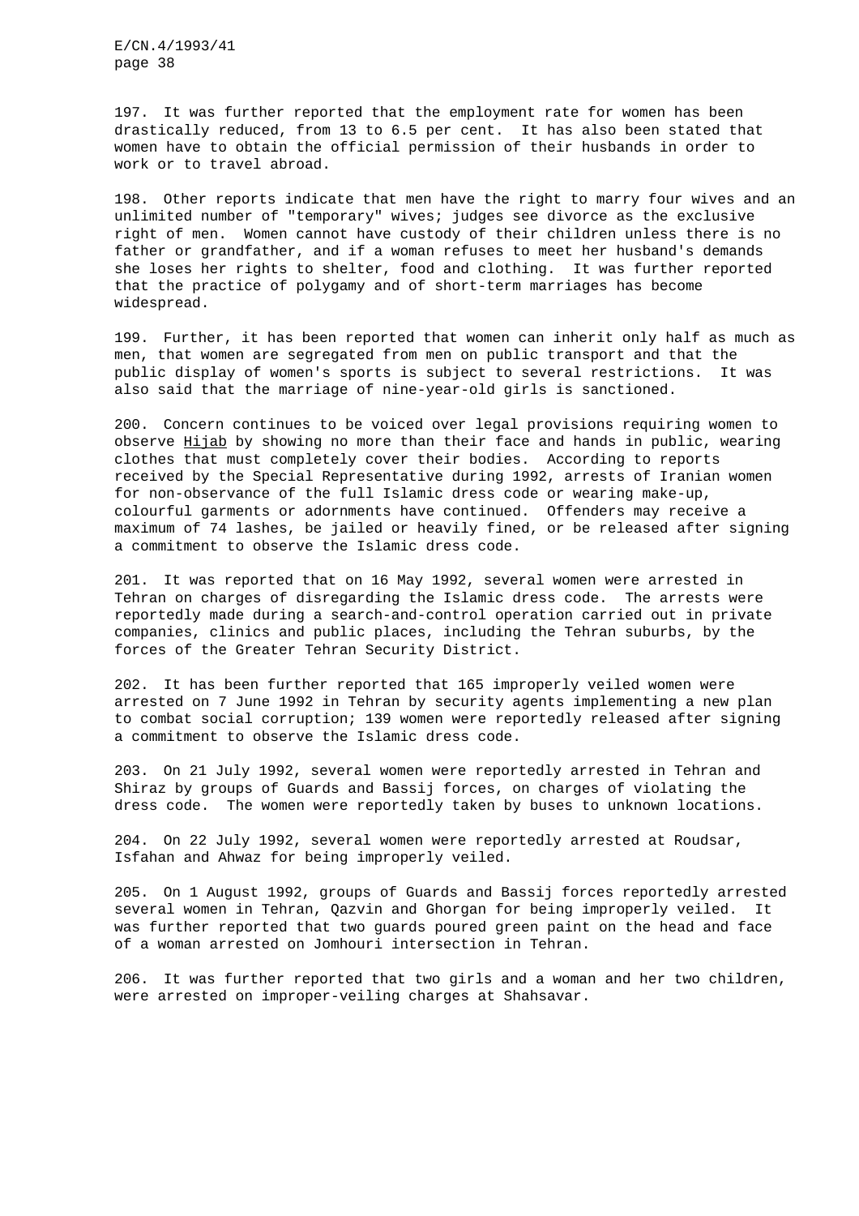197. It was further reported that the employment rate for women has been drastically reduced, from 13 to 6.5 per cent. It has also been stated that women have to obtain the official permission of their husbands in order to work or to travel abroad.

198. Other reports indicate that men have the right to marry four wives and an unlimited number of "temporary" wives; judges see divorce as the exclusive right of men. Women cannot have custody of their children unless there is no father or grandfather, and if a woman refuses to meet her husband's demands she loses her rights to shelter, food and clothing. It was further reported that the practice of polygamy and of short-term marriages has become widespread.

199. Further, it has been reported that women can inherit only half as much as men, that women are segregated from men on public transport and that the public display of women's sports is subject to several restrictions. It was also said that the marriage of nine-year-old girls is sanctioned.

200. Concern continues to be voiced over legal provisions requiring women to observe Hijab by showing no more than their face and hands in public, wearing clothes that must completely cover their bodies. According to reports received by the Special Representative during 1992, arrests of Iranian women for non-observance of the full Islamic dress code or wearing make-up, colourful garments or adornments have continued. Offenders may receive a maximum of 74 lashes, be jailed or heavily fined, or be released after signing a commitment to observe the Islamic dress code.

201. It was reported that on 16 May 1992, several women were arrested in Tehran on charges of disregarding the Islamic dress code. The arrests were reportedly made during a search-and-control operation carried out in private companies, clinics and public places, including the Tehran suburbs, by the forces of the Greater Tehran Security District.

202. It has been further reported that 165 improperly veiled women were arrested on 7 June 1992 in Tehran by security agents implementing a new plan to combat social corruption; 139 women were reportedly released after signing a commitment to observe the Islamic dress code.

203. On 21 July 1992, several women were reportedly arrested in Tehran and Shiraz by groups of Guards and Bassij forces, on charges of violating the dress code. The women were reportedly taken by buses to unknown locations.

204. On 22 July 1992, several women were reportedly arrested at Roudsar, Isfahan and Ahwaz for being improperly veiled.

205. On 1 August 1992, groups of Guards and Bassij forces reportedly arrested several women in Tehran, Qazvin and Ghorgan for being improperly veiled. It was further reported that two guards poured green paint on the head and face of a woman arrested on Jomhouri intersection in Tehran.

206. It was further reported that two girls and a woman and her two children, were arrested on improper-veiling charges at Shahsavar.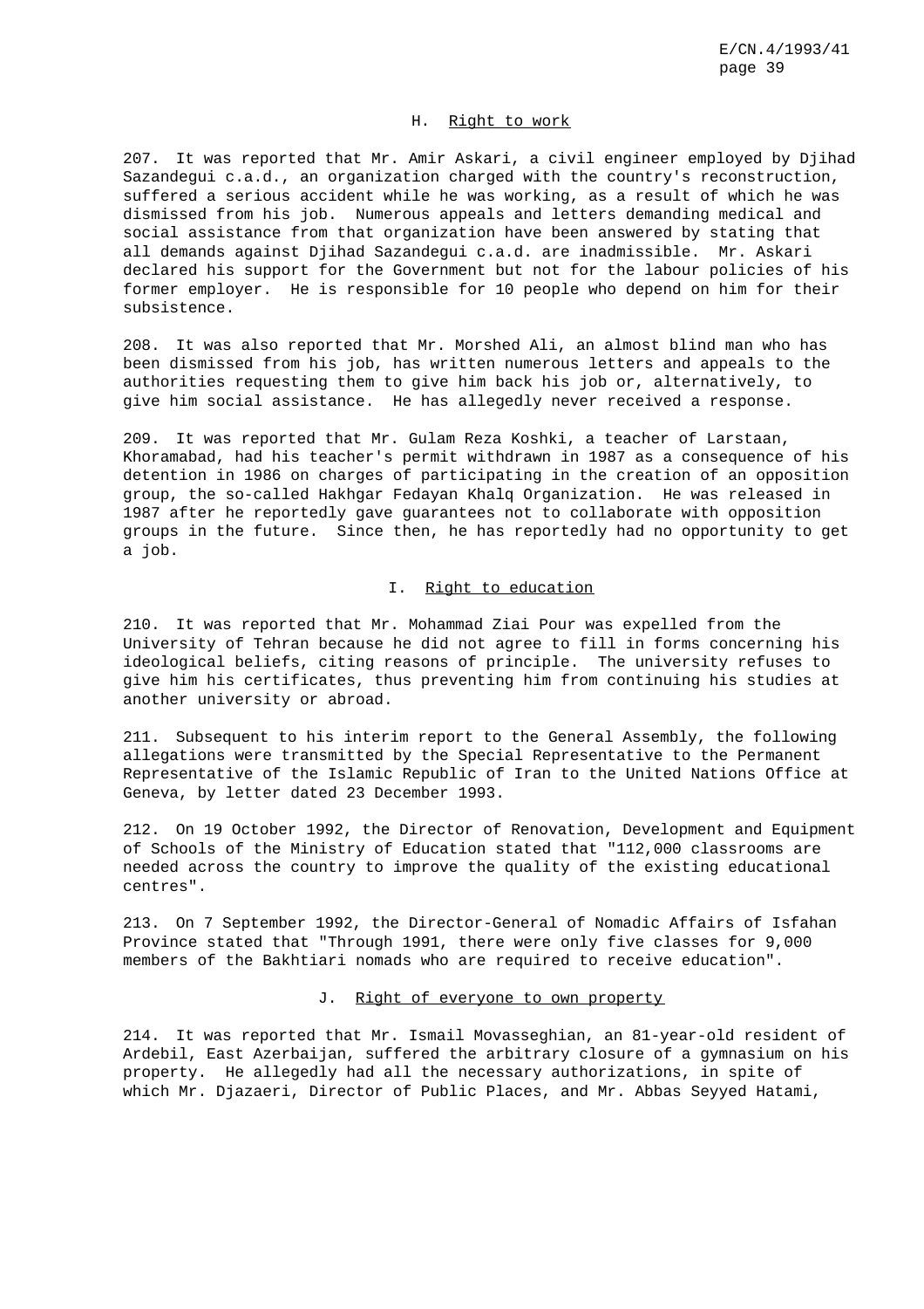## H. Right to work

207. It was reported that Mr. Amir Askari, a civil engineer employed by Djihad Sazandegui c.a.d., an organization charged with the country's reconstruction, suffered a serious accident while he was working, as a result of which he was dismissed from his job. Numerous appeals and letters demanding medical and social assistance from that organization have been answered by stating that all demands against Djihad Sazandegui c.a.d. are inadmissible. Mr. Askari declared his support for the Government but not for the labour policies of his former employer. He is responsible for 10 people who depend on him for their subsistence.

208. It was also reported that Mr. Morshed Ali, an almost blind man who has been dismissed from his job, has written numerous letters and appeals to the authorities requesting them to give him back his job or, alternatively, to give him social assistance. He has allegedly never received a response.

209. It was reported that Mr. Gulam Reza Koshki, a teacher of Larstaan, Khoramabad, had his teacher's permit withdrawn in 1987 as a consequence of his detention in 1986 on charges of participating in the creation of an opposition group, the so-called Hakhgar Fedayan Khalq Organization. He was released in 1987 after he reportedly gave guarantees not to collaborate with opposition groups in the future. Since then, he has reportedly had no opportunity to get a job.

## I. Right to education

210. It was reported that Mr. Mohammad Ziai Pour was expelled from the University of Tehran because he did not agree to fill in forms concerning his ideological beliefs, citing reasons of principle. The university refuses to give him his certificates, thus preventing him from continuing his studies at another university or abroad.

211. Subsequent to his interim report to the General Assembly, the following allegations were transmitted by the Special Representative to the Permanent Representative of the Islamic Republic of Iran to the United Nations Office at Geneva, by letter dated 23 December 1993.

212. On 19 October 1992, the Director of Renovation, Development and Equipment of Schools of the Ministry of Education stated that "112,000 classrooms are needed across the country to improve the quality of the existing educational centres".

213. On 7 September 1992, the Director-General of Nomadic Affairs of Isfahan Province stated that "Through 1991, there were only five classes for 9,000 members of the Bakhtiari nomads who are required to receive education".

## J. Right of everyone to own property

214. It was reported that Mr. Ismail Movasseghian, an 81-year-old resident of Ardebil, East Azerbaijan, suffered the arbitrary closure of a gymnasium on his property. He allegedly had all the necessary authorizations, in spite of which Mr. Djazaeri, Director of Public Places, and Mr. Abbas Seyyed Hatami,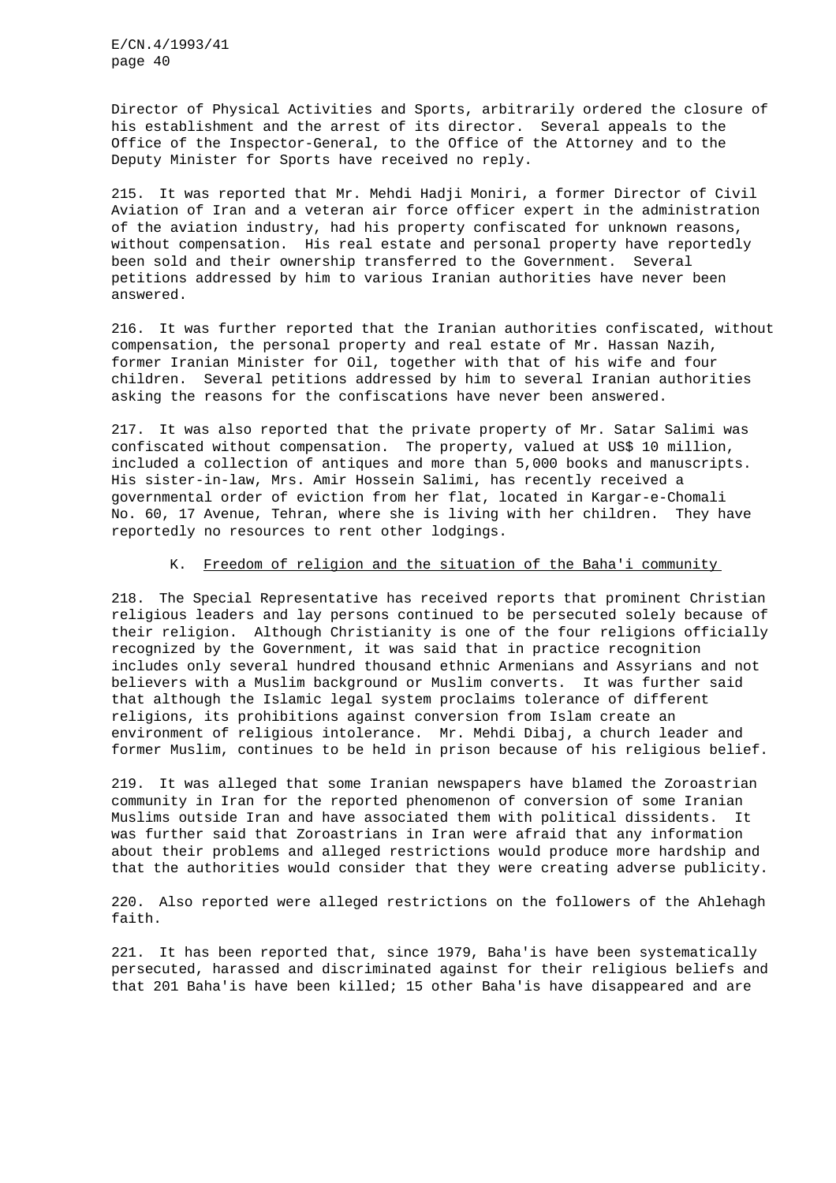Director of Physical Activities and Sports, arbitrarily ordered the closure of his establishment and the arrest of its director. Several appeals to the Office of the Inspector-General, to the Office of the Attorney and to the Deputy Minister for Sports have received no reply.

215. It was reported that Mr. Mehdi Hadji Moniri, a former Director of Civil Aviation of Iran and a veteran air force officer expert in the administration of the aviation industry, had his property confiscated for unknown reasons, without compensation. His real estate and personal property have reportedly been sold and their ownership transferred to the Government. Several petitions addressed by him to various Iranian authorities have never been answered.

216. It was further reported that the Iranian authorities confiscated, without compensation, the personal property and real estate of Mr. Hassan Nazih, former Iranian Minister for Oil, together with that of his wife and four children. Several petitions addressed by him to several Iranian authorities asking the reasons for the confiscations have never been answered.

217. It was also reported that the private property of Mr. Satar Salimi was confiscated without compensation. The property, valued at US$ 10 million, included a collection of antiques and more than 5,000 books and manuscripts. His sister-in-law, Mrs. Amir Hossein Salimi, has recently received a governmental order of eviction from her flat, located in Kargar-e-Chomali No. 60, 17 Avenue, Tehran, where she is living with her children. They have reportedly no resources to rent other lodgings.

### K. Freedom of religion and the situation of the Baha'i community

218. The Special Representative has received reports that prominent Christian religious leaders and lay persons continued to be persecuted solely because of their religion. Although Christianity is one of the four religions officially recognized by the Government, it was said that in practice recognition includes only several hundred thousand ethnic Armenians and Assyrians and not believers with a Muslim background or Muslim converts. It was further said that although the Islamic legal system proclaims tolerance of different religions, its prohibitions against conversion from Islam create an environment of religious intolerance. Mr. Mehdi Dibaj, a church leader and former Muslim, continues to be held in prison because of his religious belief.

219. It was alleged that some Iranian newspapers have blamed the Zoroastrian community in Iran for the reported phenomenon of conversion of some Iranian Muslims outside Iran and have associated them with political dissidents. It was further said that Zoroastrians in Iran were afraid that any information about their problems and alleged restrictions would produce more hardship and that the authorities would consider that they were creating adverse publicity.

220. Also reported were alleged restrictions on the followers of the Ahlehagh faith.

221. It has been reported that, since 1979, Baha'is have been systematically persecuted, harassed and discriminated against for their religious beliefs and that 201 Baha'is have been killed; 15 other Baha'is have disappeared and are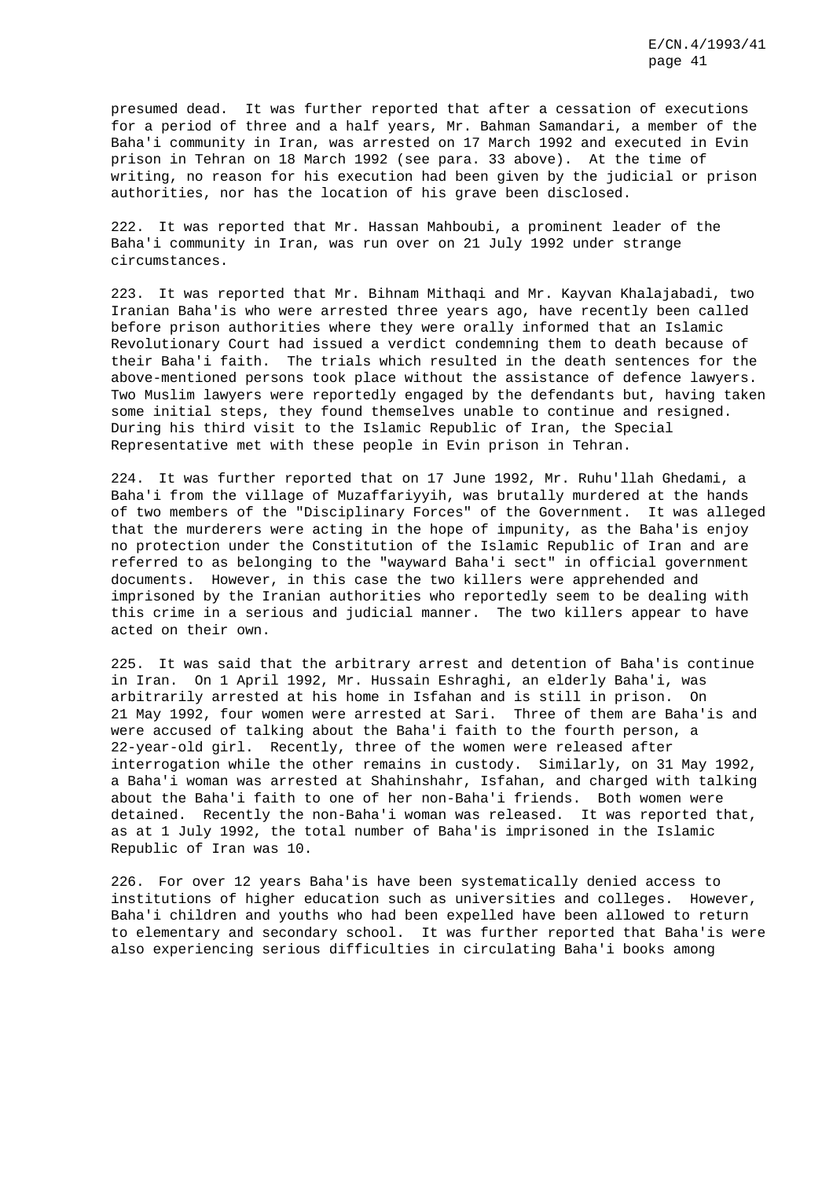presumed dead. It was further reported that after a cessation of executions for a period of three and a half years, Mr. Bahman Samandari, a member of the Baha'i community in Iran, was arrested on 17 March 1992 and executed in Evin prison in Tehran on 18 March 1992 (see para. 33 above). At the time of writing, no reason for his execution had been given by the judicial or prison authorities, nor has the location of his grave been disclosed.

222. It was reported that Mr. Hassan Mahboubi, a prominent leader of the Baha'i community in Iran, was run over on 21 July 1992 under strange circumstances.

223. It was reported that Mr. Bihnam Mithaqi and Mr. Kayvan Khalajabadi, two Iranian Baha'is who were arrested three years ago, have recently been called before prison authorities where they were orally informed that an Islamic Revolutionary Court had issued a verdict condemning them to death because of their Baha'i faith. The trials which resulted in the death sentences for the above-mentioned persons took place without the assistance of defence lawyers. Two Muslim lawyers were reportedly engaged by the defendants but, having taken some initial steps, they found themselves unable to continue and resigned. During his third visit to the Islamic Republic of Iran, the Special Representative met with these people in Evin prison in Tehran.

224. It was further reported that on 17 June 1992, Mr. Ruhu'llah Ghedami, a Baha'i from the village of Muzaffariyyih, was brutally murdered at the hands of two members of the "Disciplinary Forces" of the Government. It was alleged that the murderers were acting in the hope of impunity, as the Baha'is enjoy no protection under the Constitution of the Islamic Republic of Iran and are referred to as belonging to the "wayward Baha'i sect" in official government documents. However, in this case the two killers were apprehended and imprisoned by the Iranian authorities who reportedly seem to be dealing with this crime in a serious and judicial manner. The two killers appear to have acted on their own.

225. It was said that the arbitrary arrest and detention of Baha'is continue in Iran. On 1 April 1992, Mr. Hussain Eshraghi, an elderly Baha'i, was arbitrarily arrested at his home in Isfahan and is still in prison. On 21 May 1992, four women were arrested at Sari. Three of them are Baha'is and were accused of talking about the Baha'i faith to the fourth person, a 22-year-old girl. Recently, three of the women were released after interrogation while the other remains in custody. Similarly, on 31 May 1992, a Baha'i woman was arrested at Shahinshahr, Isfahan, and charged with talking about the Baha'i faith to one of her non-Baha'i friends. Both women were detained. Recently the non-Baha'i woman was released. It was reported that, as at 1 July 1992, the total number of Baha'is imprisoned in the Islamic Republic of Iran was 10.

226. For over 12 years Baha'is have been systematically denied access to institutions of higher education such as universities and colleges. However, Baha'i children and youths who had been expelled have been allowed to return to elementary and secondary school. It was further reported that Baha'is were also experiencing serious difficulties in circulating Baha'i books among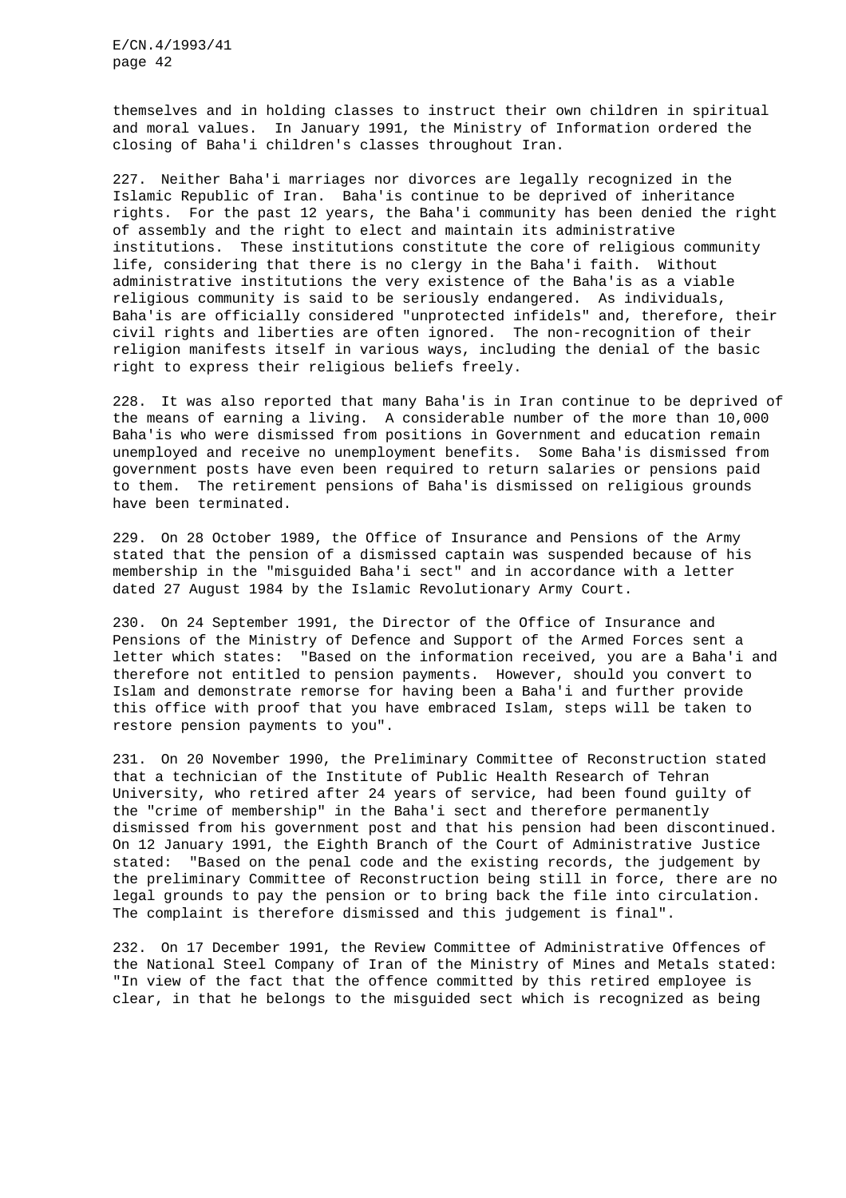themselves and in holding classes to instruct their own children in spiritual and moral values. In January 1991, the Ministry of Information ordered the closing of Baha'i children's classes throughout Iran.

227. Neither Baha'i marriages nor divorces are legally recognized in the Islamic Republic of Iran. Baha'is continue to be deprived of inheritance rights. For the past 12 years, the Baha'i community has been denied the right of assembly and the right to elect and maintain its administrative institutions. These institutions constitute the core of religious community life, considering that there is no clergy in the Baha'i faith. Without administrative institutions the very existence of the Baha'is as a viable religious community is said to be seriously endangered. As individuals, Baha'is are officially considered "unprotected infidels" and, therefore, their civil rights and liberties are often ignored. The non-recognition of their religion manifests itself in various ways, including the denial of the basic right to express their religious beliefs freely.

228. It was also reported that many Baha'is in Iran continue to be deprived of the means of earning a living. A considerable number of the more than 10,000 Baha'is who were dismissed from positions in Government and education remain unemployed and receive no unemployment benefits. Some Baha'is dismissed from government posts have even been required to return salaries or pensions paid to them. The retirement pensions of Baha'is dismissed on religious grounds have been terminated.

229. On 28 October 1989, the Office of Insurance and Pensions of the Army stated that the pension of a dismissed captain was suspended because of his membership in the "misguided Baha'i sect" and in accordance with a letter dated 27 August 1984 by the Islamic Revolutionary Army Court.

230. On 24 September 1991, the Director of the Office of Insurance and Pensions of the Ministry of Defence and Support of the Armed Forces sent a letter which states: "Based on the information received, you are a Baha'i and therefore not entitled to pension payments. However, should you convert to Islam and demonstrate remorse for having been a Baha'i and further provide this office with proof that you have embraced Islam, steps will be taken to restore pension payments to you".

231. On 20 November 1990, the Preliminary Committee of Reconstruction stated that a technician of the Institute of Public Health Research of Tehran University, who retired after 24 years of service, had been found guilty of the "crime of membership" in the Baha'i sect and therefore permanently dismissed from his government post and that his pension had been discontinued. On 12 January 1991, the Eighth Branch of the Court of Administrative Justice stated: "Based on the penal code and the existing records, the judgement by the preliminary Committee of Reconstruction being still in force, there are no legal grounds to pay the pension or to bring back the file into circulation. The complaint is therefore dismissed and this judgement is final".

232. On 17 December 1991, the Review Committee of Administrative Offences of the National Steel Company of Iran of the Ministry of Mines and Metals stated: "In view of the fact that the offence committed by this retired employee is clear, in that he belongs to the misguided sect which is recognized as being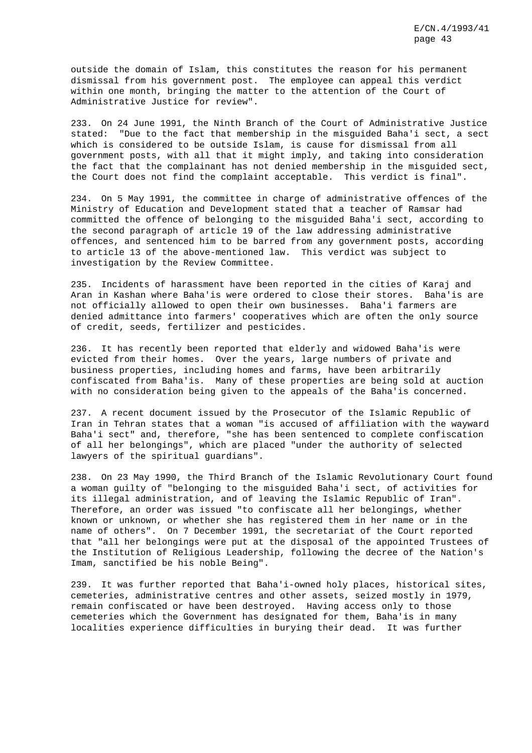outside the domain of Islam, this constitutes the reason for his permanent dismissal from his government post. The employee can appeal this verdict within one month, bringing the matter to the attention of the Court of Administrative Justice for review".

233. On 24 June 1991, the Ninth Branch of the Court of Administrative Justice stated: "Due to the fact that membership in the misguided Baha'i sect, a sect which is considered to be outside Islam, is cause for dismissal from all government posts, with all that it might imply, and taking into consideration the fact that the complainant has not denied membership in the misguided sect, the Court does not find the complaint acceptable. This verdict is final".

234. On 5 May 1991, the committee in charge of administrative offences of the Ministry of Education and Development stated that a teacher of Ramsar had committed the offence of belonging to the misguided Baha'i sect, according to the second paragraph of article 19 of the law addressing administrative offences, and sentenced him to be barred from any government posts, according to article 13 of the above-mentioned law. This verdict was subject to investigation by the Review Committee.

235. Incidents of harassment have been reported in the cities of Karaj and Aran in Kashan where Baha'is were ordered to close their stores. Baha'is are not officially allowed to open their own businesses. Baha'i farmers are denied admittance into farmers' cooperatives which are often the only source of credit, seeds, fertilizer and pesticides.

236. It has recently been reported that elderly and widowed Baha'is were evicted from their homes. Over the years, large numbers of private and business properties, including homes and farms, have been arbitrarily confiscated from Baha'is. Many of these properties are being sold at auction with no consideration being given to the appeals of the Baha'is concerned.

237. A recent document issued by the Prosecutor of the Islamic Republic of Iran in Tehran states that a woman "is accused of affiliation with the wayward Baha'i sect" and, therefore, "she has been sentenced to complete confiscation of all her belongings", which are placed "under the authority of selected lawyers of the spiritual guardians".

238. On 23 May 1990, the Third Branch of the Islamic Revolutionary Court found a woman guilty of "belonging to the misguided Baha'i sect, of activities for its illegal administration, and of leaving the Islamic Republic of Iran". Therefore, an order was issued "to confiscate all her belongings, whether known or unknown, or whether she has registered them in her name or in the name of others". On 7 December 1991, the secretariat of the Court reported that "all her belongings were put at the disposal of the appointed Trustees of the Institution of Religious Leadership, following the decree of the Nation's Imam, sanctified be his noble Being".

239. It was further reported that Baha'i-owned holy places, historical sites, cemeteries, administrative centres and other assets, seized mostly in 1979, remain confiscated or have been destroyed. Having access only to those cemeteries which the Government has designated for them, Baha'is in many localities experience difficulties in burying their dead. It was further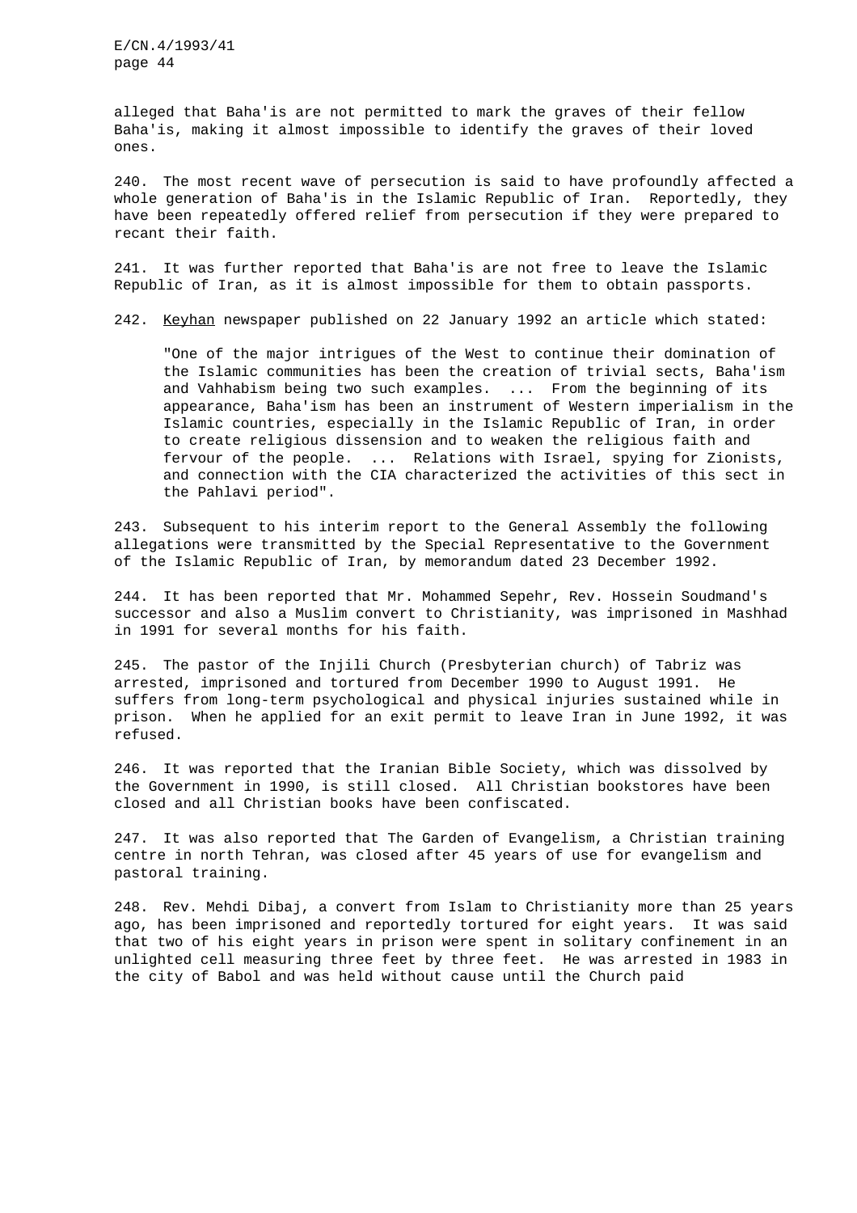alleged that Baha'is are not permitted to mark the graves of their fellow Baha'is, making it almost impossible to identify the graves of their loved ones.

240. The most recent wave of persecution is said to have profoundly affected a whole generation of Baha'is in the Islamic Republic of Iran. Reportedly, they have been repeatedly offered relief from persecution if they were prepared to recant their faith.

241. It was further reported that Baha'is are not free to leave the Islamic Republic of Iran, as it is almost impossible for them to obtain passports.

242. Keyhan newspaper published on 22 January 1992 an article which stated:

> "One of the major intrigues of the West to continue their domination of the Islamic communities has been the creation of trivial sects, Baha'ism and Vahhabism being two such examples. ... From the beginning of its appearance, Baha'ism has been an instrument of Western imperialism in the Islamic countries, especially in the Islamic Republic of Iran, in order to create religious dissension and to weaken the religious faith and fervour of the people. ... Relations with Israel, spying for Zionists, and connection with the CIA characterized the activities of this sect in the Pahlavi period".

243. Subsequent to his interim report to the General Assembly the following allegations were transmitted by the Special Representative to the Government of the Islamic Republic of Iran, by memorandum dated 23 December 1992.

244. It has been reported that Mr. Mohammed Sepehr, Rev. Hossein Soudmand's successor and also a Muslim convert to Christianity, was imprisoned in Mashhad in 1991 for several months for his faith.

245. The pastor of the Injili Church (Presbyterian church) of Tabriz was arrested, imprisoned and tortured from December 1990 to August 1991. He suffers from long-term psychological and physical injuries sustained while in prison. When he applied for an exit permit to leave Iran in June 1992, it was refused.

246. It was reported that the Iranian Bible Society, which was dissolved by the Government in 1990, is still closed. All Christian bookstores have been closed and all Christian books have been confiscated.

247. It was also reported that The Garden of Evangelism, a Christian training centre in north Tehran, was closed after 45 years of use for evangelism and pastoral training.

248. Rev. Mehdi Dibaj, a convert from Islam to Christianity more than 25 years ago, has been imprisoned and reportedly tortured for eight years. It was said that two of his eight years in prison were spent in solitary confinement in an unlighted cell measuring three feet by three feet. He was arrested in 1983 in the city of Babol and was held without cause until the Church paid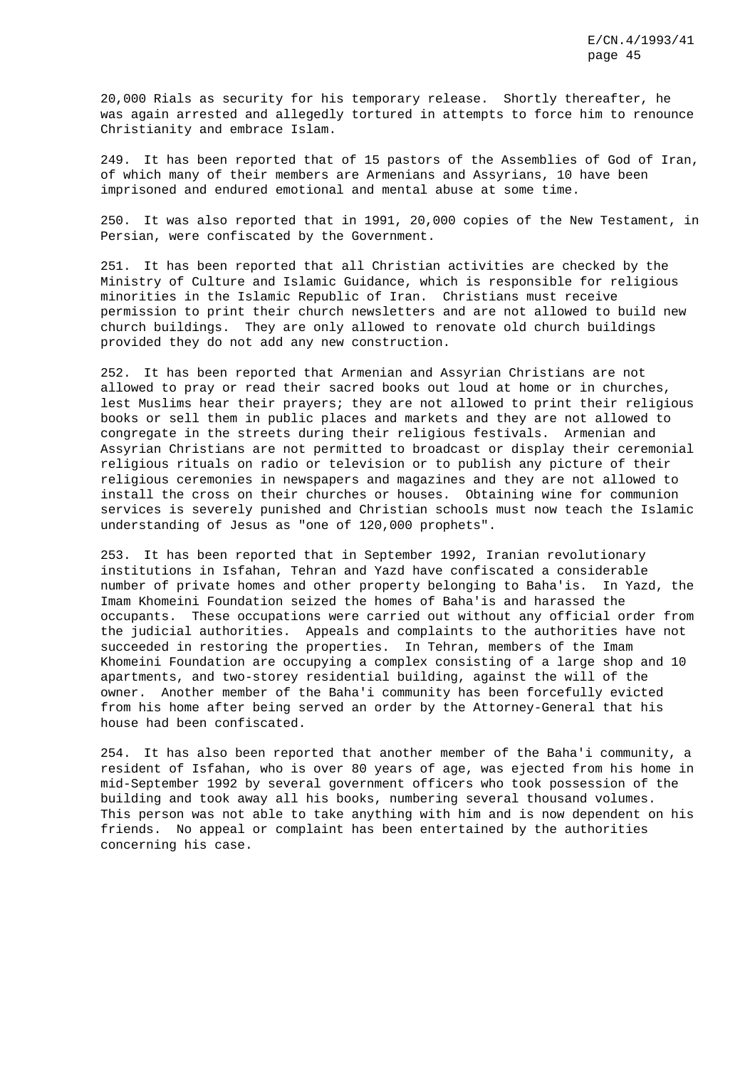20,000 Rials as security for his temporary release. Shortly thereafter, he was again arrested and allegedly tortured in attempts to force him to renounce Christianity and embrace Islam.

249. It has been reported that of 15 pastors of the Assemblies of God of Iran, of which many of their members are Armenians and Assyrians, 10 have been imprisoned and endured emotional and mental abuse at some time.

250. It was also reported that in 1991, 20,000 copies of the New Testament, in Persian, were confiscated by the Government.

251. It has been reported that all Christian activities are checked by the Ministry of Culture and Islamic Guidance, which is responsible for religious minorities in the Islamic Republic of Iran. Christians must receive permission to print their church newsletters and are not allowed to build new church buildings. They are only allowed to renovate old church buildings provided they do not add any new construction.

252. It has been reported that Armenian and Assyrian Christians are not allowed to pray or read their sacred books out loud at home or in churches, lest Muslims hear their prayers; they are not allowed to print their religious books or sell them in public places and markets and they are not allowed to congregate in the streets during their religious festivals. Armenian and Assyrian Christians are not permitted to broadcast or display their ceremonial religious rituals on radio or television or to publish any picture of their religious ceremonies in newspapers and magazines and they are not allowed to install the cross on their churches or houses. Obtaining wine for communion services is severely punished and Christian schools must now teach the Islamic understanding of Jesus as "one of 120,000 prophets".

253. It has been reported that in September 1992, Iranian revolutionary institutions in Isfahan, Tehran and Yazd have confiscated a considerable number of private homes and other property belonging to Baha'is. In Yazd, the Imam Khomeini Foundation seized the homes of Baha'is and harassed the occupants. These occupations were carried out without any official order from the judicial authorities. Appeals and complaints to the authorities have not succeeded in restoring the properties. In Tehran, members of the Imam Khomeini Foundation are occupying a complex consisting of a large shop and 10 apartments, and two-storey residential building, against the will of the owner. Another member of the Baha'i community has been forcefully evicted from his home after being served an order by the Attorney-General that his house had been confiscated.

254. It has also been reported that another member of the Baha'i community, a resident of Isfahan, who is over 80 years of age, was ejected from his home in mid-September 1992 by several government officers who took possession of the building and took away all his books, numbering several thousand volumes. This person was not able to take anything with him and is now dependent on his friends. No appeal or complaint has been entertained by the authorities concerning his case.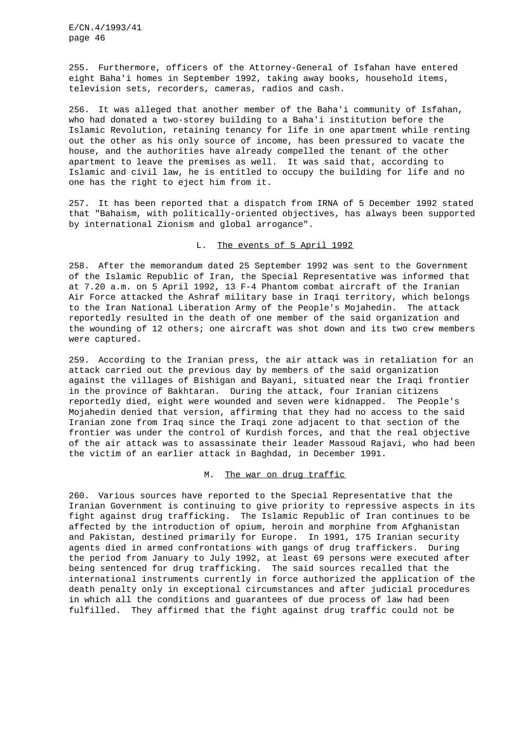255. Furthermore, officers of the Attorney-General of Isfahan have entered eight Baha'i homes in September 1992, taking away books, household items, television sets, recorders, cameras, radios and cash.

256. It was alleged that another member of the Baha'i community of Isfahan, who had donated a two-storey building to a Baha'i institution before the Islamic Revolution, retaining tenancy for life in one apartment while renting out the other as his only source of income, has been pressured to vacate the house, and the authorities have already compelled the tenant of the other apartment to leave the premises as well. It was said that, according to Islamic and civil law, he is entitled to occupy the building for life and no one has the right to eject him from it.

257. It has been reported that a dispatch from IRNA of 5 December 1992 stated that "Bahaism, with politically-oriented objectives, has always been supported by international Zionism and global arrogance".

### L. The events of 5 April 1992

258. After the memorandum dated 25 September 1992 was sent to the Government of the Islamic Republic of Iran, the Special Representative was informed that at 7.20 a.m. on 5 April 1992, 13 F-4 Phantom combat aircraft of the Iranian Air Force attacked the Ashraf military base in Iraqi territory, which belongs to the Iran National Liberation Army of the People's Mojahedin. The attack reportedly resulted in the death of one member of the said organization and the wounding of 12 others; one aircraft was shot down and its two crew members were captured.

259. According to the Iranian press, the air attack was in retaliation for an attack carried out the previous day by members of the said organization against the villages of Bishigan and Bayani, situated near the Iraqi frontier in the province of Bakhtaran. During the attack, four Iranian citizens reportedly died, eight were wounded and seven were kidnapped. The People's Mojahedin denied that version, affirming that they had no access to the said Iranian zone from Iraq since the Iraqi zone adjacent to that section of the frontier was under the control of Kurdish forces, and that the real objective of the air attack was to assassinate their leader Massoud Rajavi, who had been the victim of an earlier attack in Baghdad, in December 1991.

### M. The war on drug traffic

260. Various sources have reported to the Special Representative that the Iranian Government is continuing to give priority to repressive aspects in its fight against drug trafficking. The Islamic Republic of Iran continues to be affected by the introduction of opium, heroin and morphine from Afghanistan and Pakistan, destined primarily for Europe. In 1991, 175 Iranian security agents died in armed confrontations with gangs of drug traffickers. During the period from January to July 1992, at least 69 persons were executed after being sentenced for drug trafficking. The said sources recalled that the international instruments currently in force authorized the application of the death penalty only in exceptional circumstances and after judicial procedures in which all the conditions and guarantees of due process of law had been fulfilled. They affirmed that the fight against drug traffic could not be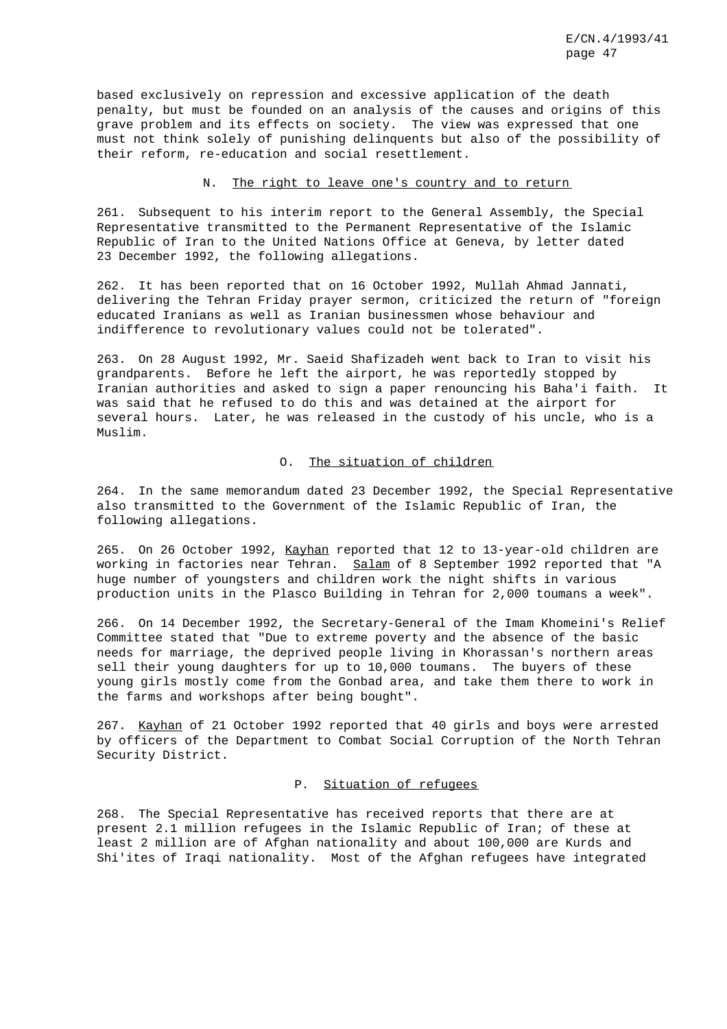based exclusively on repression and excessive application of the death penalty, but must be founded on an analysis of the causes and origins of this grave problem and its effects on society. The view was expressed that one must not think solely of punishing delinquents but also of the possibility of their reform, re-education and social resettlement.

## N. The right to leave one's country and to return

261. Subsequent to his interim report to the General Assembly, the Special Representative transmitted to the Permanent Representative of the Islamic Republic of Iran to the United Nations Office at Geneva, by letter dated 23 December 1992, the following allegations.

262. It has been reported that on 16 October 1992, Mullah Ahmad Jannati, delivering the Tehran Friday prayer sermon, criticized the return of "foreign educated Iranians as well as Iranian businessmen whose behaviour and indifference to revolutionary values could not be tolerated".

263. On 28 August 1992, Mr. Saeid Shafizadeh went back to Iran to visit his grandparents. Before he left the airport, he was reportedly stopped by Iranian authorities and asked to sign a paper renouncing his Baha'i faith. It was said that he refused to do this and was detained at the airport for several hours. Later, he was released in the custody of his uncle, who is a Muslim.

## O. The situation of children

264. In the same memorandum dated 23 December 1992, the Special Representative also transmitted to the Government of the Islamic Republic of Iran, the following allegations.

265. On 26 October 1992, Kayhan reported that 12 to 13-year-old children are working in factories near Tehran. Salam of 8 September 1992 reported that "A huge number of youngsters and children work the night shifts in various production units in the Plasco Building in Tehran for 2,000 toumans a week".

266. On 14 December 1992, the Secretary-General of the Imam Khomeini's Relief Committee stated that "Due to extreme poverty and the absence of the basic needs for marriage, the deprived people living in Khorassan's northern areas sell their young daughters for up to 10,000 toumans. The buyers of these young girls mostly come from the Gonbad area, and take them there to work in the farms and workshops after being bought".

267. Kayhan of 21 October 1992 reported that 40 girls and boys were arrested by officers of the Department to Combat Social Corruption of the North Tehran Security District.

## P. Situation of refugees

268. The Special Representative has received reports that there are at present 2.1 million refugees in the Islamic Republic of Iran; of these at least 2 million are of Afghan nationality and about 100,000 are Kurds and Shi'ites of Iraqi nationality. Most of the Afghan refugees have integrated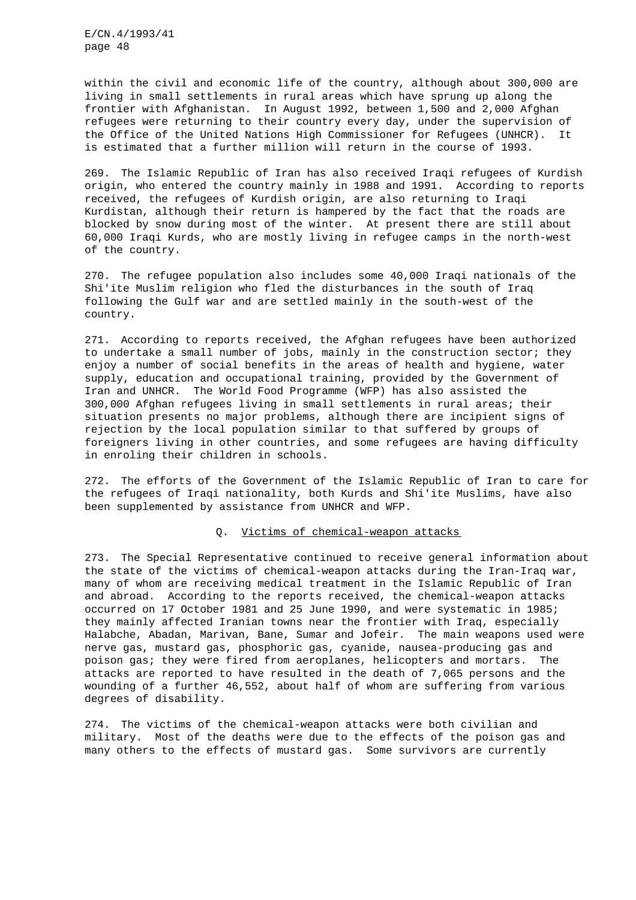within the civil and economic life of the country, although about 300,000 are living in small settlements in rural areas which have sprung up along the frontier with Afghanistan. In August 1992, between 1,500 and 2,000 Afghan refugees were returning to their country every day, under the supervision of the Office of the United Nations High Commissioner for Refugees (UNHCR). It is estimated that a further million will return in the course of 1993.

269. The Islamic Republic of Iran has also received Iraqi refugees of Kurdish origin, who entered the country mainly in 1988 and 1991. According to reports received, the refugees of Kurdish origin, are also returning to Iraqi Kurdistan, although their return is hampered by the fact that the roads are blocked by snow during most of the winter. At present there are still about 60,000 Iraqi Kurds, who are mostly living in refugee camps in the north-west of the country.

270. The refugee population also includes some 40,000 Iraqi nationals of the Shi'ite Muslim religion who fled the disturbances in the south of Iraq following the Gulf war and are settled mainly in the south-west of the country.

271. According to reports received, the Afghan refugees have been authorized to undertake a small number of jobs, mainly in the construction sector; they enjoy a number of social benefits in the areas of health and hygiene, water supply, education and occupational training, provided by the Government of Iran and UNHCR. The World Food Programme (WFP) has also assisted the 300,000 Afghan refugees living in small settlements in rural areas; their situation presents no major problems, although there are incipient signs of rejection by the local population similar to that suffered by groups of foreigners living in other countries, and some refugees are having difficulty in enroling their children in schools.

272. The efforts of the Government of the Islamic Republic of Iran to care for the refugees of Iraqi nationality, both Kurds and Shi'ite Muslims, have also been supplemented by assistance from UNHCR and WFP.

## Q. Victims of chemical-weapon attacks

273. The Special Representative continued to receive general information about the state of the victims of chemical-weapon attacks during the Iran-Iraq war, many of whom are receiving medical treatment in the Islamic Republic of Iran and abroad. According to the reports received, the chemical-weapon attacks occurred on 17 October 1981 and 25 June 1990, and were systematic in 1985; they mainly affected Iranian towns near the frontier with Iraq, especially Halabche, Abadan, Marivan, Bane, Sumar and Jofeir. The main weapons used were nerve gas, mustard gas, phosphoric gas, cyanide, nausea-producing gas and poison gas; they were fired from aeroplanes, helicopters and mortars. The attacks are reported to have resulted in the death of 7,065 persons and the wounding of a further 46,552, about half of whom are suffering from various degrees of disability.

274. The victims of the chemical-weapon attacks were both civilian and military. Most of the deaths were due to the effects of the poison gas and many others to the effects of mustard gas. Some survivors are currently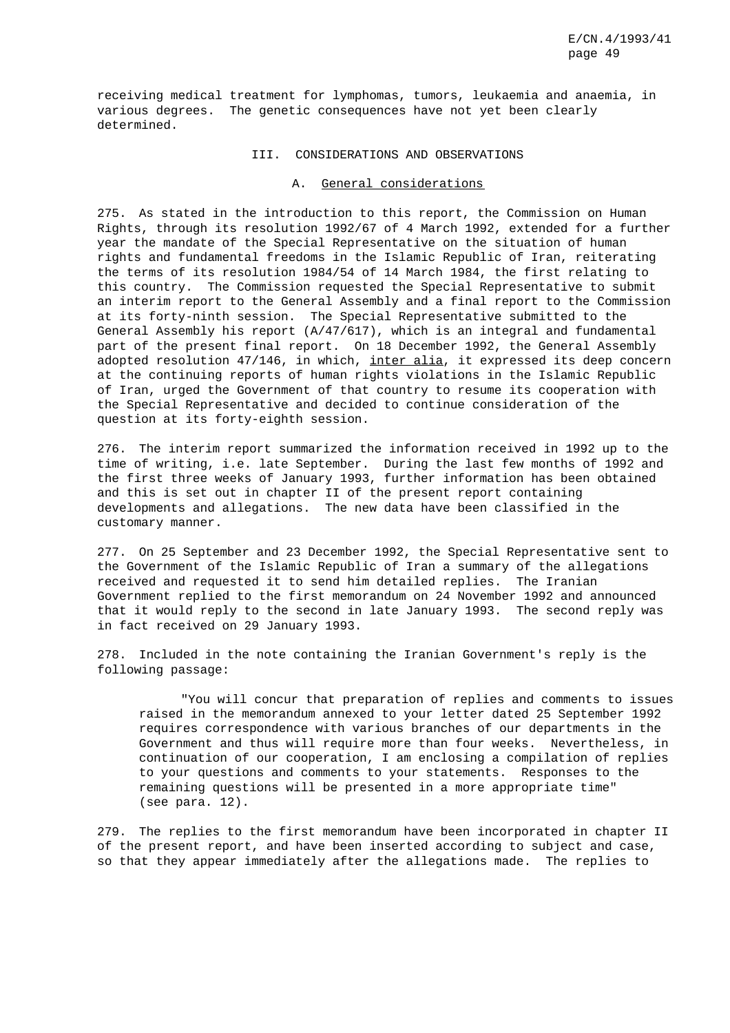receiving medical treatment for lymphomas, tumors, leukaemia and anaemia, in various degrees. The genetic consequences have not yet been clearly determined.

## III. CONSIDERATIONS AND OBSERVATIONS

### A. General considerations

275. As stated in the introduction to this report, the Commission on Human Rights, through its resolution 1992/67 of 4 March 1992, extended for a further year the mandate of the Special Representative on the situation of human rights and fundamental freedoms in the Islamic Republic of Iran, reiterating the terms of its resolution 1984/54 of 14 March 1984, the first relating to this country. The Commission requested the Special Representative to submit an interim report to the General Assembly and a final report to the Commission at its forty-ninth session. The Special Representative submitted to the General Assembly his report (A/47/617), which is an integral and fundamental part of the present final report. On 18 December 1992, the General Assembly adopted resolution 47/146, in which, inter alia, it expressed its deep concern at the continuing reports of human rights violations in the Islamic Republic of Iran, urged the Government of that country to resume its cooperation with the Special Representative and decided to continue consideration of the question at its forty-eighth session.

276. The interim report summarized the information received in 1992 up to the time of writing, i.e. late September. During the last few months of 1992 and the first three weeks of January 1993, further information has been obtained and this is set out in chapter II of the present report containing developments and allegations. The new data have been classified in the customary manner.

277. On 25 September and 23 December 1992, the Special Representative sent to the Government of the Islamic Republic of Iran a summary of the allegations received and requested it to send him detailed replies. The Iranian Government replied to the first memorandum on 24 November 1992 and announced that it would reply to the second in late January 1993. The second reply was in fact received on 29 January 1993.

278. Included in the note containing the Iranian Government's reply is the following passage:

> "You will concur that preparation of replies and comments to issues raised in the memorandum annexed to your letter dated 25 September 1992 requires correspondence with various branches of our departments in the Government and thus will require more than four weeks. Nevertheless, in continuation of our cooperation, I am enclosing a compilation of replies to your questions and comments to your statements. Responses to the remaining questions will be presented in a more appropriate time" (see para. 12).

279. The replies to the first memorandum have been incorporated in chapter II of the present report, and have been inserted according to subject and case, so that they appear immediately after the allegations made. The replies to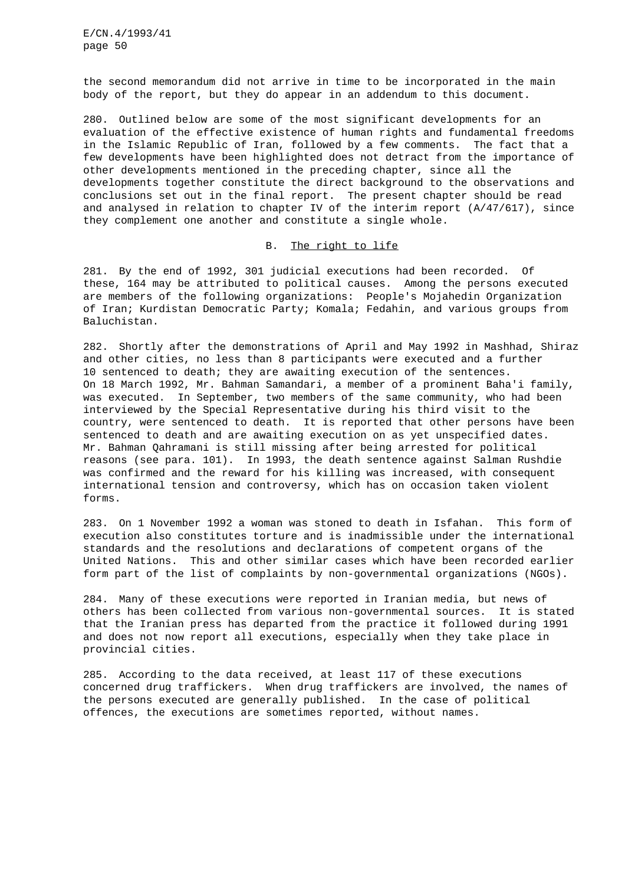the second memorandum did not arrive in time to be incorporated in the main body of the report, but they do appear in an addendum to this document.

280. Outlined below are some of the most significant developments for an evaluation of the effective existence of human rights and fundamental freedoms in the Islamic Republic of Iran, followed by a few comments. The fact that a few developments have been highlighted does not detract from the importance of other developments mentioned in the preceding chapter, since all the developments together constitute the direct background to the observations and conclusions set out in the final report. The present chapter should be read and analysed in relation to chapter IV of the interim report (A/47/617), since they complement one another and constitute a single whole.

## B. The right to life

281. By the end of 1992, 301 judicial executions had been recorded. Of these, 164 may be attributed to political causes. Among the persons executed are members of the following organizations: People's Mojahedin Organization of Iran; Kurdistan Democratic Party; Komala; Fedahin, and various groups from Baluchistan.

282. Shortly after the demonstrations of April and May 1992 in Mashhad, Shiraz and other cities, no less than 8 participants were executed and a further 10 sentenced to death; they are awaiting execution of the sentences. On 18 March 1992, Mr. Bahman Samandari, a member of a prominent Baha'i family, was executed. In September, two members of the same community, who had been interviewed by the Special Representative during his third visit to the country, were sentenced to death. It is reported that other persons have been sentenced to death and are awaiting execution on as yet unspecified dates. Mr. Bahman Qahramani is still missing after being arrested for political reasons (see para. 101). In 1993, the death sentence against Salman Rushdie was confirmed and the reward for his killing was increased, with consequent international tension and controversy, which has on occasion taken violent forms.

283. On 1 November 1992 a woman was stoned to death in Isfahan. This form of execution also constitutes torture and is inadmissible under the international standards and the resolutions and declarations of competent organs of the United Nations. This and other similar cases which have been recorded earlier form part of the list of complaints by non-governmental organizations (NGOs).

284. Many of these executions were reported in Iranian media, but news of others has been collected from various non-governmental sources. It is stated that the Iranian press has departed from the practice it followed during 1991 and does not now report all executions, especially when they take place in provincial cities.

285. According to the data received, at least 117 of these executions concerned drug traffickers. When drug traffickers are involved, the names of the persons executed are generally published. In the case of political offences, the executions are sometimes reported, without names.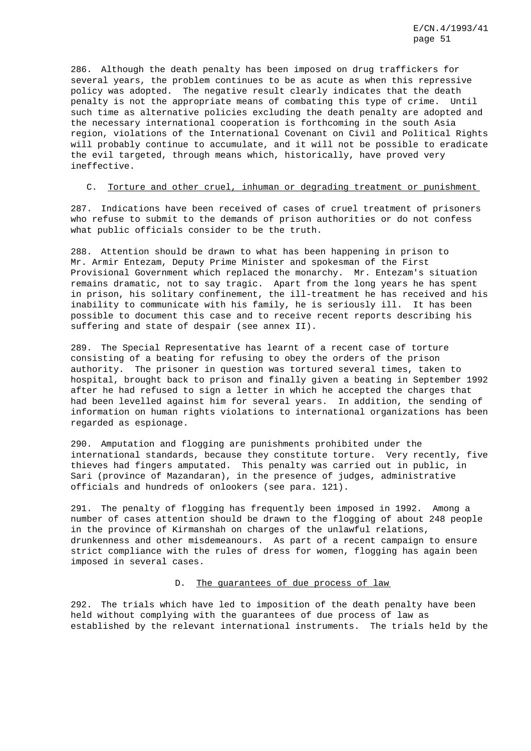286. Although the death penalty has been imposed on drug traffickers for several years, the problem continues to be as acute as when this repressive policy was adopted. The negative result clearly indicates that the death penalty is not the appropriate means of combating this type of crime. Until such time as alternative policies excluding the death penalty are adopted and the necessary international cooperation is forthcoming in the south Asia region, violations of the International Covenant on Civil and Political Rights will probably continue to accumulate, and it will not be possible to eradicate the evil targeted, through means which, historically, have proved very ineffective.

### C. Torture and other cruel, inhuman or degrading treatment or punishment

287. Indications have been received of cases of cruel treatment of prisoners who refuse to submit to the demands of prison authorities or do not confess what public officials consider to be the truth.

288. Attention should be drawn to what has been happening in prison to Mr. Armir Entezam, Deputy Prime Minister and spokesman of the First Provisional Government which replaced the monarchy. Mr. Entezam's situation remains dramatic, not to say tragic. Apart from the long years he has spent in prison, his solitary confinement, the ill-treatment he has received and his inability to communicate with his family, he is seriously ill. It has been possible to document this case and to receive recent reports describing his suffering and state of despair (see annex II).

289. The Special Representative has learnt of a recent case of torture consisting of a beating for refusing to obey the orders of the prison authority. The prisoner in question was tortured several times, taken to hospital, brought back to prison and finally given a beating in September 1992 after he had refused to sign a letter in which he accepted the charges that had been levelled against him for several years. In addition, the sending of information on human rights violations to international organizations has been regarded as espionage.

290. Amputation and flogging are punishments prohibited under the international standards, because they constitute torture. Very recently, five thieves had fingers amputated. This penalty was carried out in public, in Sari (province of Mazandaran), in the presence of judges, administrative officials and hundreds of onlookers (see para. 121).

291. The penalty of flogging has frequently been imposed in 1992. Among a number of cases attention should be drawn to the flogging of about 248 people in the province of Kirmanshah on charges of the unlawful relations, drunkenness and other misdemeanours. As part of a recent campaign to ensure strict compliance with the rules of dress for women, flogging has again been imposed in several cases.

### D. The guarantees of due process of law

292. The trials which have led to imposition of the death penalty have been held without complying with the guarantees of due process of law as established by the relevant international instruments. The trials held by the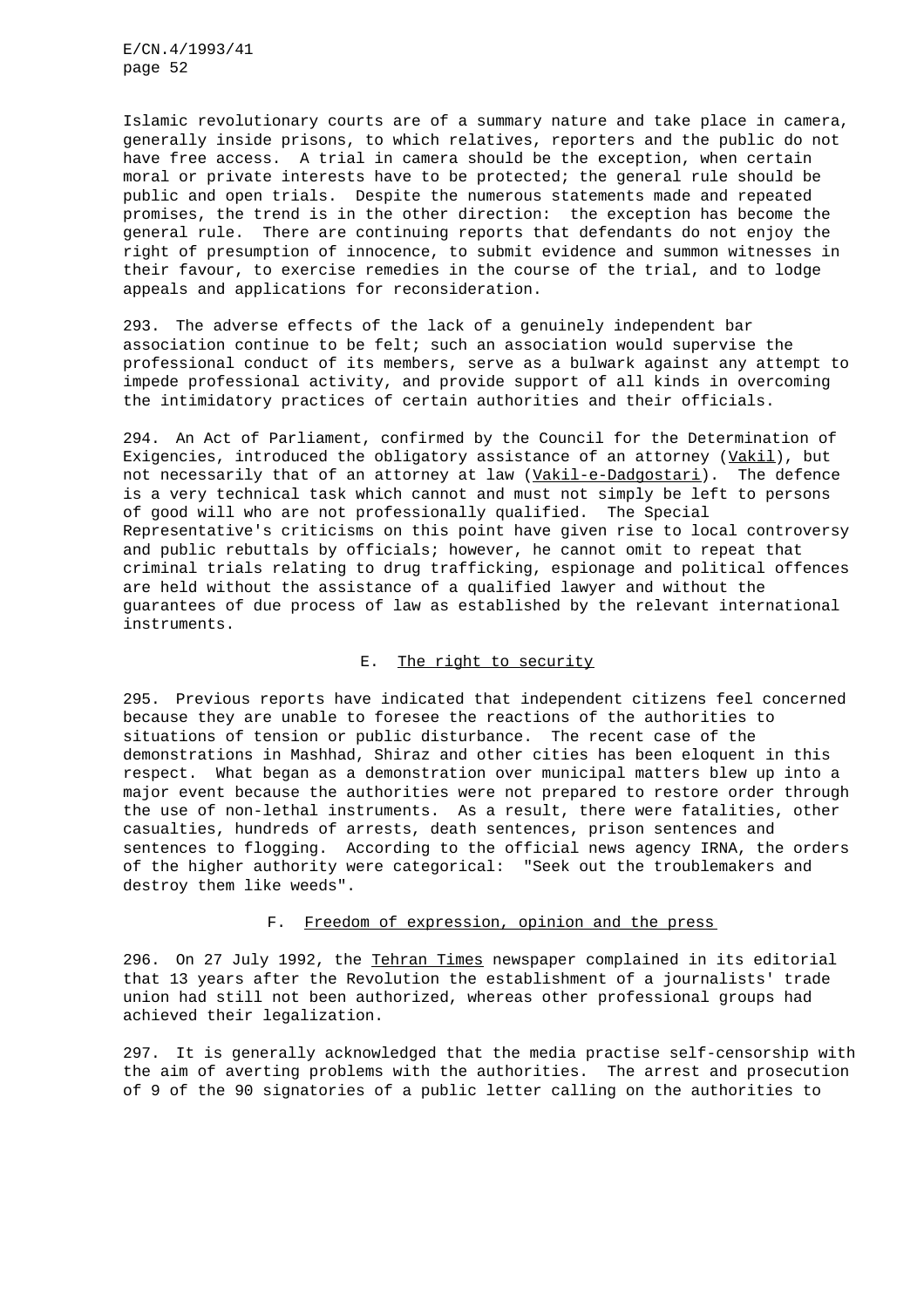Islamic revolutionary courts are of a summary nature and take place in camera, generally inside prisons, to which relatives, reporters and the public do not have free access. A trial in camera should be the exception, when certain moral or private interests have to be protected; the general rule should be public and open trials. Despite the numerous statements made and repeated promises, the trend is in the other direction: the exception has become the general rule. There are continuing reports that defendants do not enjoy the right of presumption of innocence, to submit evidence and summon witnesses in their favour, to exercise remedies in the course of the trial, and to lodge appeals and applications for reconsideration.

293. The adverse effects of the lack of a genuinely independent bar association continue to be felt; such an association would supervise the professional conduct of its members, serve as a bulwark against any attempt to impede professional activity, and provide support of all kinds in overcoming the intimidatory practices of certain authorities and their officials.

294. An Act of Parliament, confirmed by the Council for the Determination of Exigencies, introduced the obligatory assistance of an attorney (*Vakil*), but not necessarily that of an attorney at law (*Vakil-e-Dadgostari*). The defence is a very technical task which cannot and must not simply be left to persons of good will who are not professionally qualified. The Special Representative's criticisms on this point have given rise to local controversy and public rebuttals by officials; however, he cannot omit to repeat that criminal trials relating to drug trafficking, espionage and political offences are held without the assistance of a qualified lawyer and without the guarantees of due process of law as established by the relevant international instruments.

## E. The right to security

295. Previous reports have indicated that independent citizens feel concerned because they are unable to foresee the reactions of the authorities to situations of tension or public disturbance. The recent case of the demonstrations in Mashhad, Shiraz and other cities has been eloquent in this respect. What began as a demonstration over municipal matters blew up into a major event because the authorities were not prepared to restore order through the use of non-lethal instruments. As a result, there were fatalities, other casualties, hundreds of arrests, death sentences, prison sentences and sentences to flogging. According to the official news agency IRNA, the orders of the higher authority were categorical: "Seek out the troublemakers and destroy them like weeds".

## F. Freedom of expression, opinion and the press

296. On 27 July 1992, the *Tehran Times* newspaper complained in its editorial that 13 years after the Revolution the establishment of a journalists' trade union had still not been authorized, whereas other professional groups had achieved their legalization.

297. It is generally acknowledged that the media practise self-censorship with the aim of averting problems with the authorities. The arrest and prosecution of 9 of the 90 signatories of a public letter calling on the authorities to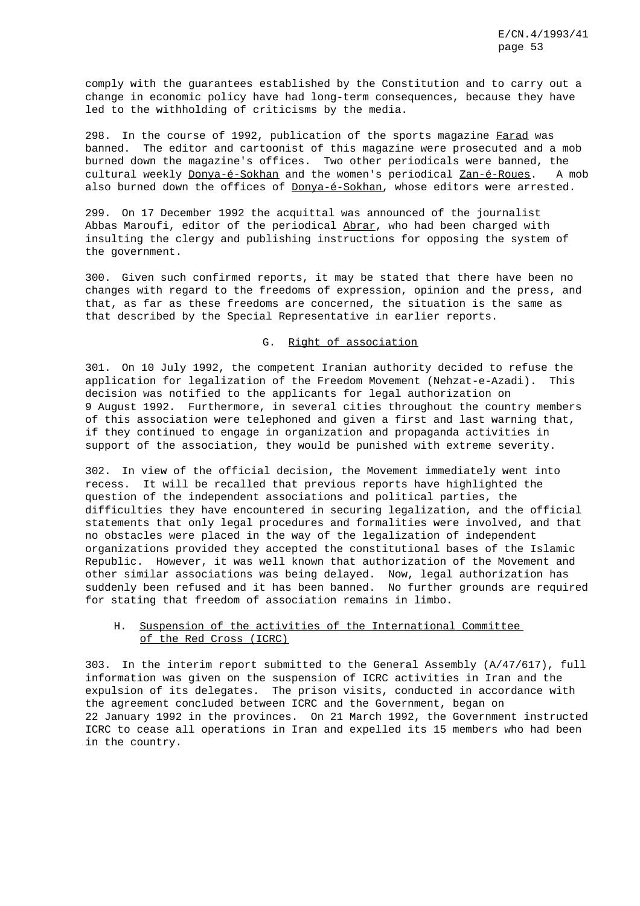comply with the guarantees established by the Constitution and to carry out a change in economic policy have had long-term consequences, because they have led to the withholding of criticisms by the media.

298. In the course of 1992, publication of the sports magazine _Farad_ was banned. The editor and cartoonist of this magazine were prosecuted and a mob burned down the magazine's offices. Two other periodicals were banned, the cultural weekly _Donya-é-Sokhan_ and the women's periodical _Zan-é-Roues_. A mob also burned down the offices of _Donya-é-Sokhan_, whose editors were arrested.

299. On 17 December 1992 the acquittal was announced of the journalist Abbas Maroufi, editor of the periodical _Abrar_, who had been charged with insulting the clergy and publishing instructions for opposing the system of the government.

300. Given such confirmed reports, it may be stated that there have been no changes with regard to the freedoms of expression, opinion and the press, and that, as far as these freedoms are concerned, the situation is the same as that described by the Special Representative in earlier reports.

## G. Right of association

301. On 10 July 1992, the competent Iranian authority decided to refuse the application for legalization of the Freedom Movement (Nehzat-e-Azadi). This decision was notified to the applicants for legal authorization on 9 August 1992. Furthermore, in several cities throughout the country members of this association were telephoned and given a first and last warning that, if they continued to engage in organization and propaganda activities in support of the association, they would be punished with extreme severity.

302. In view of the official decision, the Movement immediately went into recess. It will be recalled that previous reports have highlighted the question of the independent associations and political parties, the difficulties they have encountered in securing legalization, and the official statements that only legal procedures and formalities were involved, and that no obstacles were placed in the way of the legalization of independent organizations provided they accepted the constitutional bases of the Islamic Republic. However, it was well known that authorization of the Movement and other similar associations was being delayed. Now, legal authorization has suddenly been refused and it has been banned. No further grounds are required for stating that freedom of association remains in limbo.

## H. Suspension of the activities of the International Committee of the Red Cross (ICRC)

303. In the interim report submitted to the General Assembly (A/47/617), full information was given on the suspension of ICRC activities in Iran and the expulsion of its delegates. The prison visits, conducted in accordance with the agreement concluded between ICRC and the Government, began on 22 January 1992 in the provinces. On 21 March 1992, the Government instructed ICRC to cease all operations in Iran and expelled its 15 members who had been in the country.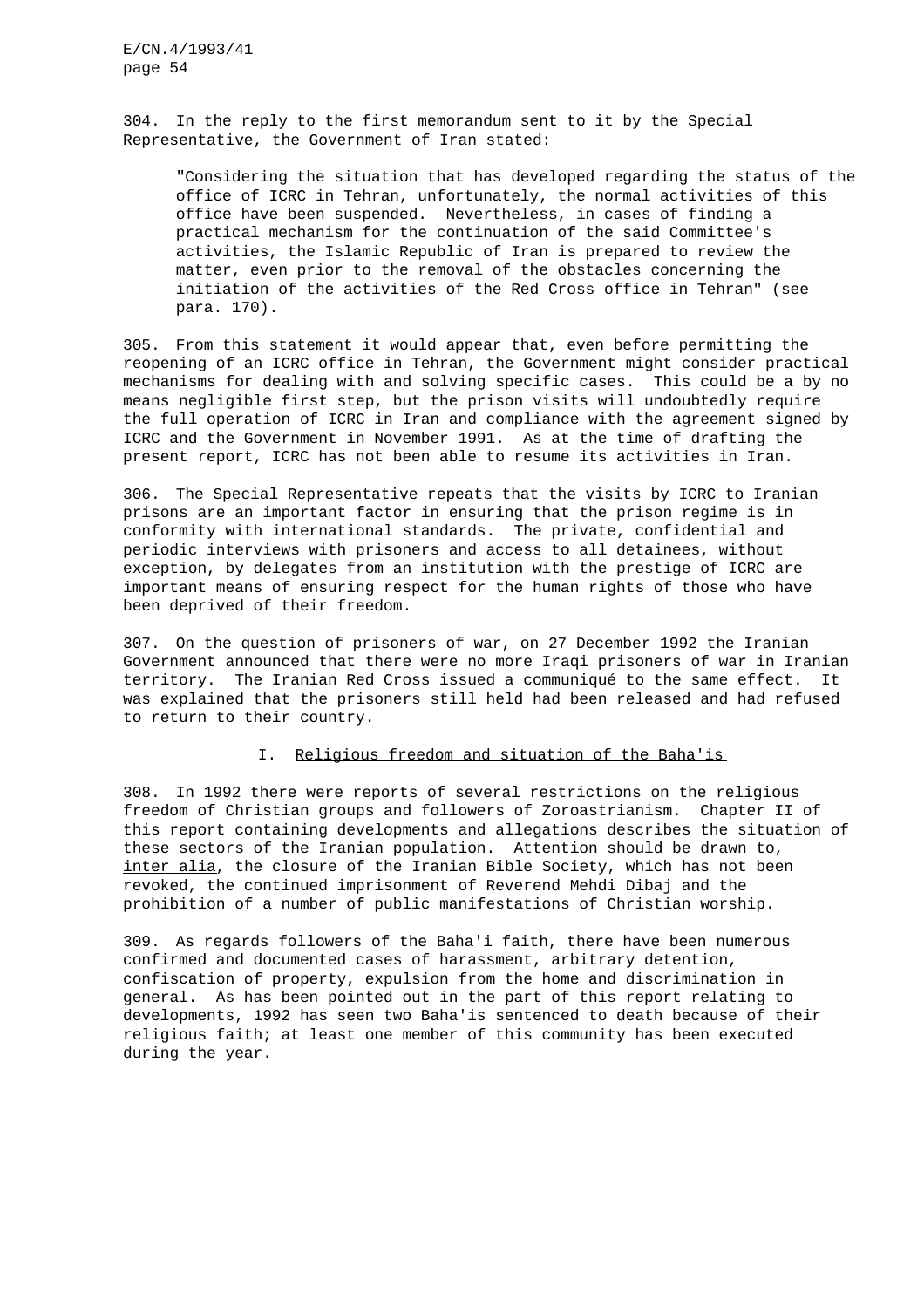304. In the reply to the first memorandum sent to it by the Special Representative, the Government of Iran stated:

> "Considering the situation that has developed regarding the status of the office of ICRC in Tehran, unfortunately, the normal activities of this office have been suspended. Nevertheless, in cases of finding a practical mechanism for the continuation of the said Committee's activities, the Islamic Republic of Iran is prepared to review the matter, even prior to the removal of the obstacles concerning the initiation of the activities of the Red Cross office in Tehran" (see para. 170).

305. From this statement it would appear that, even before permitting the reopening of an ICRC office in Tehran, the Government might consider practical mechanisms for dealing with and solving specific cases. This could be a by no means negligible first step, but the prison visits will undoubtedly require the full operation of ICRC in Iran and compliance with the agreement signed by ICRC and the Government in November 1991. As at the time of drafting the present report, ICRC has not been able to resume its activities in Iran.

306. The Special Representative repeats that the visits by ICRC to Iranian prisons are an important factor in ensuring that the prison regime is in conformity with international standards. The private, confidential and periodic interviews with prisoners and access to all detainees, without exception, by delegates from an institution with the prestige of ICRC are important means of ensuring respect for the human rights of those who have been deprived of their freedom.

307. On the question of prisoners of war, on 27 December 1992 the Iranian Government announced that there were no more Iraqi prisoners of war in Iranian territory. The Iranian Red Cross issued a communiqué to the same effect. It was explained that the prisoners still held had been released and had refused to return to their country.

## I. Religious freedom and situation of the Baha'is

308. In 1992 there were reports of several restrictions on the religious freedom of Christian groups and followers of Zoroastrianism. Chapter II of this report containing developments and allegations describes the situation of these sectors of the Iranian population. Attention should be drawn to, *inter alia*, the closure of the Iranian Bible Society, which has not been revoked, the continued imprisonment of Reverend Mehdi Dibaj and the prohibition of a number of public manifestations of Christian worship.

309. As regards followers of the Baha'i faith, there have been numerous confirmed and documented cases of harassment, arbitrary detention, confiscation of property, expulsion from the home and discrimination in general. As has been pointed out in the part of this report relating to developments, 1992 has seen two Baha'is sentenced to death because of their religious faith; at least one member of this community has been executed during the year.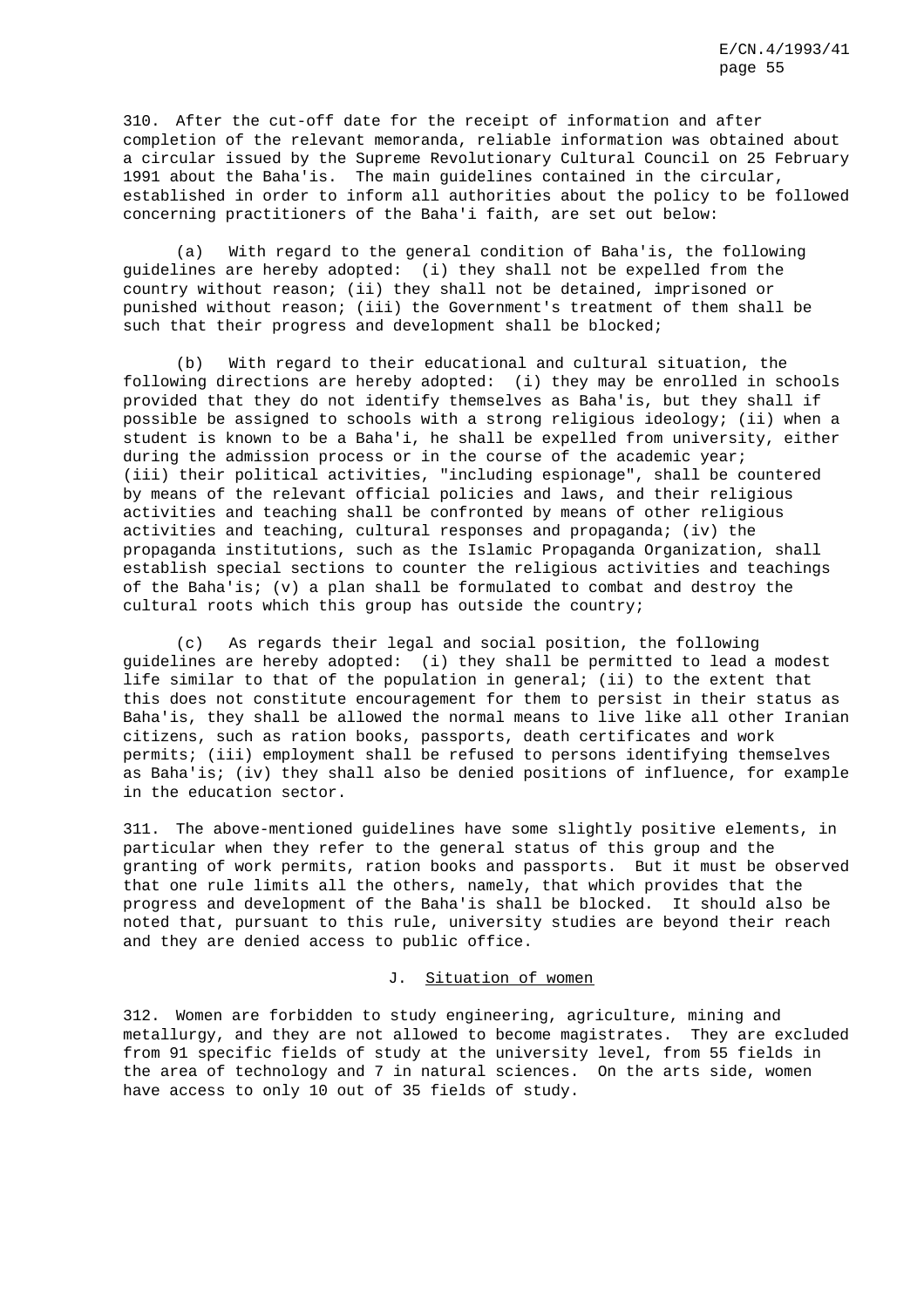310. After the cut-off date for the receipt of information and after completion of the relevant memoranda, reliable information was obtained about a circular issued by the Supreme Revolutionary Cultural Council on 25 February 1991 about the Baha'is. The main guidelines contained in the circular, established in order to inform all authorities about the policy to be followed concerning practitioners of the Baha'i faith, are set out below:

(a) With regard to the general condition of Baha'is, the following guidelines are hereby adopted: (i) they shall not be expelled from the country without reason; (ii) they shall not be detained, imprisoned or punished without reason; (iii) the Government's treatment of them shall be such that their progress and development shall be blocked;

(b) With regard to their educational and cultural situation, the following directions are hereby adopted: (i) they may be enrolled in schools provided that they do not identify themselves as Baha'is, but they shall if possible be assigned to schools with a strong religious ideology; (ii) when a student is known to be a Baha'i, he shall be expelled from university, either during the admission process or in the course of the academic year; (iii) their political activities, "including espionage", shall be countered by means of the relevant official policies and laws, and their religious activities and teaching shall be confronted by means of other religious activities and teaching, cultural responses and propaganda; (iv) the propaganda institutions, such as the Islamic Propaganda Organization, shall establish special sections to counter the religious activities and teachings of the Baha'is; (v) a plan shall be formulated to combat and destroy the cultural roots which this group has outside the country;

(c) As regards their legal and social position, the following guidelines are hereby adopted: (i) they shall be permitted to lead a modest life similar to that of the population in general; (ii) to the extent that this does not constitute encouragement for them to persist in their status as Baha'is, they shall be allowed the normal means to live like all other Iranian citizens, such as ration books, passports, death certificates and work permits; (iii) employment shall be refused to persons identifying themselves as Baha'is; (iv) they shall also be denied positions of influence, for example in the education sector.

311. The above-mentioned guidelines have some slightly positive elements, in particular when they refer to the general status of this group and the granting of work permits, ration books and passports. But it must be observed that one rule limits all the others, namely, that which provides that the progress and development of the Baha'is shall be blocked. It should also be noted that, pursuant to this rule, university studies are beyond their reach and they are denied access to public office.

## J. Situation of women

312. Women are forbidden to study engineering, agriculture, mining and metallurgy, and they are not allowed to become magistrates. They are excluded from 91 specific fields of study at the university level, from 55 fields in the area of technology and 7 in natural sciences. On the arts side, women have access to only 10 out of 35 fields of study.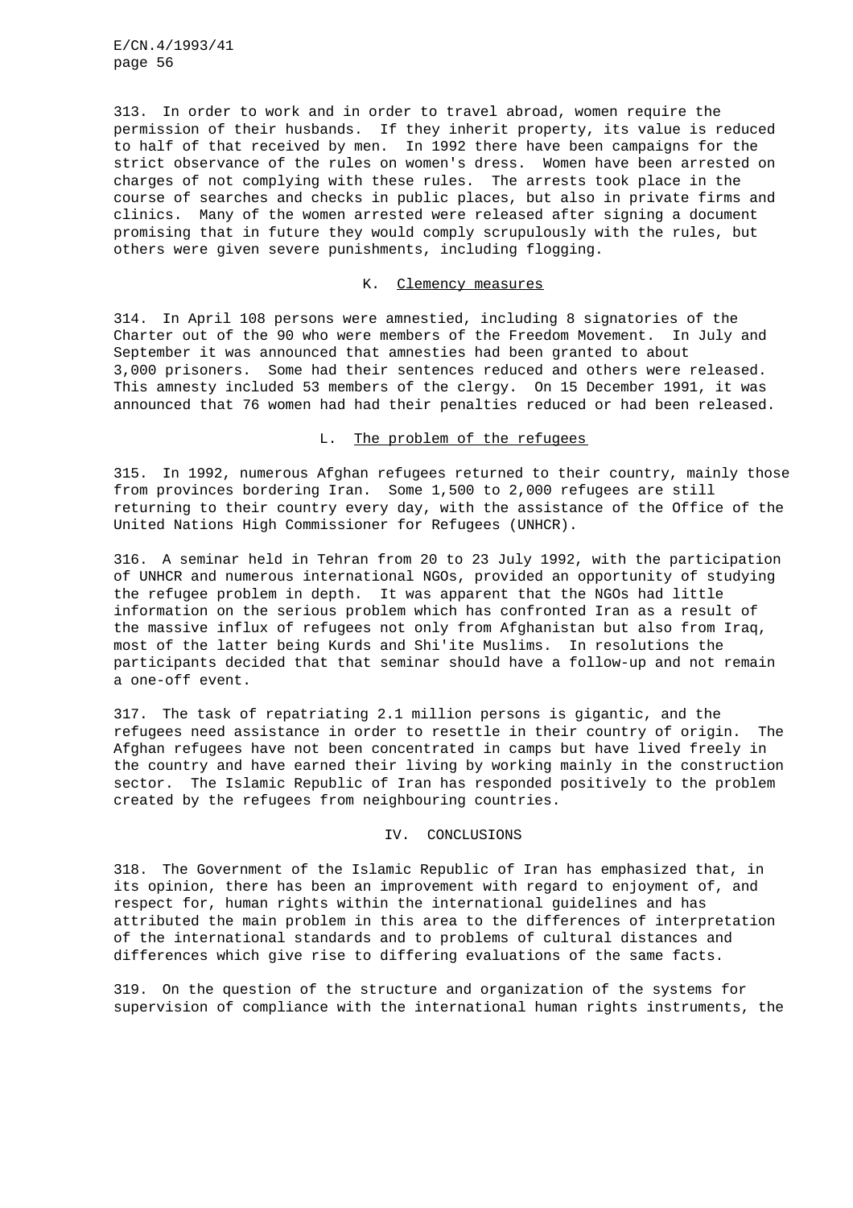313. In order to work and in order to travel abroad, women require the permission of their husbands. If they inherit property, its value is reduced to half of that received by men. In 1992 there have been campaigns for the strict observance of the rules on women's dress. Women have been arrested on charges of not complying with these rules. The arrests took place in the course of searches and checks in public places, but also in private firms and clinics. Many of the women arrested were released after signing a document promising that in future they would comply scrupulously with the rules, but others were given severe punishments, including flogging.

### K. Clemency measures

314. In April 108 persons were amnestied, including 8 signatories of the Charter out of the 90 who were members of the Freedom Movement. In July and September it was announced that amnesties had been granted to about 3,000 prisoners. Some had their sentences reduced and others were released. This amnesty included 53 members of the clergy. On 15 December 1991, it was announced that 76 women had had their penalties reduced or had been released.

### L. The problem of the refugees

315. In 1992, numerous Afghan refugees returned to their country, mainly those from provinces bordering Iran. Some 1,500 to 2,000 refugees are still returning to their country every day, with the assistance of the Office of the United Nations High Commissioner for Refugees (UNHCR).

316. A seminar held in Tehran from 20 to 23 July 1992, with the participation of UNHCR and numerous international NGOs, provided an opportunity of studying the refugee problem in depth. It was apparent that the NGOs had little information on the serious problem which has confronted Iran as a result of the massive influx of refugees not only from Afghanistan but also from Iraq, most of the latter being Kurds and Shi'ite Muslims. In resolutions the participants decided that that seminar should have a follow-up and not remain a one-off event.

317. The task of repatriating 2.1 million persons is gigantic, and the refugees need assistance in order to resettle in their country of origin. The Afghan refugees have not been concentrated in camps but have lived freely in the country and have earned their living by working mainly in the construction sector. The Islamic Republic of Iran has responded positively to the problem created by the refugees from neighbouring countries.

## IV. CONCLUSIONS

318. The Government of the Islamic Republic of Iran has emphasized that, in its opinion, there has been an improvement with regard to enjoyment of, and respect for, human rights within the international guidelines and has attributed the main problem in this area to the differences of interpretation of the international standards and to problems of cultural distances and differences which give rise to differing evaluations of the same facts.

319. On the question of the structure and organization of the systems for supervision of compliance with the international human rights instruments, the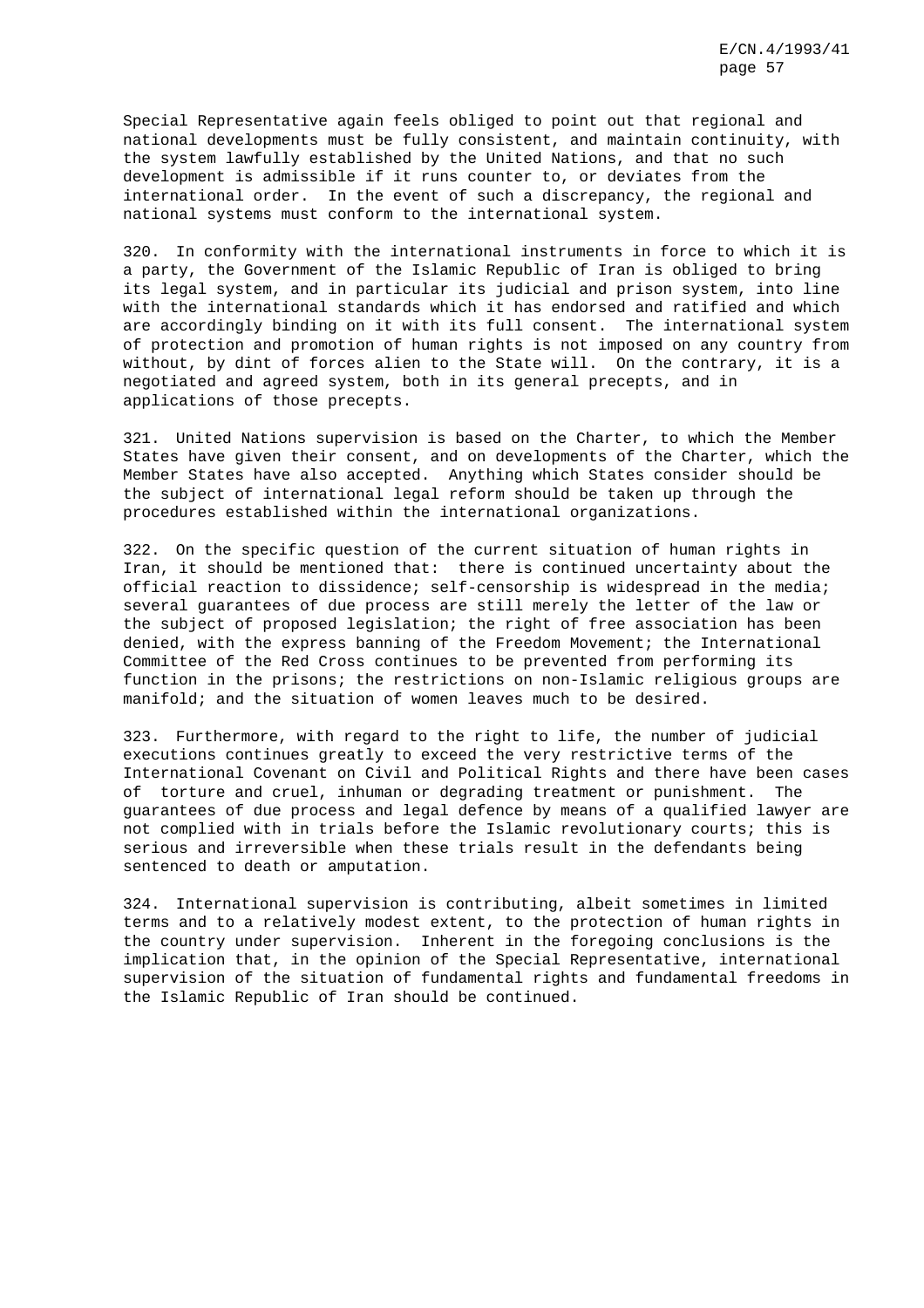Special Representative again feels obliged to point out that regional and national developments must be fully consistent, and maintain continuity, with the system lawfully established by the United Nations, and that no such development is admissible if it runs counter to, or deviates from the international order. In the event of such a discrepancy, the regional and national systems must conform to the international system.

320. In conformity with the international instruments in force to which it is a party, the Government of the Islamic Republic of Iran is obliged to bring its legal system, and in particular its judicial and prison system, into line with the international standards which it has endorsed and ratified and which are accordingly binding on it with its full consent. The international system of protection and promotion of human rights is not imposed on any country from without, by dint of forces alien to the State will. On the contrary, it is a negotiated and agreed system, both in its general precepts, and in applications of those precepts.

321. United Nations supervision is based on the Charter, to which the Member States have given their consent, and on developments of the Charter, which the Member States have also accepted. Anything which States consider should be the subject of international legal reform should be taken up through the procedures established within the international organizations.

322. On the specific question of the current situation of human rights in Iran, it should be mentioned that: there is continued uncertainty about the official reaction to dissidence; self-censorship is widespread in the media; several guarantees of due process are still merely the letter of the law or the subject of proposed legislation; the right of free association has been denied, with the express banning of the Freedom Movement; the International Committee of the Red Cross continues to be prevented from performing its function in the prisons; the restrictions on non-Islamic religious groups are manifold; and the situation of women leaves much to be desired.

323. Furthermore, with regard to the right to life, the number of judicial executions continues greatly to exceed the very restrictive terms of the International Covenant on Civil and Political Rights and there have been cases of torture and cruel, inhuman or degrading treatment or punishment. The guarantees of due process and legal defence by means of a qualified lawyer are not complied with in trials before the Islamic revolutionary courts; this is serious and irreversible when these trials result in the defendants being sentenced to death or amputation.

324. International supervision is contributing, albeit sometimes in limited terms and to a relatively modest extent, to the protection of human rights in the country under supervision. Inherent in the foregoing conclusions is the implication that, in the opinion of the Special Representative, international supervision of the situation of fundamental rights and fundamental freedoms in the Islamic Republic of Iran should be continued.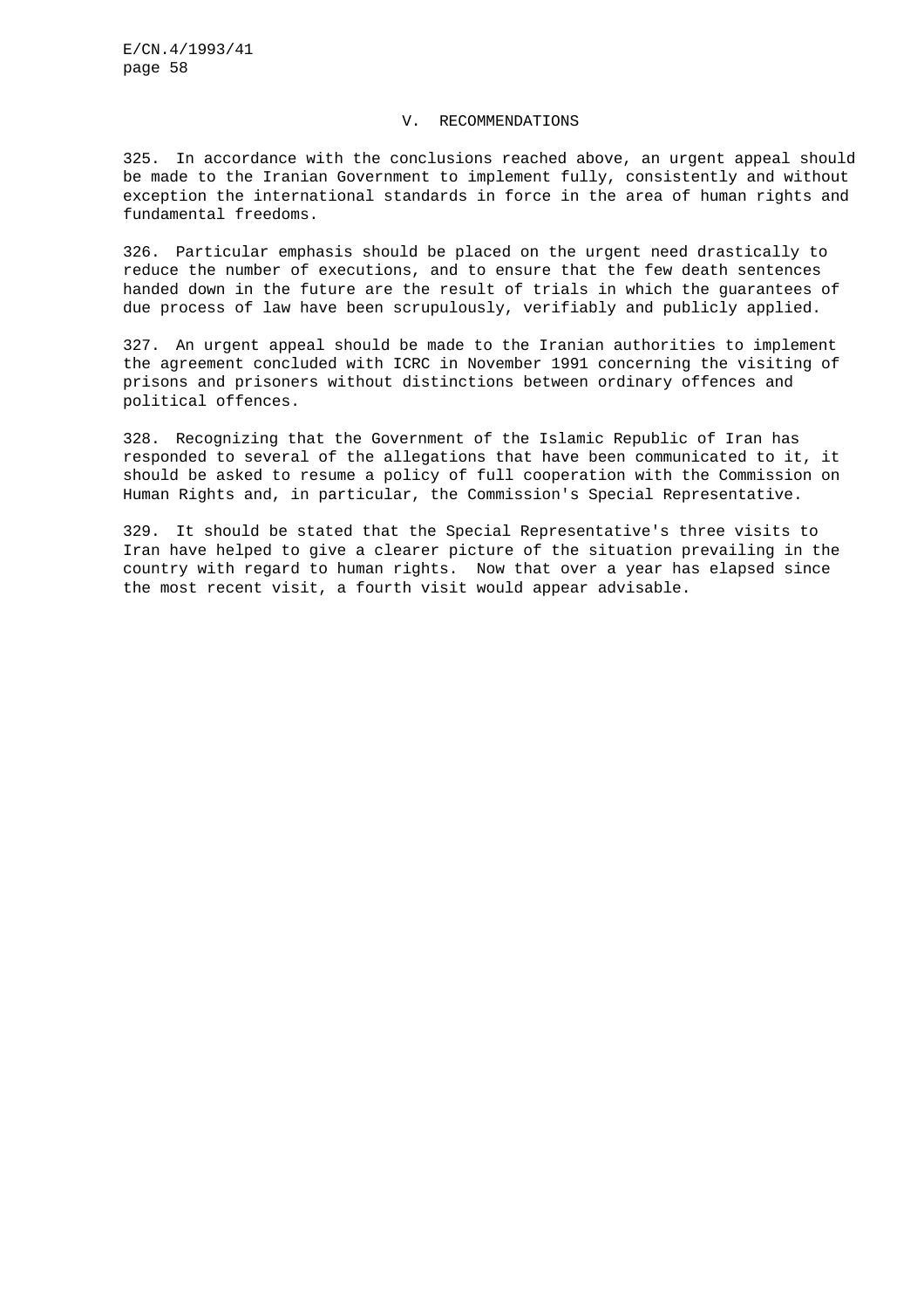## V. RECOMMENDATIONS

325. In accordance with the conclusions reached above, an urgent appeal should be made to the Iranian Government to implement fully, consistently and without exception the international standards in force in the area of human rights and fundamental freedoms.

326. Particular emphasis should be placed on the urgent need drastically to reduce the number of executions, and to ensure that the few death sentences handed down in the future are the result of trials in which the guarantees of due process of law have been scrupulously, verifiably and publicly applied.

327. An urgent appeal should be made to the Iranian authorities to implement the agreement concluded with ICRC in November 1991 concerning the visiting of prisons and prisoners without distinctions between ordinary offences and political offences.

328. Recognizing that the Government of the Islamic Republic of Iran has responded to several of the allegations that have been communicated to it, it should be asked to resume a policy of full cooperation with the Commission on Human Rights and, in particular, the Commission's Special Representative.

329. It should be stated that the Special Representative's three visits to Iran have helped to give a clearer picture of the situation prevailing in the country with regard to human rights. Now that over a year has elapsed since the most recent visit, a fourth visit would appear advisable.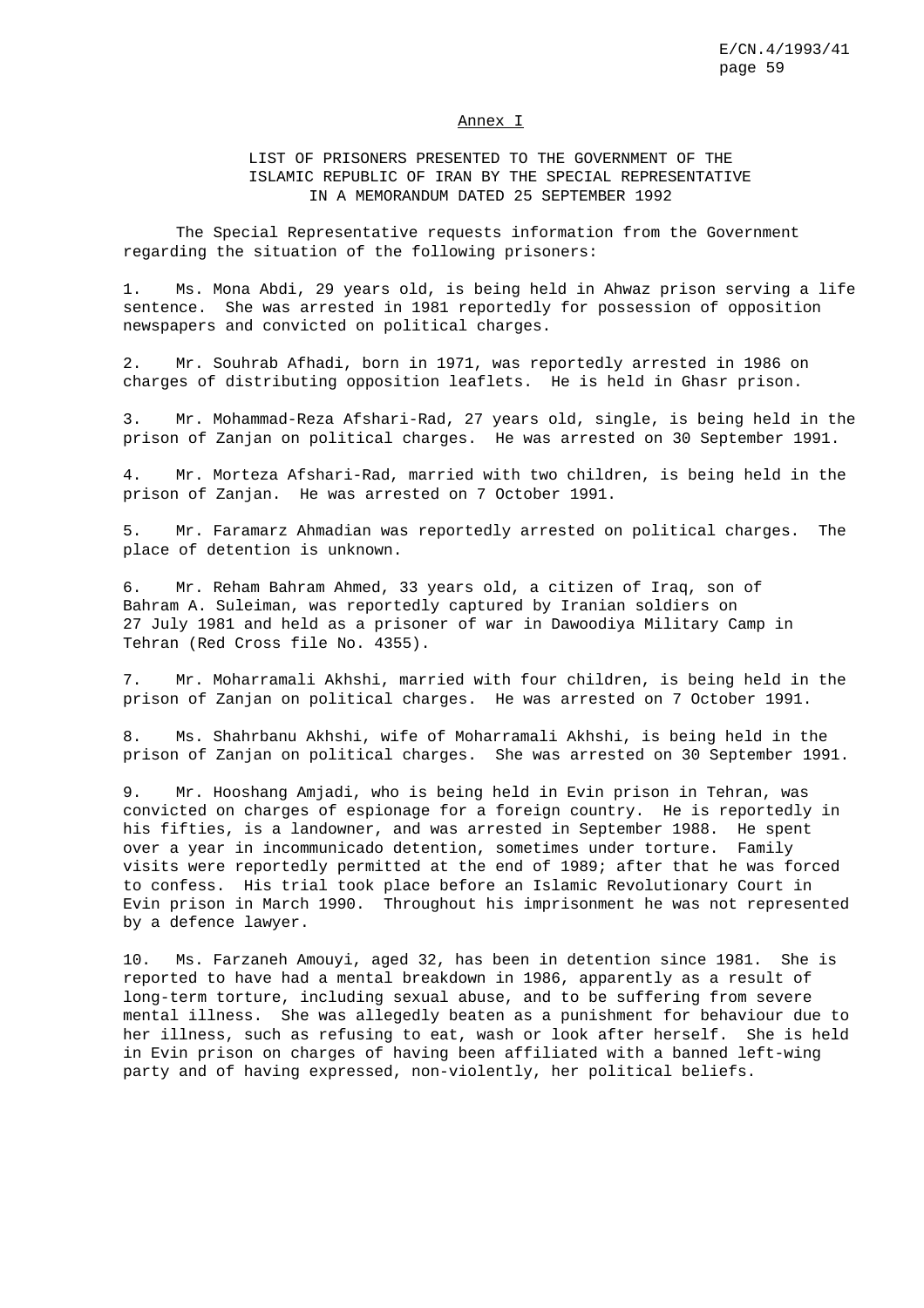## Annex I

### LIST OF PRISONERS PRESENTED TO THE GOVERNMENT OF THE ISLAMIC REPUBLIC OF IRAN BY THE SPECIAL REPRESENTATIVE IN A MEMORANDUM DATED 25 SEPTEMBER 1992

The Special Representative requests information from the Government regarding the situation of the following prisoners:

1. Ms. Mona Abdi, 29 years old, is being held in Ahwaz prison serving a life sentence. She was arrested in 1981 reportedly for possession of opposition newspapers and convicted on political charges.

2. Mr. Souhrab Afhadi, born in 1971, was reportedly arrested in 1986 on charges of distributing opposition leaflets. He is held in Ghasr prison.

3. Mr. Mohammad-Reza Afshari-Rad, 27 years old, single, is being held in the prison of Zanjan on political charges. He was arrested on 30 September 1991.

4. Mr. Morteza Afshari-Rad, married with two children, is being held in the prison of Zanjan. He was arrested on 7 October 1991.

5. Mr. Faramarz Ahmadian was reportedly arrested on political charges. The place of detention is unknown.

6. Mr. Reham Bahram Ahmed, 33 years old, a citizen of Iraq, son of Bahram A. Suleiman, was reportedly captured by Iranian soldiers on 27 July 1981 and held as a prisoner of war in Dawoodiya Military Camp in Tehran (Red Cross file No. 4355).

7. Mr. Moharramali Akhshi, married with four children, is being held in the prison of Zanjan on political charges. He was arrested on 7 October 1991.

8. Ms. Shahrbanu Akhshi, wife of Moharramali Akhshi, is being held in the prison of Zanjan on political charges. She was arrested on 30 September 1991.

9. Mr. Hooshang Amjadi, who is being held in Evin prison in Tehran, was convicted on charges of espionage for a foreign country. He is reportedly in his fifties, is a landowner, and was arrested in September 1988. He spent over a year in incommunicado detention, sometimes under torture. Family visits were reportedly permitted at the end of 1989; after that he was forced to confess. His trial took place before an Islamic Revolutionary Court in Evin prison in March 1990. Throughout his imprisonment he was not represented by a defence lawyer.

10. Ms. Farzaneh Amouyi, aged 32, has been in detention since 1981. She is reported to have had a mental breakdown in 1986, apparently as a result of long-term torture, including sexual abuse, and to be suffering from severe mental illness. She was allegedly beaten as a punishment for behaviour due to her illness, such as refusing to eat, wash or look after herself. She is held in Evin prison on charges of having been affiliated with a banned left-wing party and of having expressed, non-violently, her political beliefs.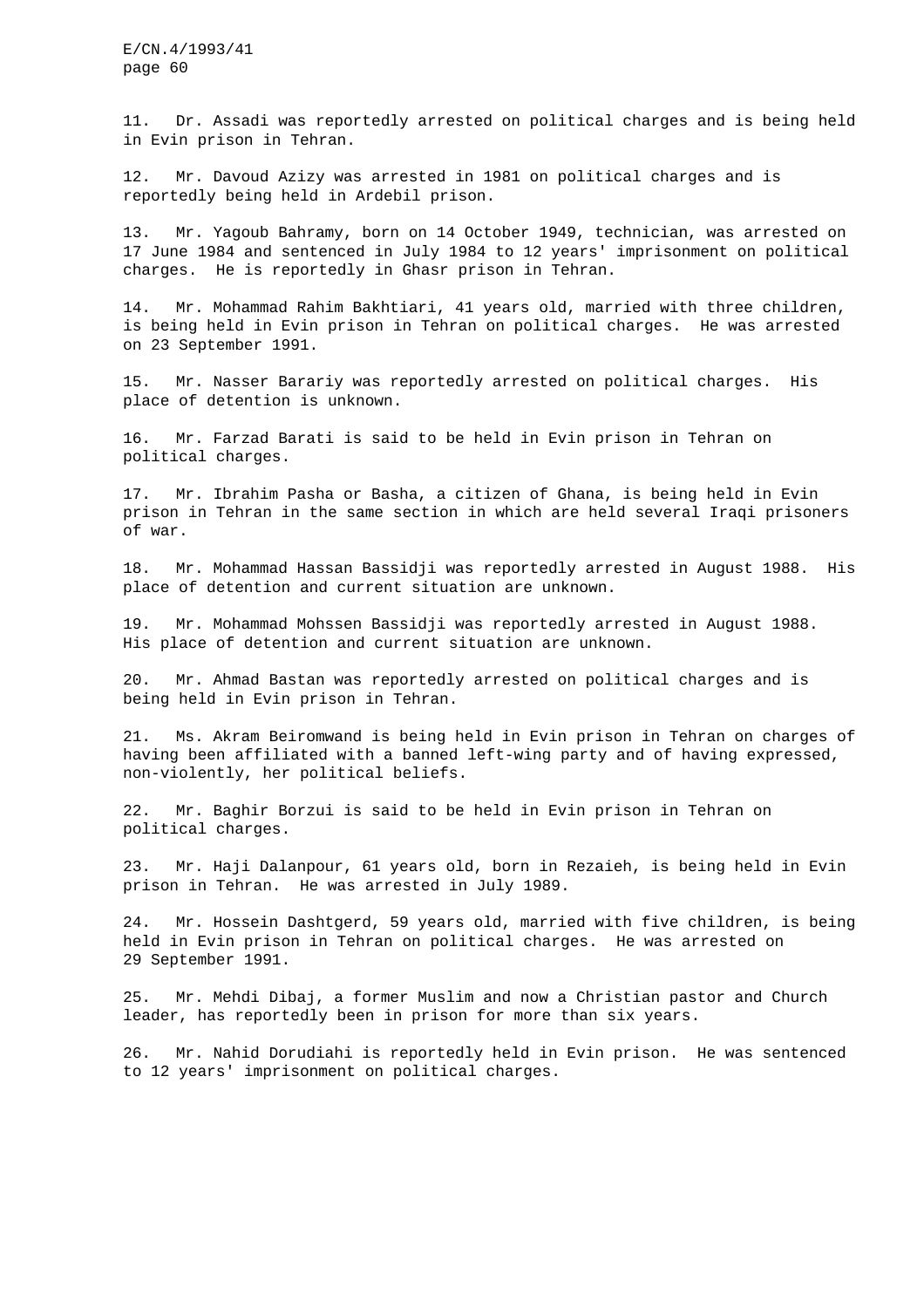11. Dr. Assadi was reportedly arrested on political charges and is being held in Evin prison in Tehran.

12. Mr. Davoud Azizy was arrested in 1981 on political charges and is reportedly being held in Ardebil prison.

13. Mr. Yagoub Bahramy, born on 14 October 1949, technician, was arrested on 17 June 1984 and sentenced in July 1984 to 12 years' imprisonment on political charges. He is reportedly in Ghasr prison in Tehran.

14. Mr. Mohammad Rahim Bakhtiari, 41 years old, married with three children, is being held in Evin prison in Tehran on political charges. He was arrested on 23 September 1991.

15. Mr. Nasser Barariy was reportedly arrested on political charges. His place of detention is unknown.

16. Mr. Farzad Barati is said to be held in Evin prison in Tehran on political charges.

17. Mr. Ibrahim Pasha or Basha, a citizen of Ghana, is being held in Evin prison in Tehran in the same section in which are held several Iraqi prisoners of war.

18. Mr. Mohammad Hassan Bassidji was reportedly arrested in August 1988. His place of detention and current situation are unknown.

19. Mr. Mohammad Mohssen Bassidji was reportedly arrested in August 1988. His place of detention and current situation are unknown.

20. Mr. Ahmad Bastan was reportedly arrested on political charges and is being held in Evin prison in Tehran.

21. Ms. Akram Beiromwand is being held in Evin prison in Tehran on charges of having been affiliated with a banned left-wing party and of having expressed, non-violently, her political beliefs.

22. Mr. Baghir Borzui is said to be held in Evin prison in Tehran on political charges.

23. Mr. Haji Dalanpour, 61 years old, born in Rezaieh, is being held in Evin prison in Tehran. He was arrested in July 1989.

24. Mr. Hossein Dashtgerd, 59 years old, married with five children, is being held in Evin prison in Tehran on political charges. He was arrested on 29 September 1991.

25. Mr. Mehdi Dibaj, a former Muslim and now a Christian pastor and Church leader, has reportedly been in prison for more than six years.

26. Mr. Nahid Dorudiahi is reportedly held in Evin prison. He was sentenced to 12 years' imprisonment on political charges.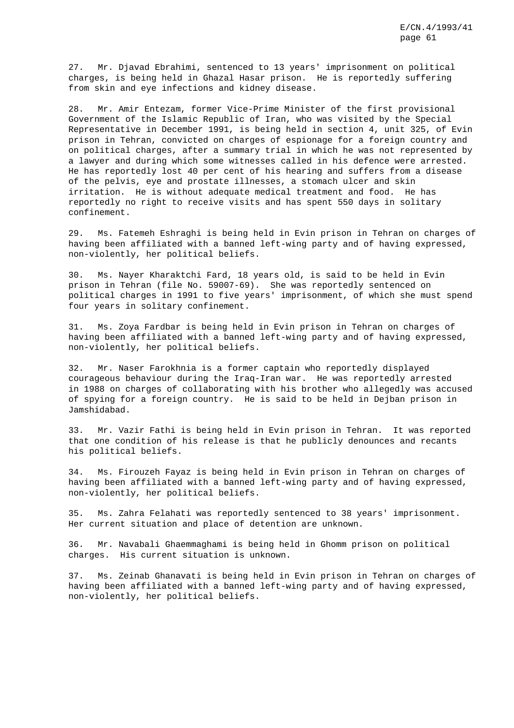27. Mr. Djavad Ebrahimi, sentenced to 13 years' imprisonment on political charges, is being held in Ghazal Hasar prison. He is reportedly suffering from skin and eye infections and kidney disease.

28. Mr. Amir Entezam, former Vice-Prime Minister of the first provisional Government of the Islamic Republic of Iran, who was visited by the Special Representative in December 1991, is being held in section 4, unit 325, of Evin prison in Tehran, convicted on charges of espionage for a foreign country and on political charges, after a summary trial in which he was not represented by a lawyer and during which some witnesses called in his defence were arrested. He has reportedly lost 40 per cent of his hearing and suffers from a disease of the pelvis, eye and prostate illnesses, a stomach ulcer and skin irritation. He is without adequate medical treatment and food. He has reportedly no right to receive visits and has spent 550 days in solitary confinement.

29. Ms. Fatemeh Eshraghi is being held in Evin prison in Tehran on charges of having been affiliated with a banned left-wing party and of having expressed, non-violently, her political beliefs.

30. Ms. Nayer Kharaktchi Fard, 18 years old, is said to be held in Evin prison in Tehran (file No. 59007-69). She was reportedly sentenced on political charges in 1991 to five years' imprisonment, of which she must spend four years in solitary confinement.

31. Ms. Zoya Fardbar is being held in Evin prison in Tehran on charges of having been affiliated with a banned left-wing party and of having expressed, non-violently, her political beliefs.

32. Mr. Naser Farokhnia is a former captain who reportedly displayed courageous behaviour during the Iraq-Iran war. He was reportedly arrested in 1988 on charges of collaborating with his brother who allegedly was accused of spying for a foreign country. He is said to be held in Dejban prison in Jamshidabad.

33. Mr. Vazir Fathi is being held in Evin prison in Tehran. It was reported that one condition of his release is that he publicly denounces and recants his political beliefs.

34. Ms. Firouzeh Fayaz is being held in Evin prison in Tehran on charges of having been affiliated with a banned left-wing party and of having expressed, non-violently, her political beliefs.

35. Ms. Zahra Felahati was reportedly sentenced to 38 years' imprisonment. Her current situation and place of detention are unknown.

36. Mr. Navabali Ghaemmaghami is being held in Ghomm prison on political charges. His current situation is unknown.

37. Ms. Zeinab Ghanavati is being held in Evin prison in Tehran on charges of having been affiliated with a banned left-wing party and of having expressed, non-violently, her political beliefs.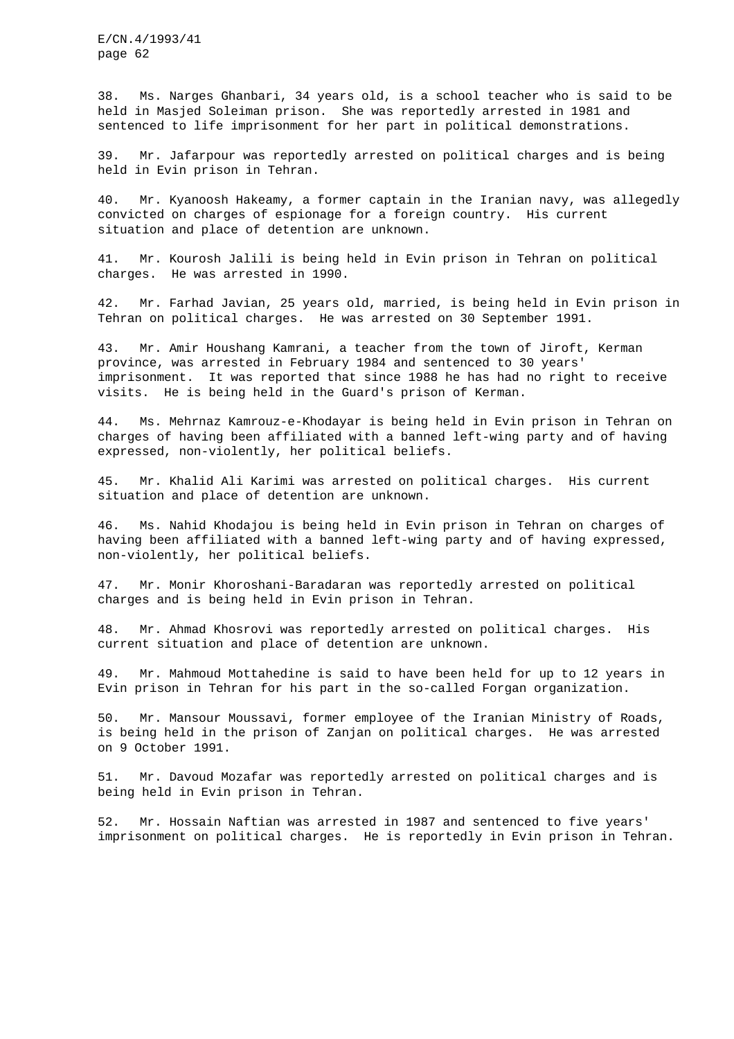38. Ms. Narges Ghanbari, 34 years old, is a school teacher who is said to be held in Masjed Soleiman prison. She was reportedly arrested in 1981 and sentenced to life imprisonment for her part in political demonstrations.

39. Mr. Jafarpour was reportedly arrested on political charges and is being held in Evin prison in Tehran.

40. Mr. Kyanoosh Hakeamy, a former captain in the Iranian navy, was allegedly convicted on charges of espionage for a foreign country. His current situation and place of detention are unknown.

41. Mr. Kourosh Jalili is being held in Evin prison in Tehran on political charges. He was arrested in 1990.

42. Mr. Farhad Javian, 25 years old, married, is being held in Evin prison in Tehran on political charges. He was arrested on 30 September 1991.

43. Mr. Amir Houshang Kamrani, a teacher from the town of Jiroft, Kerman province, was arrested in February 1984 and sentenced to 30 years' imprisonment. It was reported that since 1988 he has had no right to receive visits. He is being held in the Guard's prison of Kerman.

44. Ms. Mehrnaz Kamrouz-e-Khodayar is being held in Evin prison in Tehran on charges of having been affiliated with a banned left-wing party and of having expressed, non-violently, her political beliefs.

45. Mr. Khalid Ali Karimi was arrested on political charges. His current situation and place of detention are unknown.

46. Ms. Nahid Khodajou is being held in Evin prison in Tehran on charges of having been affiliated with a banned left-wing party and of having expressed, non-violently, her political beliefs.

47. Mr. Monir Khoroshani-Baradaran was reportedly arrested on political charges and is being held in Evin prison in Tehran.

48. Mr. Ahmad Khosrovi was reportedly arrested on political charges. His current situation and place of detention are unknown.

49. Mr. Mahmoud Mottahedine is said to have been held for up to 12 years in Evin prison in Tehran for his part in the so-called Forgan organization.

50. Mr. Mansour Moussavi, former employee of the Iranian Ministry of Roads, is being held in the prison of Zanjan on political charges. He was arrested on 9 October 1991.

51. Mr. Davoud Mozafar was reportedly arrested on political charges and is being held in Evin prison in Tehran.

52. Mr. Hossain Naftian was arrested in 1987 and sentenced to five years' imprisonment on political charges. He is reportedly in Evin prison in Tehran.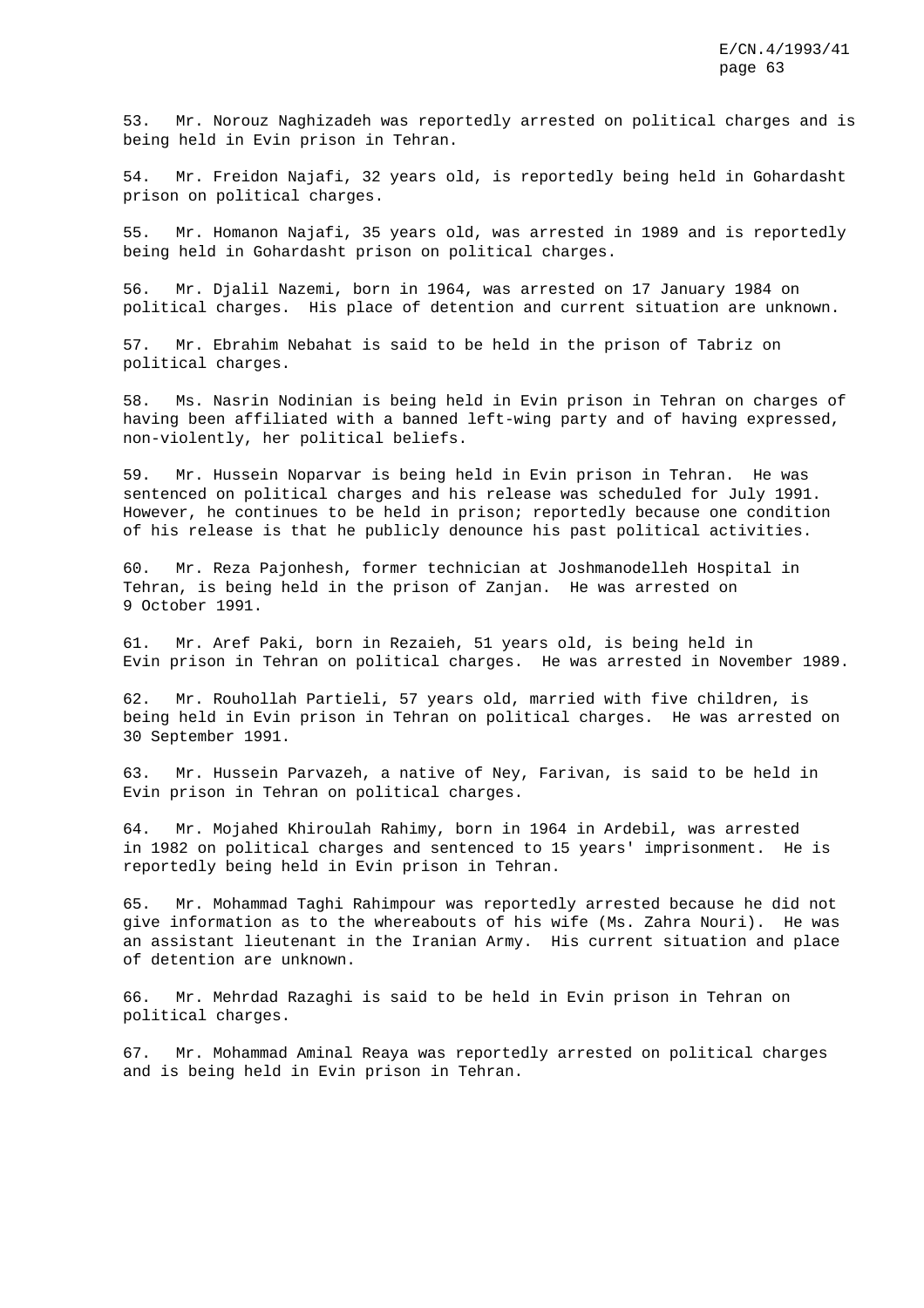53. Mr. Norouz Naghizadeh was reportedly arrested on political charges and is being held in Evin prison in Tehran.

54. Mr. Freidon Najafi, 32 years old, is reportedly being held in Gohardasht prison on political charges.

55. Mr. Homanon Najafi, 35 years old, was arrested in 1989 and is reportedly being held in Gohardasht prison on political charges.

56. Mr. Djalil Nazemi, born in 1964, was arrested on 17 January 1984 on political charges. His place of detention and current situation are unknown.

57. Mr. Ebrahim Nebahat is said to be held in the prison of Tabriz on political charges.

58. Ms. Nasrin Nodinian is being held in Evin prison in Tehran on charges of having been affiliated with a banned left-wing party and of having expressed, non-violently, her political beliefs.

59. Mr. Hussein Noparvar is being held in Evin prison in Tehran. He was sentenced on political charges and his release was scheduled for July 1991. However, he continues to be held in prison; reportedly because one condition of his release is that he publicly denounce his past political activities.

60. Mr. Reza Pajonhesh, former technician at Joshmanodelleh Hospital in Tehran, is being held in the prison of Zanjan. He was arrested on 9 October 1991.

61. Mr. Aref Paki, born in Rezaieh, 51 years old, is being held in Evin prison in Tehran on political charges. He was arrested in November 1989.

62. Mr. Rouhollah Partieli, 57 years old, married with five children, is being held in Evin prison in Tehran on political charges. He was arrested on 30 September 1991.

63. Mr. Hussein Parvazeh, a native of Ney, Farivan, is said to be held in Evin prison in Tehran on political charges.

64. Mr. Mojahed Khiroulah Rahimy, born in 1964 in Ardebil, was arrested in 1982 on political charges and sentenced to 15 years' imprisonment. He is reportedly being held in Evin prison in Tehran.

65. Mr. Mohammad Taghi Rahimpour was reportedly arrested because he did not give information as to the whereabouts of his wife (Ms. Zahra Nouri). He was an assistant lieutenant in the Iranian Army. His current situation and place of detention are unknown.

66. Mr. Mehrdad Razaghi is said to be held in Evin prison in Tehran on political charges.

67. Mr. Mohammad Aminal Reaya was reportedly arrested on political charges and is being held in Evin prison in Tehran.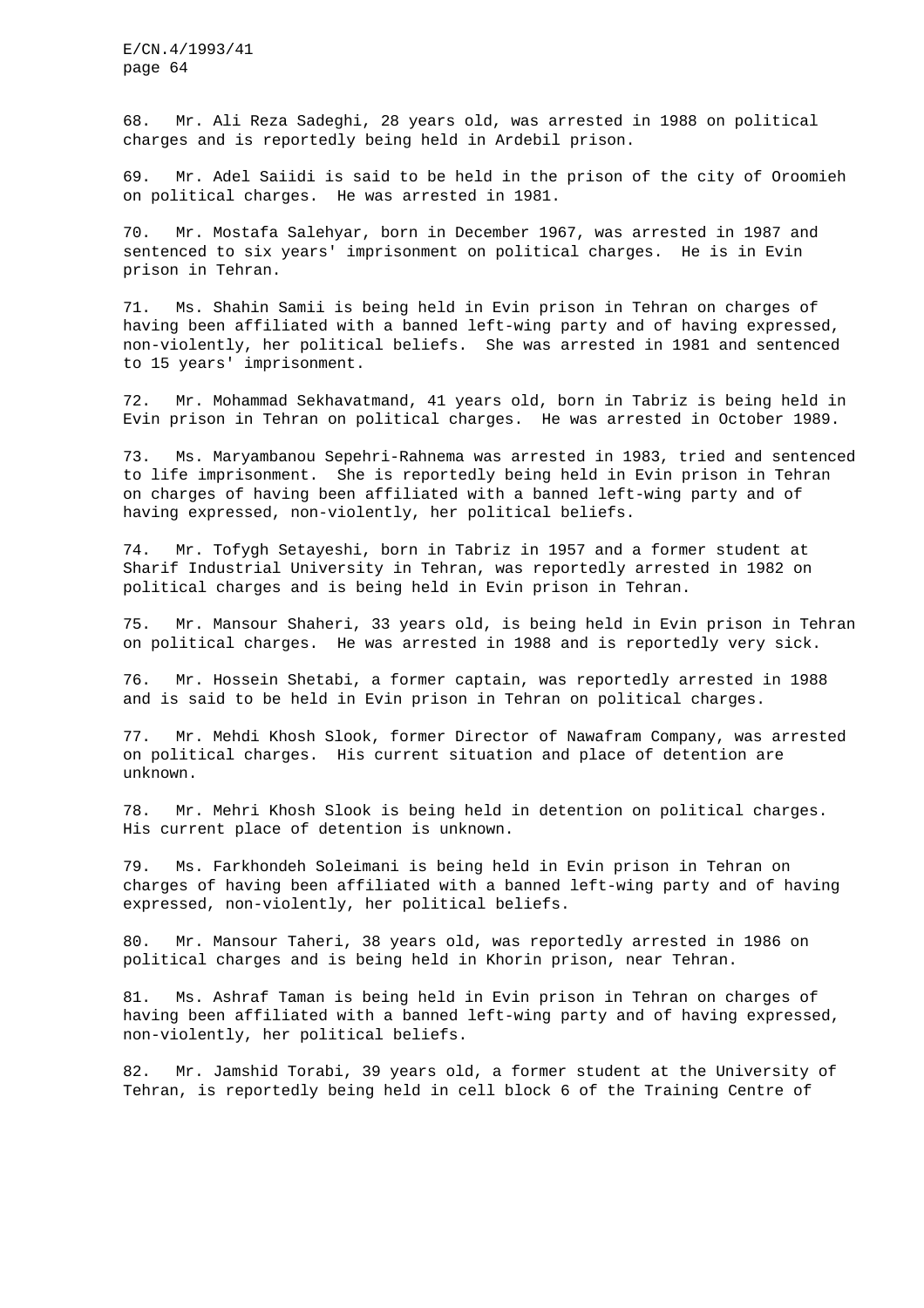68. Mr. Ali Reza Sadeghi, 28 years old, was arrested in 1988 on political charges and is reportedly being held in Ardebil prison.

69. Mr. Adel Saiidi is said to be held in the prison of the city of Oroomieh on political charges. He was arrested in 1981.

70. Mr. Mostafa Salehyar, born in December 1967, was arrested in 1987 and sentenced to six years' imprisonment on political charges. He is in Evin prison in Tehran.

71. Ms. Shahin Samii is being held in Evin prison in Tehran on charges of having been affiliated with a banned left-wing party and of having expressed, non-violently, her political beliefs. She was arrested in 1981 and sentenced to 15 years' imprisonment.

72. Mr. Mohammad Sekhavatmand, 41 years old, born in Tabriz is being held in Evin prison in Tehran on political charges. He was arrested in October 1989.

73. Ms. Maryambanou Sepehri-Rahnema was arrested in 1983, tried and sentenced to life imprisonment. She is reportedly being held in Evin prison in Tehran on charges of having been affiliated with a banned left-wing party and of having expressed, non-violently, her political beliefs.

74. Mr. Tofygh Setayeshi, born in Tabriz in 1957 and a former student at Sharif Industrial University in Tehran, was reportedly arrested in 1982 on political charges and is being held in Evin prison in Tehran.

75. Mr. Mansour Shaheri, 33 years old, is being held in Evin prison in Tehran on political charges. He was arrested in 1988 and is reportedly very sick.

76. Mr. Hossein Shetabi, a former captain, was reportedly arrested in 1988 and is said to be held in Evin prison in Tehran on political charges.

77. Mr. Mehdi Khosh Slook, former Director of Nawafram Company, was arrested on political charges. His current situation and place of detention are unknown.

78. Mr. Mehri Khosh Slook is being held in detention on political charges. His current place of detention is unknown.

79. Ms. Farkhondeh Soleimani is being held in Evin prison in Tehran on charges of having been affiliated with a banned left-wing party and of having expressed, non-violently, her political beliefs.

80. Mr. Mansour Taheri, 38 years old, was reportedly arrested in 1986 on political charges and is being held in Khorin prison, near Tehran.

81. Ms. Ashraf Taman is being held in Evin prison in Tehran on charges of having been affiliated with a banned left-wing party and of having expressed, non-violently, her political beliefs.

82. Mr. Jamshid Torabi, 39 years old, a former student at the University of Tehran, is reportedly being held in cell block 6 of the Training Centre of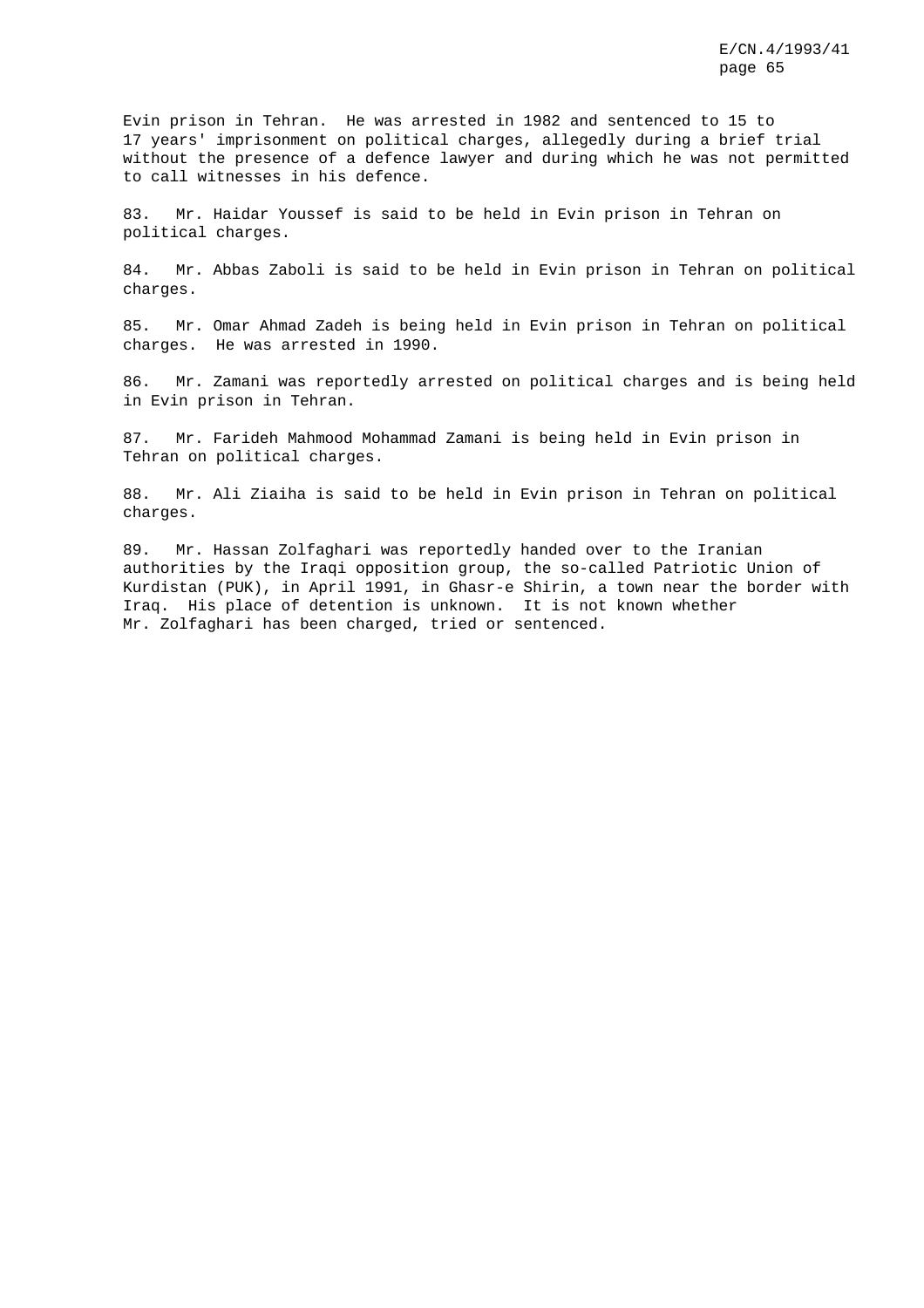Evin prison in Tehran. He was arrested in 1982 and sentenced to 15 to 17 years' imprisonment on political charges, allegedly during a brief trial without the presence of a defence lawyer and during which he was not permitted to call witnesses in his defence.

83. Mr. Haidar Youssef is said to be held in Evin prison in Tehran on political charges.

84. Mr. Abbas Zaboli is said to be held in Evin prison in Tehran on political charges.

85. Mr. Omar Ahmad Zadeh is being held in Evin prison in Tehran on political charges. He was arrested in 1990.

86. Mr. Zamani was reportedly arrested on political charges and is being held in Evin prison in Tehran.

87. Mr. Farideh Mahmood Mohammad Zamani is being held in Evin prison in Tehran on political charges.

88. Mr. Ali Ziaiha is said to be held in Evin prison in Tehran on political charges.

89. Mr. Hassan Zolfaghari was reportedly handed over to the Iranian authorities by the Iraqi opposition group, the so-called Patriotic Union of Kurdistan (PUK), in April 1991, in Ghasr-e Shirin, a town near the border with Iraq. His place of detention is unknown. It is not known whether Mr. Zolfaghari has been charged, tried or sentenced.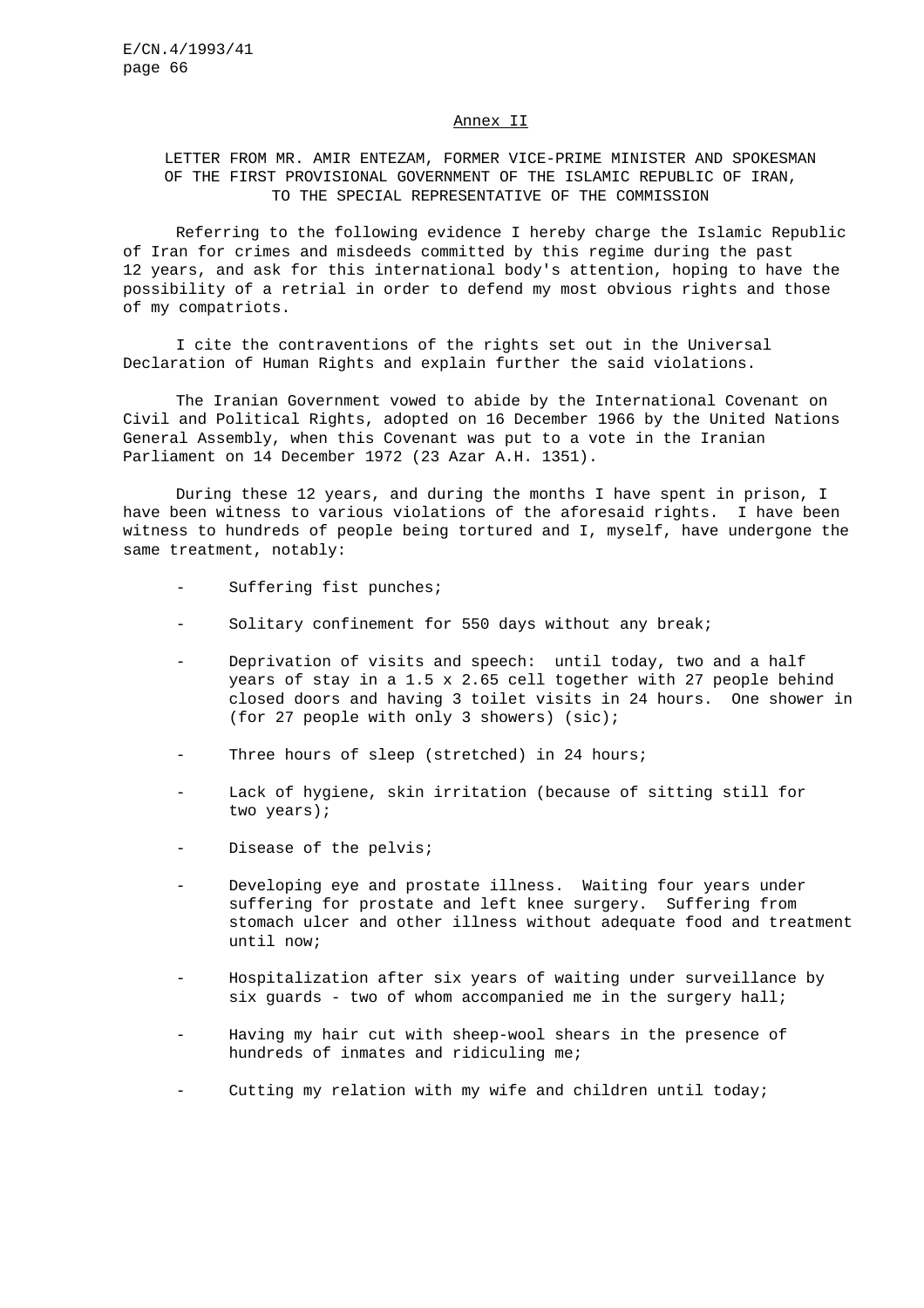## Annex II

### LETTER FROM MR. AMIR ENTEZAM, FORMER VICE-PRIME MINISTER AND SPOKESMAN OF THE FIRST PROVISIONAL GOVERNMENT OF THE ISLAMIC REPUBLIC OF IRAN, TO THE SPECIAL REPRESENTATIVE OF THE COMMISSION

Referring to the following evidence I hereby charge the Islamic Republic of Iran for crimes and misdeeds committed by this regime during the past 12 years, and ask for this international body's attention, hoping to have the possibility of a retrial in order to defend my most obvious rights and those of my compatriots.

I cite the contraventions of the rights set out in the Universal Declaration of Human Rights and explain further the said violations.

The Iranian Government vowed to abide by the International Covenant on Civil and Political Rights, adopted on 16 December 1966 by the United Nations General Assembly, when this Covenant was put to a vote in the Iranian Parliament on 14 December 1972 (23 Azar A.H. 1351).

During these 12 years, and during the months I have spent in prison, I have been witness to various violations of the aforesaid rights. I have been witness to hundreds of people being tortured and I, myself, have undergone the same treatment, notably:

- Suffering fist punches;
- Solitary confinement for 550 days without any break;
- Deprivation of visits and speech: until today, two and a half years of stay in a 1.5 x 2.65 cell together with 27 people behind closed doors and having 3 toilet visits in 24 hours. One shower in (for 27 people with only 3 showers) (sic);
- Three hours of sleep (stretched) in 24 hours;
- Lack of hygiene, skin irritation (because of sitting still for two years);
- Disease of the pelvis;
- Developing eye and prostate illness. Waiting four years under suffering for prostate and left knee surgery. Suffering from stomach ulcer and other illness without adequate food and treatment until now;
- Hospitalization after six years of waiting under surveillance by six guards - two of whom accompanied me in the surgery hall;
- Having my hair cut with sheep-wool shears in the presence of hundreds of inmates and ridiculing me;
- Cutting my relation with my wife and children until today;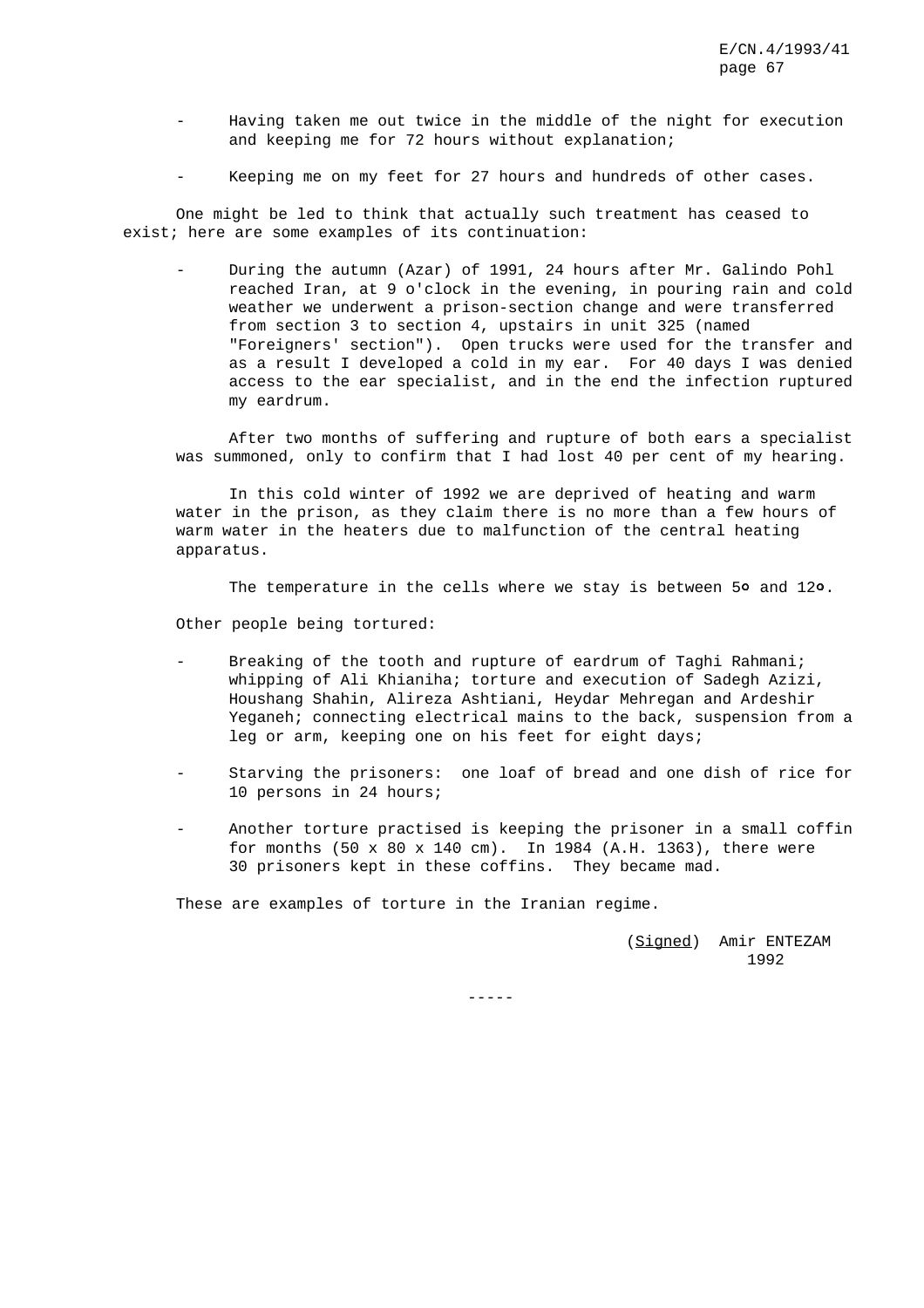- Having taken me out twice in the middle of the night for execution and keeping me for 72 hours without explanation;

- Keeping me on my feet for 27 hours and hundreds of other cases.

One might be led to think that actually such treatment has ceased to exist; here are some examples of its continuation:

- During the autumn (Azar) of 1991, 24 hours after Mr. Galindo Pohl reached Iran, at 9 o'clock in the evening, in pouring rain and cold weather we underwent a prison-section change and were transferred from section 3 to section 4, upstairs in unit 325 (named "Foreigners' section"). Open trucks were used for the transfer and as a result I developed a cold in my ear. For 40 days I was denied access to the ear specialist, and in the end the infection ruptured my eardrum.

  After two months of suffering and rupture of both ears a specialist was summoned, only to confirm that I had lost 40 per cent of my hearing.

  In this cold winter of 1992 we are deprived of heating and warm water in the prison, as they claim there is no more than a few hours of warm water in the heaters due to malfunction of the central heating apparatus.

  The temperature in the cells where we stay is between 5° and 12°.

Other people being tortured:

- Breaking of the tooth and rupture of eardrum of Taghi Rahmani; whipping of Ali Khianiha; torture and execution of Sadegh Azizi, Houshang Shahin, Alireza Ashtiani, Heydar Mehregan and Ardeshir Yeganeh; connecting electrical mains to the back, suspension from a leg or arm, keeping one on his feet for eight days;

- Starving the prisoners: one loaf of bread and one dish of rice for 10 persons in 24 hours;

- Another torture practised is keeping the prisoner in a small coffin for months (50 x 80 x 140 cm). In 1984 (A.H. 1363), there were 30 prisoners kept in these coffins. They became mad.

These are examples of torture in the Iranian regime.

(*Signed*) Amir ENTEZAM
1992

-----